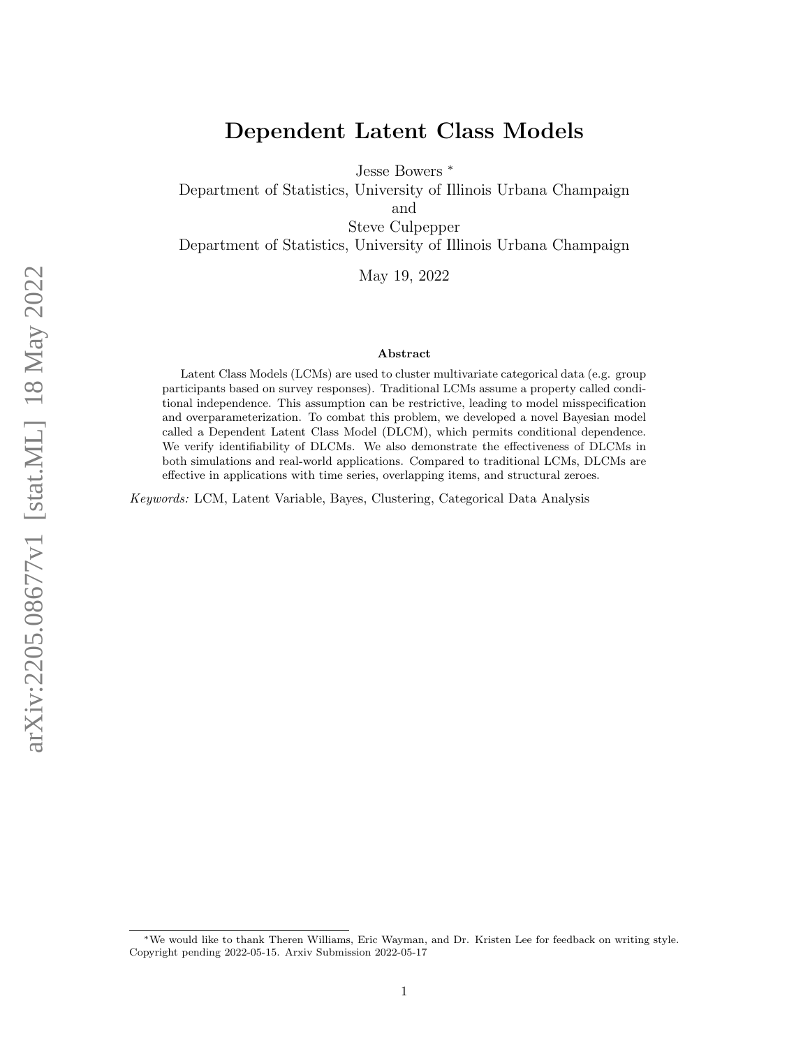# Dependent Latent Class Models

Jesse Bowers *

Department of Statistics, University of Illinois Urbana Champaign

and

Steve Culpepper

Department of Statistics, University of Illinois Urbana Champaign

May 19, 2022

### Abstract

Latent Class Models (LCMs) are used to cluster multivariate categorical data (e.g. group participants based on survey responses). Traditional LCMs assume a property called conditional independence. This assumption can be restrictive, leading to model misspecification and overparameterization. To combat this problem, we developed a novel Bayesian model called a Dependent Latent Class Model (DLCM), which permits conditional dependence. We verify identifiability of DLCMs. We also demonstrate the effectiveness of DLCMs in both simulations and real-world applications. Compared to traditional LCMs, DLCMs are effective in applications with time series, overlapping items, and structural zeroes.

*Keywords:* LCM, Latent Variable, Bayes, Clustering, Categorical Data Analysis

*We would like to thank Theren Williams, Eric Wayman, and Dr. Kristen Lee for feedback on writing style. Copyright pending 2022-05-15. Arxiv Submission 2022-05-17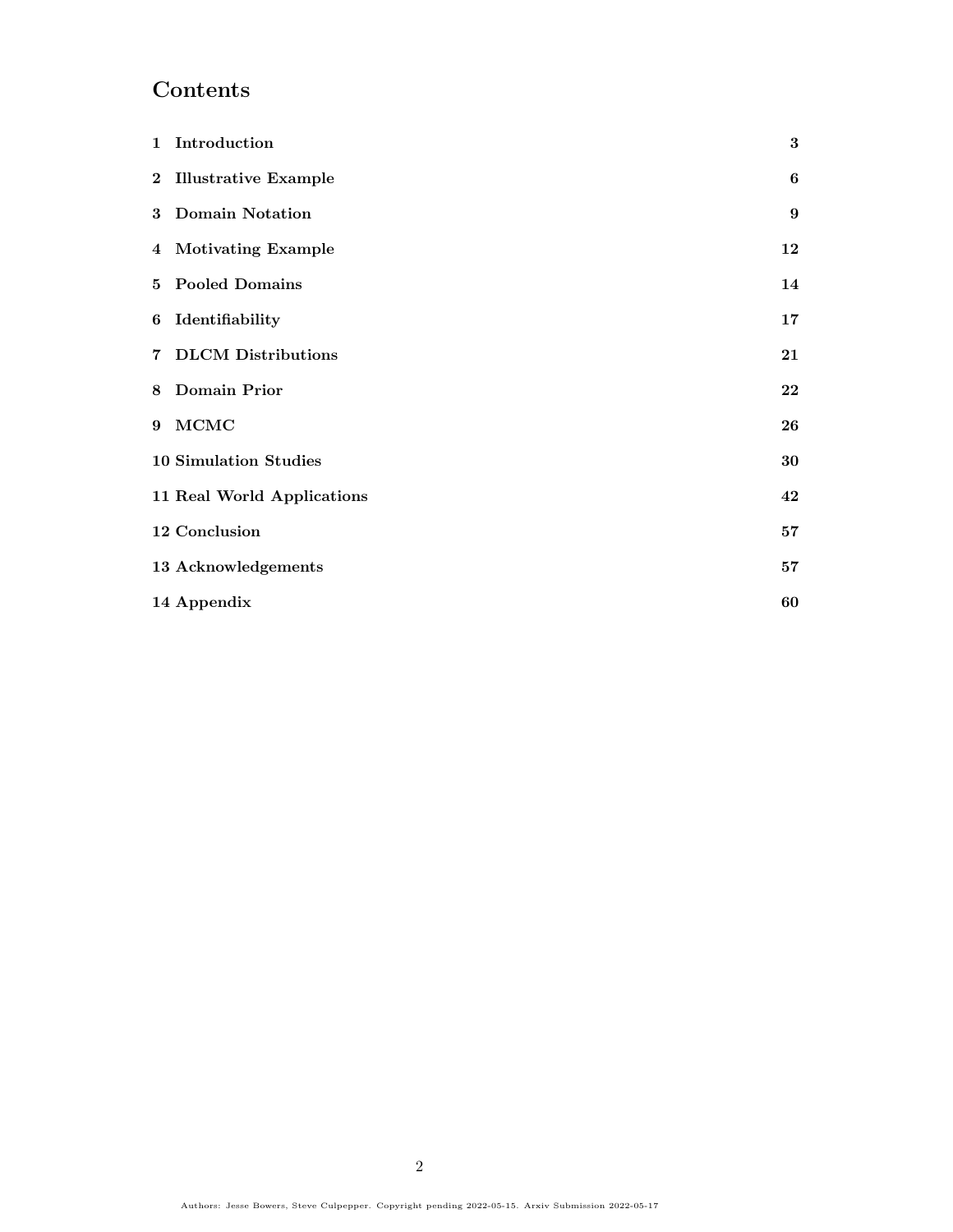# Contents

| | |
|---|---|
| **1 Introduction** | **3** |
| **2 Illustrative Example** | **6** |
| **3 Domain Notation** | **9** |
| **4 Motivating Example** | **12** |
| **5 Pooled Domains** | **14** |
| **6 Identifiability** | **17** |
| **7 DLCM Distributions** | **21** |
| **8 Domain Prior** | **22** |
| **9 MCMC** | **26** |
| **10 Simulation Studies** | **30** |
| **11 Real World Applications** | **42** |
| **12 Conclusion** | **57** |
| **13 Acknowledgements** | **57** |
| **14 Appendix** | **60** |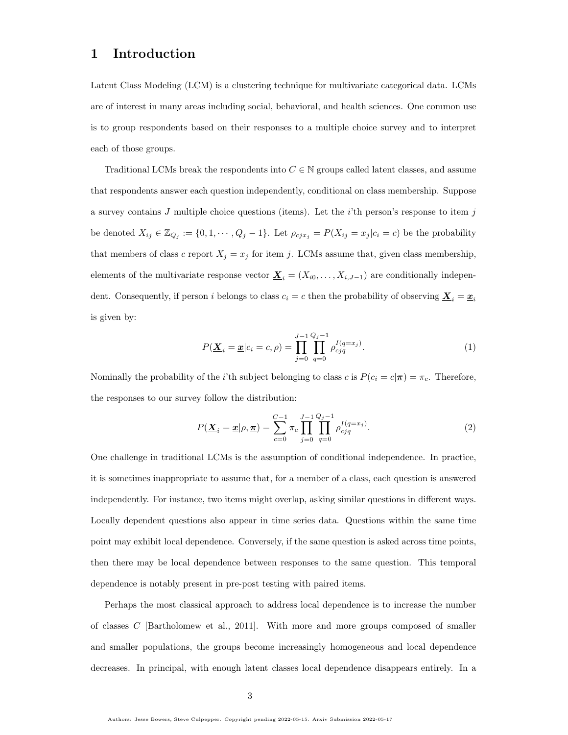# 1 Introduction

Latent Class Modeling (LCM) is a clustering technique for multivariate categorical data. LCMs are of interest in many areas including social, behavioral, and health sciences. One common use is to group respondents based on their responses to a multiple choice survey and to interpret each of those groups.

Traditional LCMs break the respondents into $C \in \mathbb{N}$ groups called latent classes, and assume that respondents answer each question independently, conditional on class membership. Suppose a survey contains $J$ multiple choice questions (items). Let the $i$'th person's response to item $j$ be denoted $X_{ij} \in \mathbb{Z}_{Q_j} := \{0, 1, \cdots, Q_j - 1\}$. Let $\rho_{cjx_j} = P(X_{ij} = x_j | c_i = c)$ be the probability that members of class $c$ report $X_j = x_j$ for item $j$. LCMs assume that, given class membership, elements of the multivariate response vector $\underline{\boldsymbol{X}}_i = (X_{i0}, \ldots, X_{i,J-1})$ are conditionally independent. Consequently, if person $i$ belongs to class $c_i = c$ then the probability of observing $\underline{\boldsymbol{X}}_i = \underline{\boldsymbol{x}}_i$ is given by:

$$P(\underline{\boldsymbol{X}}_i = \underline{\boldsymbol{x}} | c_i = c, \rho) = \prod_{j=0}^{J-1} \prod_{q=0}^{Q_j-1} \rho_{cjq}^{I(q=x_j)}. \tag{1}$$

Nominally the probability of the $i$'th subject belonging to class $c$ is $P(c_i = c | \underline{\boldsymbol{\pi}}) = \pi_c$. Therefore, the responses to our survey follow the distribution:

$$P(\underline{\boldsymbol{X}}_i = \underline{\boldsymbol{x}} | \rho, \underline{\boldsymbol{\pi}}) = \sum_{c=0}^{C-1} \pi_c \prod_{j=0}^{J-1} \prod_{q=0}^{Q_j-1} \rho_{cjq}^{I(q=x_j)}. \tag{2}$$

One challenge in traditional LCMs is the assumption of conditional independence. In practice, it is sometimes inappropriate to assume that, for a member of a class, each question is answered independently. For instance, two items might overlap, asking similar questions in different ways. Locally dependent questions also appear in time series data. Questions within the same time point may exhibit local dependence. Conversely, if the same question is asked across time points, then there may be local dependence between responses to the same question. This temporal dependence is notably present in pre-post testing with paired items.

Perhaps the most classical approach to address local dependence is to increase the number of classes $C$ [Bartholomew et al., 2011]. With more and more groups composed of smaller and smaller populations, the groups become increasingly homogeneous and local dependence decreases. In principal, with enough latent classes local dependence disappears entirely. In a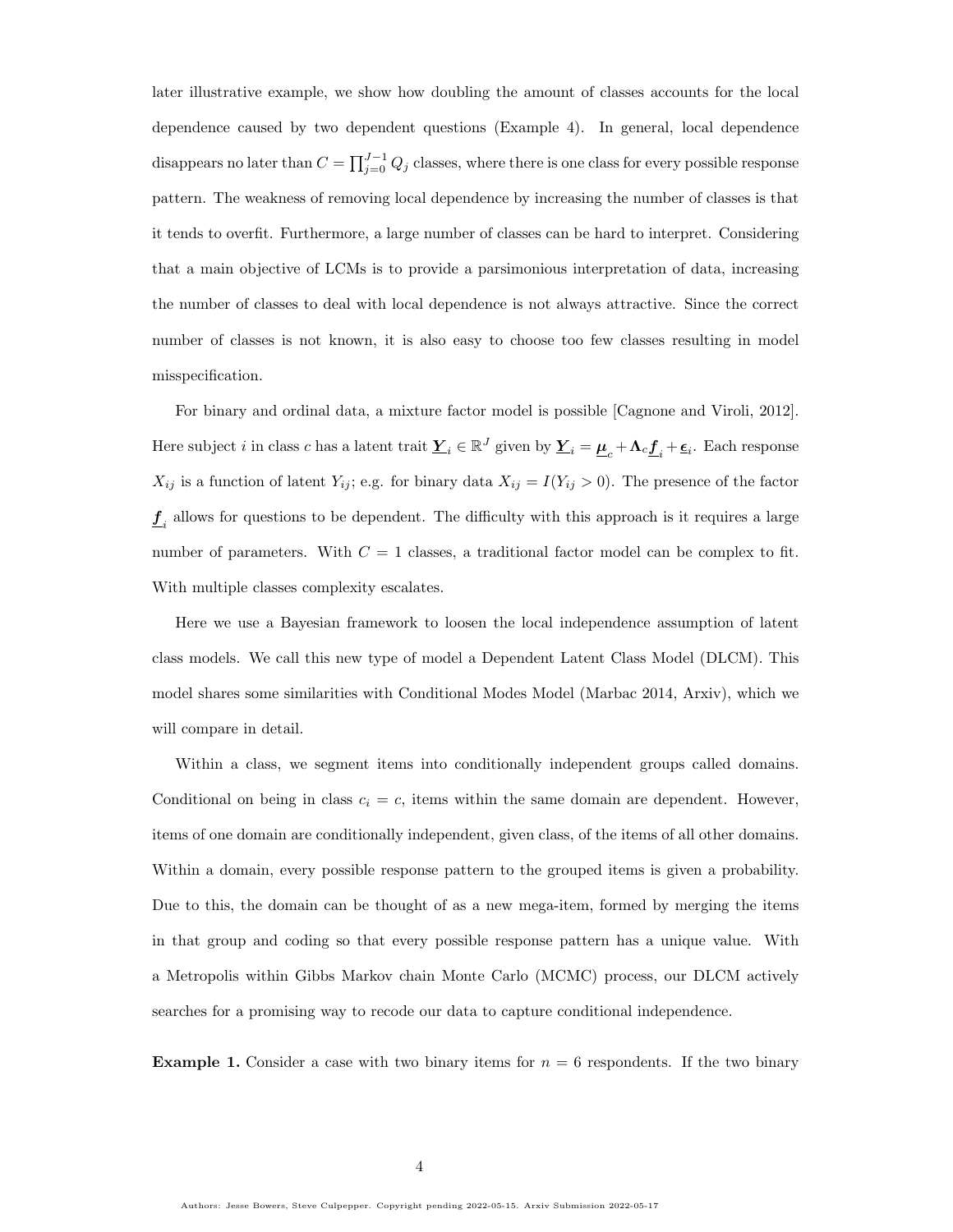later illustrative example, we show how doubling the amount of classes accounts for the local dependence caused by two dependent questions (Example 4). In general, local dependence disappears no later than $C = \prod_{j=0}^{J-1} Q_j$ classes, where there is one class for every possible response pattern. The weakness of removing local dependence by increasing the number of classes is that it tends to overfit. Furthermore, a large number of classes can be hard to interpret. Considering that a main objective of LCMs is to provide a parsimonious interpretation of data, increasing the number of classes to deal with local dependence is not always attractive. Since the correct number of classes is not known, it is also easy to choose too few classes resulting in model misspecification.

For binary and ordinal data, a mixture factor model is possible [Cagnone and Viroli, 2012]. Here subject $i$ in class $c$ has a latent trait $\underline{\boldsymbol{Y}}_i \in \mathbb{R}^J$ given by $\underline{\boldsymbol{Y}}_i = \underline{\boldsymbol{\mu}}_c + \boldsymbol{\Lambda}_c \underline{\boldsymbol{f}}_i + \underline{\boldsymbol{\epsilon}}_i$. Each response $X_{ij}$ is a function of latent $Y_{ij}$; e.g. for binary data $X_{ij} = I(Y_{ij} > 0)$. The presence of the factor $\underline{\boldsymbol{f}}_i$ allows for questions to be dependent. The difficulty with this approach is it requires a large number of parameters. With $C = 1$ classes, a traditional factor model can be complex to fit. With multiple classes complexity escalates.

Here we use a Bayesian framework to loosen the local independence assumption of latent class models. We call this new type of model a Dependent Latent Class Model (DLCM). This model shares some similarities with Conditional Modes Model (Marbac 2014, Arxiv), which we will compare in detail.

Within a class, we segment items into conditionally independent groups called domains. Conditional on being in class $c_i = c$, items within the same domain are dependent. However, items of one domain are conditionally independent, given class, of the items of all other domains. Within a domain, every possible response pattern to the grouped items is given a probability. Due to this, the domain can be thought of as a new mega-item, formed by merging the items in that group and coding so that every possible response pattern has a unique value. With a Metropolis within Gibbs Markov chain Monte Carlo (MCMC) process, our DLCM actively searches for a promising way to recode our data to capture conditional independence.

**Example 1.** Consider a case with two binary items for $n = 6$ respondents. If the two binary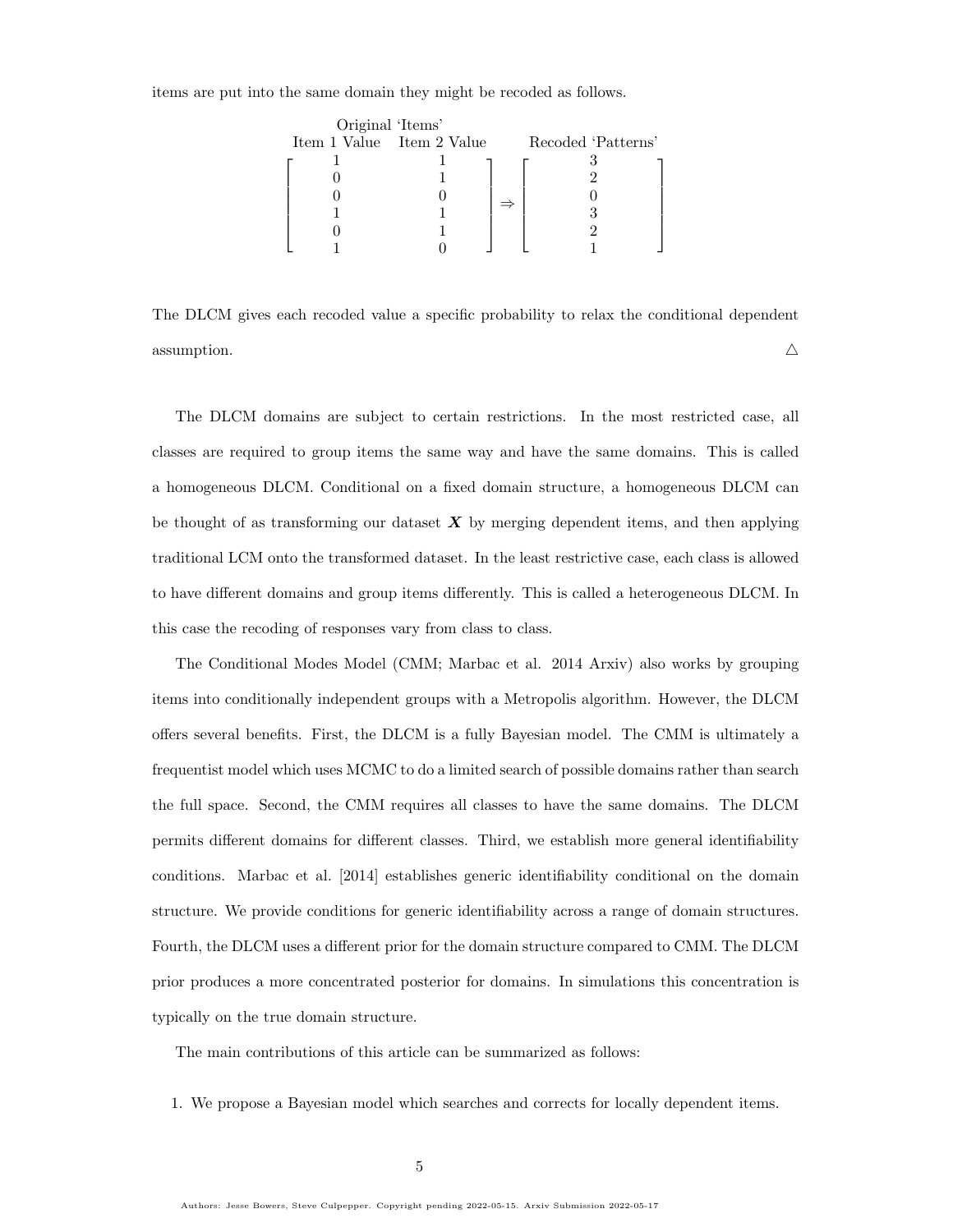items are put into the same domain they might be recoded as follows.

$$
\begin{array}{cc}
\multicolumn{2}{c}{\text{Original 'Items'}} \\
\text{Item 1 Value} & \text{Item 2 Value}
\end{array}
\qquad
\begin{array}{c}
\\
\text{Recoded 'Patterns'}
\end{array}
$$

$$
\begin{bmatrix}
1 & 1 \\
0 & 1 \\
0 & 0 \\
1 & 1 \\
0 & 1 \\
1 & 0
\end{bmatrix}
\Rightarrow
\begin{bmatrix}
3 \\
2 \\
0 \\
3 \\
2 \\
1
\end{bmatrix}
$$

The DLCM gives each recoded value a specific probability to relax the conditional dependent assumption. △

The DLCM domains are subject to certain restrictions. In the most restricted case, all classes are required to group items the same way and have the same domains. This is called a homogeneous DLCM. Conditional on a fixed domain structure, a homogeneous DLCM can be thought of as transforming our dataset $\boldsymbol{X}$ by merging dependent items, and then applying traditional LCM onto the transformed dataset. In the least restrictive case, each class is allowed to have different domains and group items differently. This is called a heterogeneous DLCM. In this case the recoding of responses vary from class to class.

The Conditional Modes Model (CMM; Marbac et al. 2014 Arxiv) also works by grouping items into conditionally independent groups with a Metropolis algorithm. However, the DLCM offers several benefits. First, the DLCM is a fully Bayesian model. The CMM is ultimately a frequentist model which uses MCMC to do a limited search of possible domains rather than search the full space. Second, the CMM requires all classes to have the same domains. The DLCM permits different domains for different classes. Third, we establish more general identifiability conditions. Marbac et al. [2014] establishes generic identifiability conditional on the domain structure. We provide conditions for generic identifiability across a range of domain structures. Fourth, the DLCM uses a different prior for the domain structure compared to CMM. The DLCM prior produces a more concentrated posterior for domains. In simulations this concentration is typically on the true domain structure.

The main contributions of this article can be summarized as follows:

1. We propose a Bayesian model which searches and corrects for locally dependent items.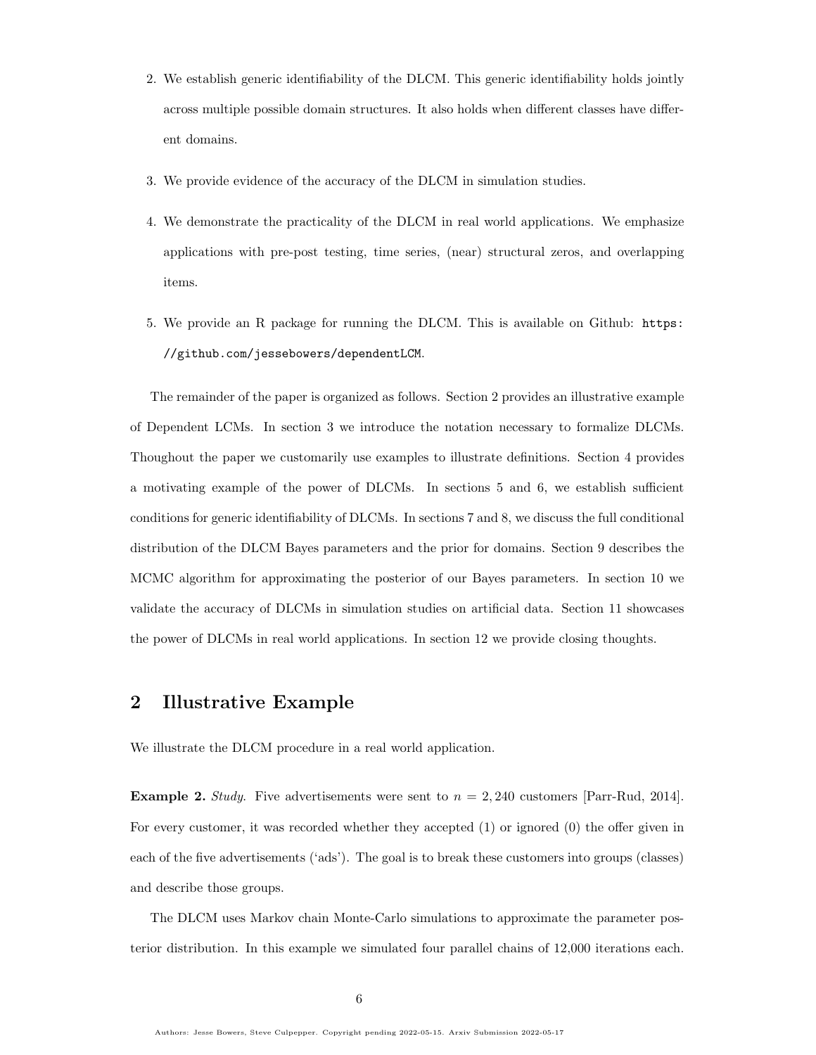2. We establish generic identifiability of the DLCM. This generic identifiability holds jointly across multiple possible domain structures. It also holds when different classes have different domains.
3. We provide evidence of the accuracy of the DLCM in simulation studies.
4. We demonstrate the practicality of the DLCM in real world applications. We emphasize applications with pre-post testing, time series, (near) structural zeros, and overlapping items.
5. We provide an R package for running the DLCM. This is available on Github: `https://github.com/jessebowers/dependentLCM`.

The remainder of the paper is organized as follows. Section 2 provides an illustrative example of Dependent LCMs. In section 3 we introduce the notation necessary to formalize DLCMs. Thoughout the paper we customarily use examples to illustrate definitions. Section 4 provides a motivating example of the power of DLCMs. In sections 5 and 6, we establish sufficient conditions for generic identifiability of DLCMs. In sections 7 and 8, we discuss the full conditional distribution of the DLCM Bayes parameters and the prior for domains. Section 9 describes the MCMC algorithm for approximating the posterior of our Bayes parameters. In section 10 we validate the accuracy of DLCMs in simulation studies on artificial data. Section 11 showcases the power of DLCMs in real world applications. In section 12 we provide closing thoughts.

## 2 Illustrative Example

We illustrate the DLCM procedure in a real world application.

**Example 2.** *Study*. Five advertisements were sent to $n = 2,240$ customers [Parr-Rud, 2014]. For every customer, it was recorded whether they accepted (1) or ignored (0) the offer given in each of the five advertisements ('ads'). The goal is to break these customers into groups (classes) and describe those groups.

The DLCM uses Markov chain Monte-Carlo simulations to approximate the parameter posterior distribution. In this example we simulated four parallel chains of 12,000 iterations each.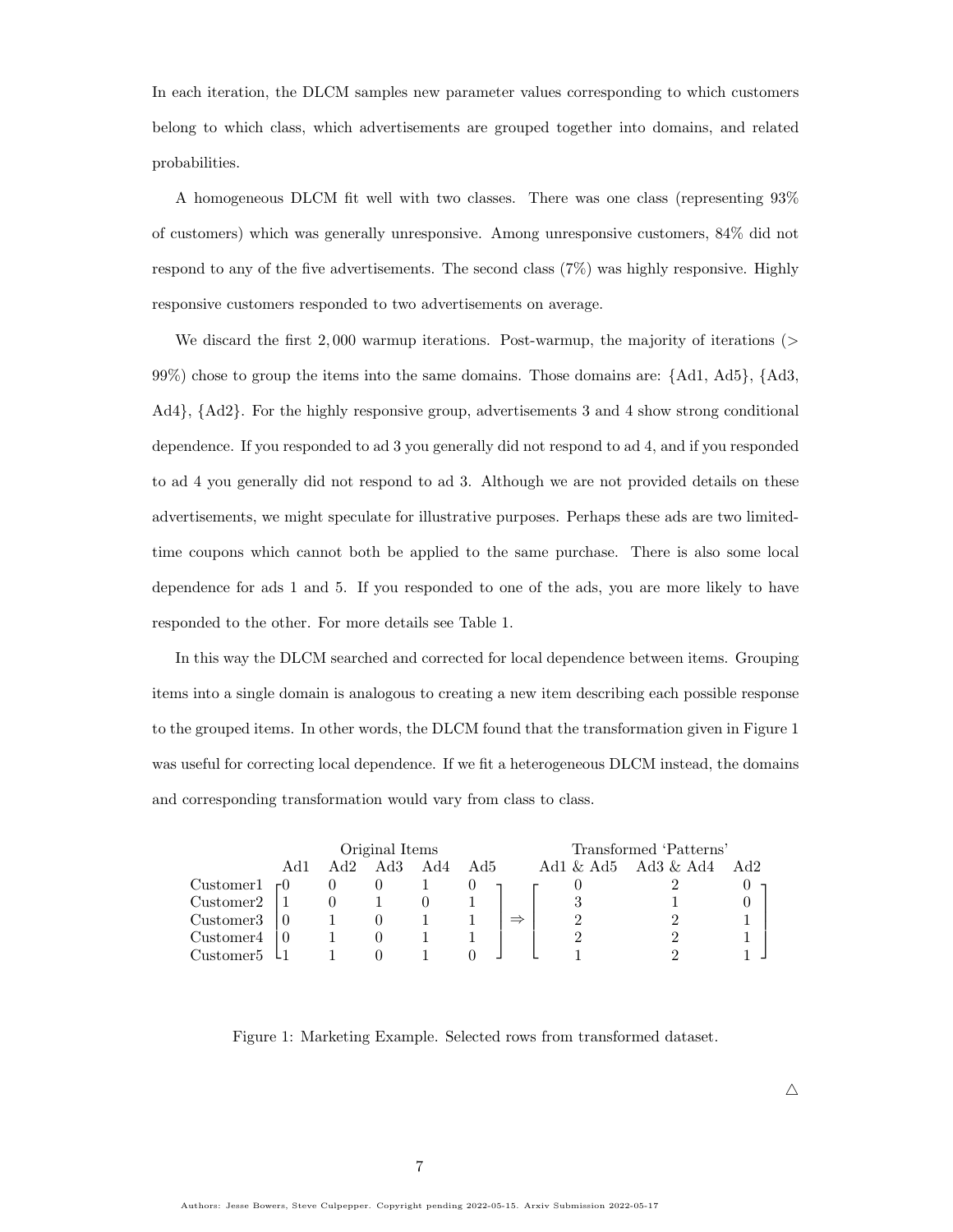In each iteration, the DLCM samples new parameter values corresponding to which customers belong to which class, which advertisements are grouped together into domains, and related probabilities.

A homogeneous DLCM fit well with two classes. There was one class (representing 93% of customers) which was generally unresponsive. Among unresponsive customers, 84% did not respond to any of the five advertisements. The second class (7%) was highly responsive. Highly responsive customers responded to two advertisements on average.

We discard the first 2,000 warmup iterations. Post-warmup, the majority of iterations (> 99%) chose to group the items into the same domains. Those domains are: {Ad1, Ad5}, {Ad3, Ad4}, {Ad2}. For the highly responsive group, advertisements 3 and 4 show strong conditional dependence. If you responded to ad 3 you generally did not respond to ad 4, and if you responded to ad 4 you generally did not respond to ad 3. Although we are not provided details on these advertisements, we might speculate for illustrative purposes. Perhaps these ads are two limited-time coupons which cannot both be applied to the same purchase. There is also some local dependence for ads 1 and 5. If you responded to one of the ads, you are more likely to have responded to the other. For more details see Table 1.

In this way the DLCM searched and corrected for local dependence between items. Grouping items into a single domain is analogous to creating a new item describing each possible response to the grouped items. In other words, the DLCM found that the transformation given in Figure 1 was useful for correcting local dependence. If we fit a heterogeneous DLCM instead, the domains and corresponding transformation would vary from class to class.

| | Original Items | | | | | | Transformed 'Patterns' | | |
|---|---|---|---|---|---|---|---|---|---|
| | Ad1 | Ad2 | Ad3 | Ad4 | Ad5 | | Ad1 & Ad5 | Ad3 & Ad4 | Ad2 |
| Customer1 | 0 | 0 | 0 | 1 | 0 | | 0 | 2 | 0 |
| Customer2 | 1 | 0 | 1 | 0 | 1 | | 3 | 1 | 0 |
| Customer3 | 0 | 1 | 0 | 1 | 1 | ⇒ | 2 | 2 | 1 |
| Customer4 | 0 | 1 | 0 | 1 | 1 | | 2 | 2 | 1 |
| Customer5 | 1 | 1 | 0 | 1 | 0 | | 1 | 2 | 1 |

Figure 1: Marketing Example. Selected rows from transformed dataset.

△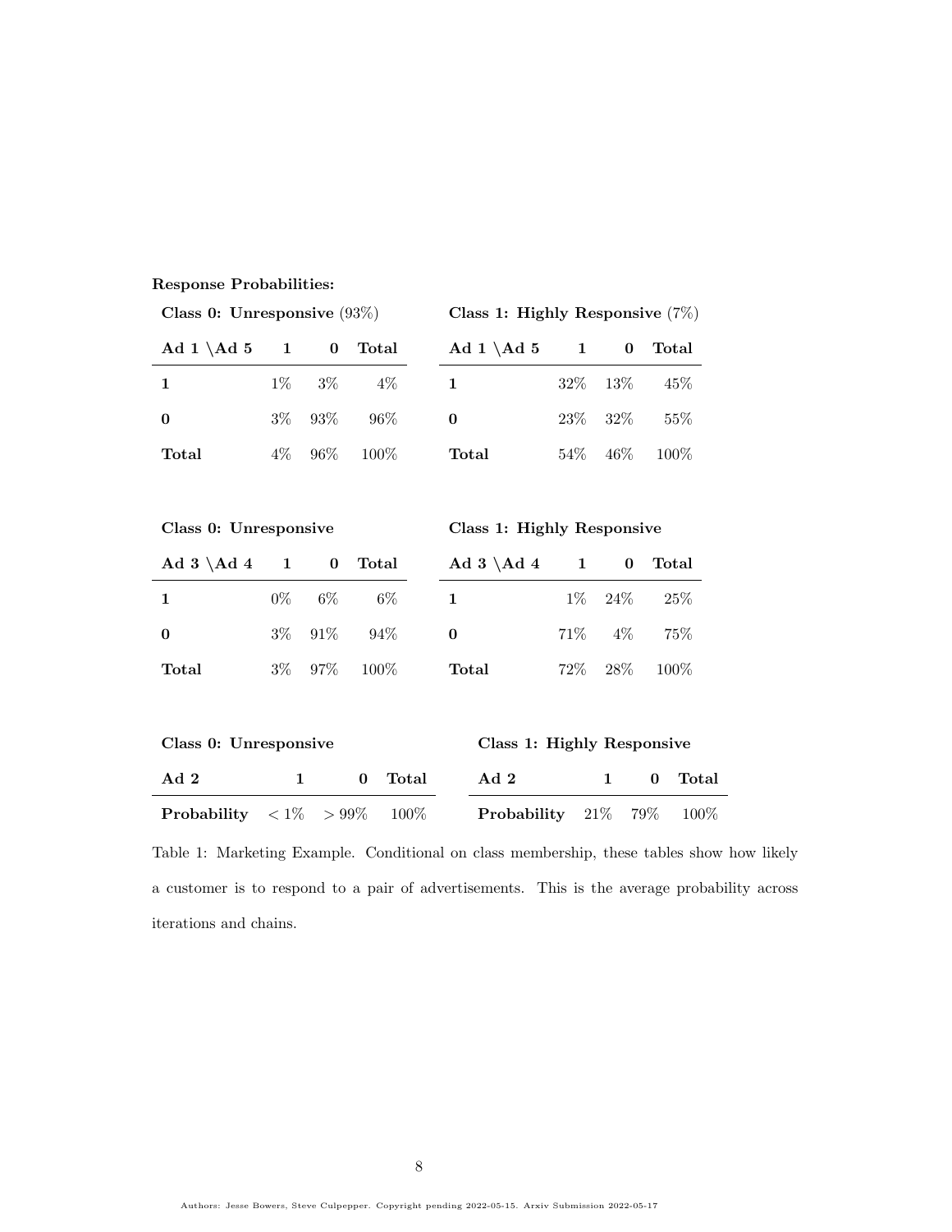**Response Probabilities:**

**Class 0: Unresponsive** (93%)

| **Ad 1 \Ad 5** | **1** | **0** | **Total** |
|---|---|---|---|
| **1** | 1% | 3% | 4% |
| **0** | 3% | 93% | 96% |
| **Total** | 4% | 96% | 100% |

**Class 1: Highly Responsive** (7%)

| **Ad 1 \Ad 5** | **1** | **0** | **Total** |
|---|---|---|---|
| **1** | 32% | 13% | 45% |
| **0** | 23% | 32% | 55% |
| **Total** | 54% | 46% | 100% |

**Class 0: Unresponsive**

| **Ad 3 \Ad 4** | **1** | **0** | **Total** |
|---|---|---|---|
| **1** | 0% | 6% | 6% |
| **0** | 3% | 91% | 94% |
| **Total** | 3% | 97% | 100% |

**Class 1: Highly Responsive**

| **Ad 3 \Ad 4** | **1** | **0** | **Total** |
|---|---|---|---|
| **1** | 1% | 24% | 25% |
| **0** | 71% | 4% | 75% |
| **Total** | 72% | 28% | 100% |

**Class 0: Unresponsive**

| **Ad 2** | **1** | **0** | **Total** |
|---|---|---|---|
| **Probability** | $< 1\%$ | $> 99\%$ | 100% |

**Class 1: Highly Responsive**

| **Ad 2** | **1** | **0** | **Total** |
|---|---|---|---|
| **Probability** | 21% | 79% | 100% |

Table 1: Marketing Example. Conditional on class membership, these tables show how likely a customer is to respond to a pair of advertisements. This is the average probability across iterations and chains.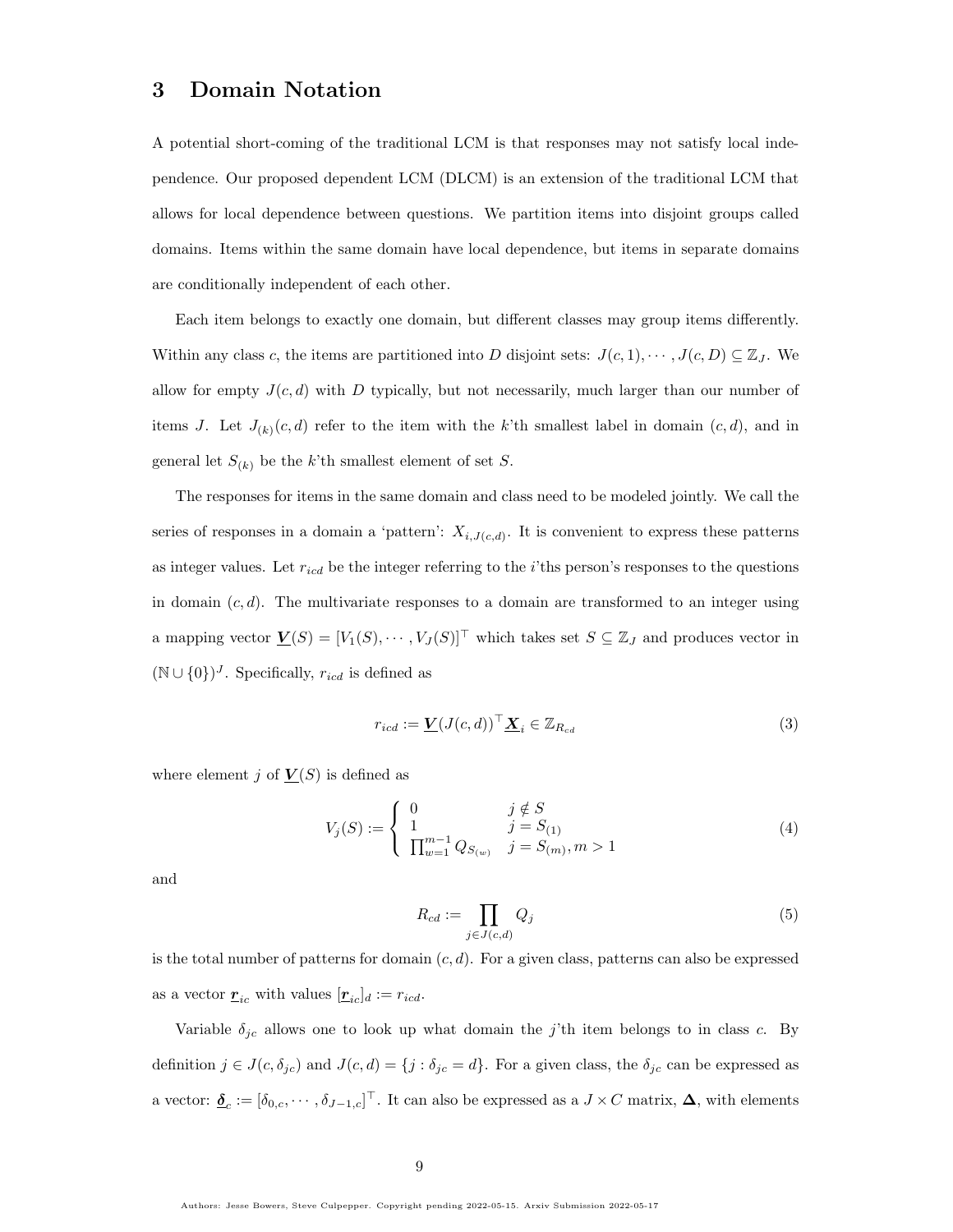# 3 Domain Notation

A potential short-coming of the traditional LCM is that responses may not satisfy local independence. Our proposed dependent LCM (DLCM) is an extension of the traditional LCM that allows for local dependence between questions. We partition items into disjoint groups called domains. Items within the same domain have local dependence, but items in separate domains are conditionally independent of each other.

Each item belongs to exactly one domain, but different classes may group items differently. Within any class $c$, the items are partitioned into $D$ disjoint sets: $J(c,1),\cdots,J(c,D) \subseteq \mathbb{Z}_J$. We allow for empty $J(c,d)$ with $D$ typically, but not necessarily, much larger than our number of items $J$. Let $J_{(k)}(c,d)$ refer to the item with the $k$'th smallest label in domain $(c,d)$, and in general let $S_{(k)}$ be the $k$'th smallest element of set $S$.

The responses for items in the same domain and class need to be modeled jointly. We call the series of responses in a domain a 'pattern': $X_{i,J(c,d)}$. It is convenient to express these patterns as integer values. Let $r_{icd}$ be the integer referring to the $i$'ths person's responses to the questions in domain $(c,d)$. The multivariate responses to a domain are transformed to an integer using a mapping vector $\underline{\boldsymbol{V}}(S) = [V_1(S),\cdots,V_J(S)]^\top$ which takes set $S \subseteq \mathbb{Z}_J$ and produces vector in $(\mathbb{N}\cup\{0\})^J$. Specifically, $r_{icd}$ is defined as

$$r_{icd} := \underline{\boldsymbol{V}}(J(c,d))^\top \underline{\boldsymbol{X}}_i \in \mathbb{Z}_{R_{cd}} \tag{3}$$

where element $j$ of $\underline{\boldsymbol{V}}(S)$ is defined as

$$V_j(S) := \begin{cases} 0 & j \notin S \\ 1 & j = S_{(1)} \\ \prod_{w=1}^{m-1} Q_{S_{(w)}} & j = S_{(m)}, m > 1 \end{cases} \tag{4}$$

and

$$R_{cd} := \prod_{j\in J(c,d)} Q_j \tag{5}$$

is the total number of patterns for domain $(c,d)$. For a given class, patterns can also be expressed as a vector $\underline{\boldsymbol{r}}_{ic}$ with values $[\underline{\boldsymbol{r}}_{ic}]_d := r_{icd}$.

Variable $\delta_{jc}$ allows one to look up what domain the $j$'th item belongs to in class $c$. By definition $j \in J(c,\delta_{jc})$ and $J(c,d) = \{j : \delta_{jc} = d\}$. For a given class, the $\delta_{jc}$ can be expressed as a vector: $\underline{\boldsymbol{\delta}}_c := [\delta_{0,c},\cdots,\delta_{J-1,c}]^\top$. It can also be expressed as a $J \times C$ matrix, $\boldsymbol{\Delta}$, with elements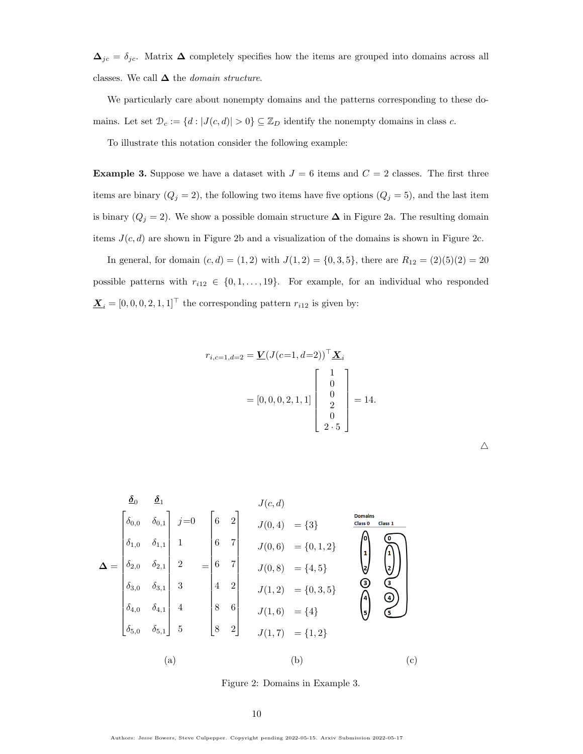$\boldsymbol{\Delta}_{jc} = \delta_{jc}$. Matrix $\boldsymbol{\Delta}$ completely specifies how the items are grouped into domains across all classes. We call $\boldsymbol{\Delta}$ the *domain structure*.

We particularly care about nonempty domains and the patterns corresponding to these domains. Let set $\mathcal{D}_c := \{d : |J(c,d)| > 0\} \subseteq \mathbb{Z}_D$ identify the nonempty domains in class $c$.

To illustrate this notation consider the following example:

**Example 3.** Suppose we have a dataset with $J = 6$ items and $C = 2$ classes. The first three items are binary ($Q_j = 2$), the following two items have five options ($Q_j = 5$), and the last item is binary ($Q_j = 2$). We show a possible domain structure $\boldsymbol{\Delta}$ in Figure 2a. The resulting domain items $J(c,d)$ are shown in Figure 2b and a visualization of the domains is shown in Figure 2c.

In general, for domain $(c,d) = (1,2)$ with $J(1,2) = \{0,3,5\}$, there are $R_{12} = (2)(5)(2) = 20$ possible patterns with $r_{i12} \in \{0,1,\ldots,19\}$. For example, for an individual who responded $\underline{\boldsymbol{X}}_i = [0,0,0,2,1,1]^\top$ the corresponding pattern $r_{i12}$ is given by:

$$
\begin{aligned}
r_{i,c=1,d=2} &= \underline{\boldsymbol{V}}(J(c{=}1,d{=}2))^\top \underline{\boldsymbol{X}}_i \\
&= [0,0,0,2,1,1] \begin{bmatrix} 1 \\ 0 \\ 0 \\ 2 \\ 0 \\ 2 \cdot 5 \end{bmatrix} = 14.
\end{aligned}
$$

△

$$
\boldsymbol{\Delta} = \overset{\underline{\boldsymbol{\delta}}_0 \quad \underline{\boldsymbol{\delta}}_1}{\begin{bmatrix} \delta_{0,0} & \delta_{0,1} \\ \delta_{1,0} & \delta_{1,1} \\ \delta_{2,0} & \delta_{2,1} \\ \delta_{3,0} & \delta_{3,1} \\ \delta_{4,0} & \delta_{4,1} \\ \delta_{5,0} & \delta_{5,1} \end{bmatrix}} \begin{matrix} j{=}0 \\ 1 \\ 2 \\ 3 \\ 4 \\ 5 \end{matrix} = \begin{bmatrix} 6 & 2 \\ 6 & 7 \\ 6 & 7 \\ 4 & 2 \\ 8 & 6 \\ 8 & 2 \end{bmatrix}
$$

(a)

$J(c,d)$

$J(0,4) = \{3\}$

$J(0,6) = \{0,1,2\}$

$J(0,8) = \{4,5\}$

$J(1,2) = \{0,3,5\}$

$J(1,6) = \{4\}$

$J(1,7) = \{1,2\}$

(b)

Domains: Class 0, Class 1

(c)

Figure 2: Domains in Example 3.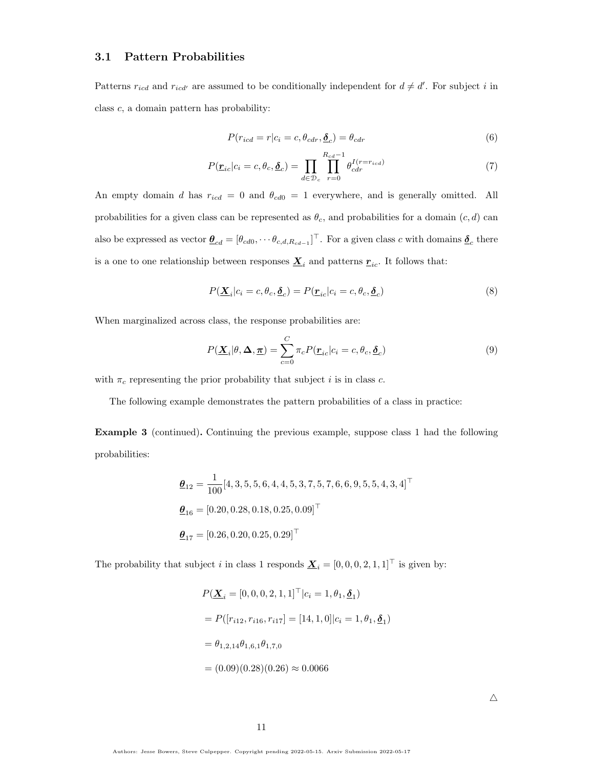### 3.1 Pattern Probabilities

Patterns $r_{icd}$ and $r_{icd'}$ are assumed to be conditionally independent for $d \neq d'$. For subject $i$ in class $c$, a domain pattern has probability:

$$P(r_{icd} = r | c_i = c, \theta_{cdr}, \underline{\boldsymbol{\delta}}_c) = \theta_{cdr} \tag{6}$$

$$P(\underline{\boldsymbol{r}}_{ic} | c_i = c, \theta_c, \underline{\boldsymbol{\delta}}_c) = \prod_{d \in \mathcal{D}_c} \prod_{r=0}^{R_{cd}-1} \theta_{cdr}^{I(r = r_{icd})} \tag{7}$$

An empty domain $d$ has $r_{icd} = 0$ and $\theta_{cd0} = 1$ everywhere, and is generally omitted. All probabilities for a given class can be represented as $\theta_c$, and probabilities for a domain $(c, d)$ can also be expressed as vector $\underline{\boldsymbol{\theta}}_{cd} = [\theta_{cd0}, \cdots \theta_{c,d,R_{cd}-1}]^\top$. For a given class $c$ with domains $\underline{\boldsymbol{\delta}}_c$ there is a one to one relationship between responses $\underline{\boldsymbol{X}}_i$ and patterns $\underline{\boldsymbol{r}}_{ic}$. It follows that:

$$P(\underline{\boldsymbol{X}}_i | c_i = c, \theta_c, \underline{\boldsymbol{\delta}}_c) = P(\underline{\boldsymbol{r}}_{ic} | c_i = c, \theta_c, \underline{\boldsymbol{\delta}}_c) \tag{8}$$

When marginalized across class, the response probabilities are:

$$P(\underline{\boldsymbol{X}}_i | \theta, \boldsymbol{\Delta}, \underline{\boldsymbol{\pi}}) = \sum_{c=0}^{C} \pi_c P(\underline{\boldsymbol{r}}_{ic} | c_i = c, \theta_c, \underline{\boldsymbol{\delta}}_c) \tag{9}$$

with $\pi_c$ representing the prior probability that subject $i$ is in class $c$.

The following example demonstrates the pattern probabilities of a class in practice:

**Example 3** (continued)**.** Continuing the previous example, suppose class 1 had the following probabilities:

$$\underline{\boldsymbol{\theta}}_{12} = \frac{1}{100}[4, 3, 5, 5, 6, 4, 4, 5, 3, 7, 5, 7, 6, 6, 9, 5, 5, 4, 3, 4]^\top$$

$$\underline{\boldsymbol{\theta}}_{16} = [0.20, 0.28, 0.18, 0.25, 0.09]^\top$$

$$\underline{\boldsymbol{\theta}}_{17} = [0.26, 0.20, 0.25, 0.29]^\top$$

The probability that subject $i$ in class 1 responds $\underline{\boldsymbol{X}}_i = [0, 0, 0, 2, 1, 1]^\top$ is given by:

$$P(\underline{\boldsymbol{X}}_i = [0, 0, 0, 2, 1, 1]^\top | c_i = 1, \theta_1, \underline{\boldsymbol{\delta}}_1)$$

$$= P([r_{i12}, r_{i16}, r_{i17}] = [14, 1, 0] | c_i = 1, \theta_1, \underline{\boldsymbol{\delta}}_1)$$

$$= \theta_{1,2,14} \theta_{1,6,1} \theta_{1,7,0}$$

$$= (0.09)(0.28)(0.26) \approx 0.0066$$

△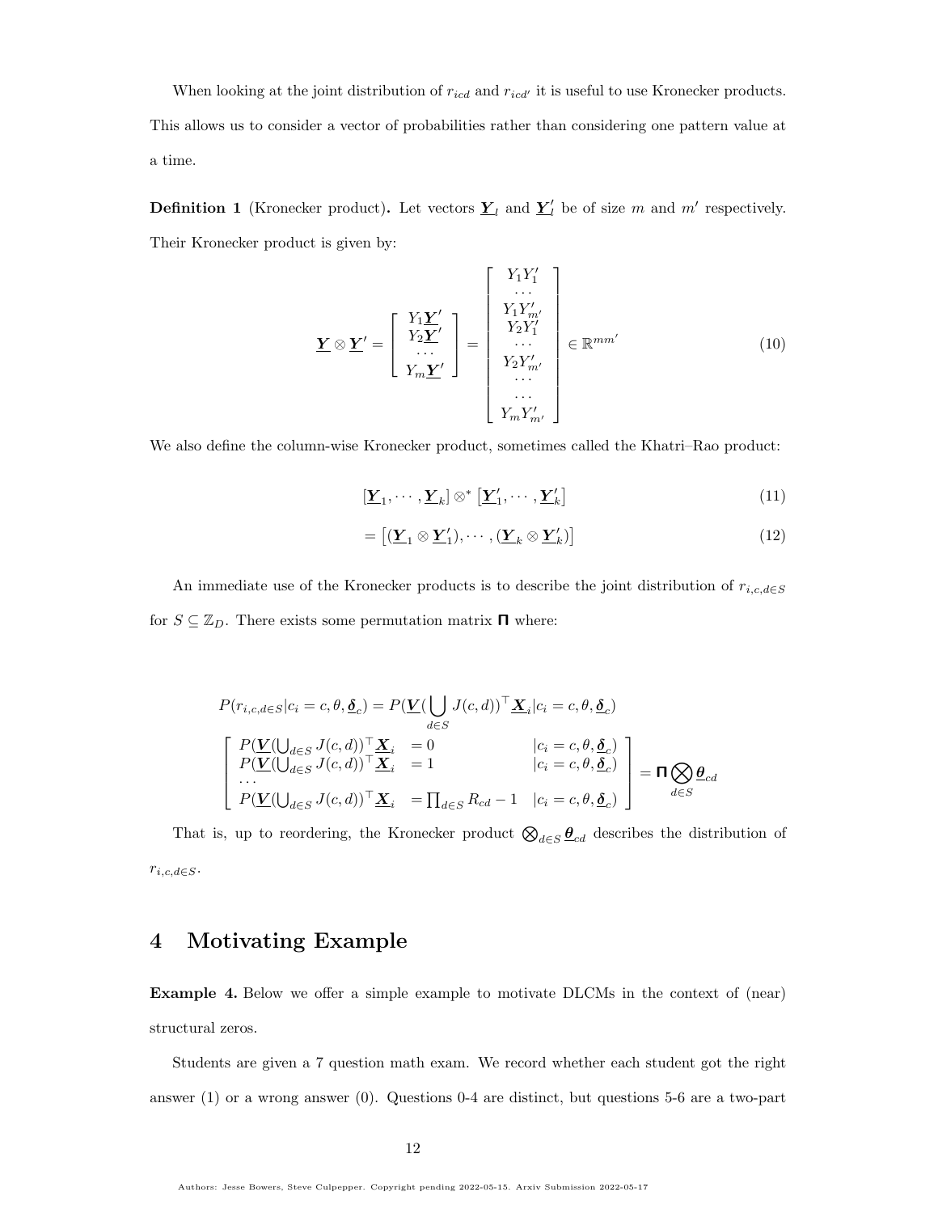When looking at the joint distribution of $r_{icd}$ and $r_{icd'}$ it is useful to use Kronecker products. This allows us to consider a vector of probabilities rather than considering one pattern value at a time.

**Definition 1** (Kronecker product)**.** Let vectors $\underline{\boldsymbol{Y}}_l$ and $\underline{\boldsymbol{Y}}'_l$ be of size $m$ and $m'$ respectively. Their Kronecker product is given by:

$$
\underline{\boldsymbol{Y}} \otimes \underline{\boldsymbol{Y}}' = \begin{bmatrix} Y_1 \underline{\boldsymbol{Y}}' \\ Y_2 \underline{\boldsymbol{Y}}' \\ \cdots \\ Y_m \underline{\boldsymbol{Y}}' \end{bmatrix} = \begin{bmatrix} Y_1 Y_1' \\ \cdots \\ Y_1 Y_{m'}' \\ Y_2 Y_1' \\ \cdots \\ Y_2 Y_{m'}' \\ \cdots \\ \cdots \\ Y_m Y_{m'}' \end{bmatrix} \in \mathbb{R}^{mm'} \tag{10}
$$

We also define the column-wise Kronecker product, sometimes called the Khatri–Rao product:

$$
[\underline{\boldsymbol{Y}}_1, \cdots, \underline{\boldsymbol{Y}}_k] \otimes^* [\underline{\boldsymbol{Y}}_1', \cdots, \underline{\boldsymbol{Y}}_k'] \tag{11}
$$

$$
= [(\underline{\boldsymbol{Y}}_1 \otimes \underline{\boldsymbol{Y}}_1'), \cdots, (\underline{\boldsymbol{Y}}_k \otimes \underline{\boldsymbol{Y}}_k')] \tag{12}
$$

An immediate use of the Kronecker products is to describe the joint distribution of $r_{i,c,d \in S}$ for $S \subseteq \mathbb{Z}_D$. There exists some permutation matrix $\boldsymbol{\Pi}$ where:

$$
P(r_{i,c,d\in S} | c_i = c, \theta, \underline{\boldsymbol{\delta}}_c) = P(\underline{\boldsymbol{V}}(\bigcup_{d \in S} J(c,d))^\top \underline{\boldsymbol{X}}_i | c_i = c, \theta, \underline{\boldsymbol{\delta}}_c)
$$

$$
\begin{bmatrix} P(\underline{\boldsymbol{V}}(\bigcup_{d\in S} J(c,d))^\top \underline{\boldsymbol{X}}_i & = 0 & | c_i = c, \theta, \underline{\boldsymbol{\delta}}_c) \\ P(\underline{\boldsymbol{V}}(\bigcup_{d\in S} J(c,d))^\top \underline{\boldsymbol{X}}_i & = 1 & | c_i = c, \theta, \underline{\boldsymbol{\delta}}_c) \\ \cdots & & \\ P(\underline{\boldsymbol{V}}(\bigcup_{d\in S} J(c,d))^\top \underline{\boldsymbol{X}}_i & = \prod_{d\in S} R_{cd} - 1 & | c_i = c, \theta, \underline{\boldsymbol{\delta}}_c) \end{bmatrix} = \boldsymbol{\Pi} \bigotimes_{d \in S} \underline{\boldsymbol{\theta}}_{cd}
$$

That is, up to reordering, the Kronecker product $\bigotimes_{d\in S} \underline{\boldsymbol{\theta}}_{cd}$ describes the distribution of $r_{i,c,d\in S}$.

# 4 Motivating Example

**Example 4.** Below we offer a simple example to motivate DLCMs in the context of (near) structural zeros.

Students are given a 7 question math exam. We record whether each student got the right answer (1) or a wrong answer (0). Questions 0-4 are distinct, but questions 5-6 are a two-part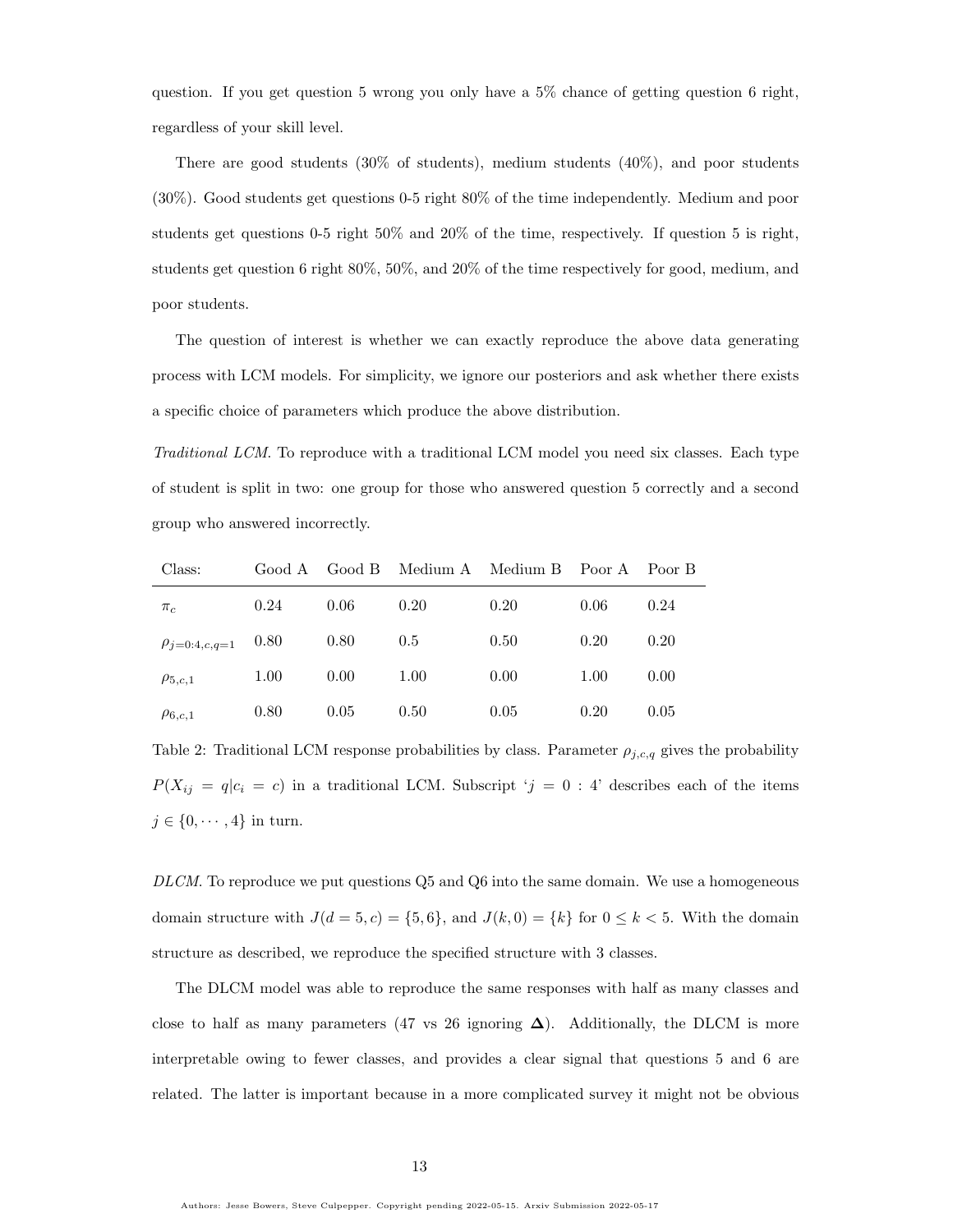question. If you get question 5 wrong you only have a 5% chance of getting question 6 right, regardless of your skill level.

There are good students (30% of students), medium students (40%), and poor students (30%). Good students get questions 0-5 right 80% of the time independently. Medium and poor students get questions 0-5 right 50% and 20% of the time, respectively. If question 5 is right, students get question 6 right 80%, 50%, and 20% of the time respectively for good, medium, and poor students.

The question of interest is whether we can exactly reproduce the above data generating process with LCM models. For simplicity, we ignore our posteriors and ask whether there exists a specific choice of parameters which produce the above distribution.

*Traditional LCM.* To reproduce with a traditional LCM model you need six classes. Each type of student is split in two: one group for those who answered question 5 correctly and a second group who answered incorrectly.

| Class: | Good A | Good B | Medium A | Medium B | Poor A | Poor B |
|---|---|---|---|---|---|---|
| $\pi_c$ | 0.24 | 0.06 | 0.20 | 0.20 | 0.06 | 0.24 |
| $\rho_{j=0:4,c,q=1}$ | 0.80 | 0.80 | 0.5 | 0.50 | 0.20 | 0.20 |
| $\rho_{5,c,1}$ | 1.00 | 0.00 | 1.00 | 0.00 | 1.00 | 0.00 |
| $\rho_{6,c,1}$ | 0.80 | 0.05 | 0.50 | 0.05 | 0.20 | 0.05 |

Table 2: Traditional LCM response probabilities by class. Parameter $\rho_{j,c,q}$ gives the probability $P(X_{ij} = q|c_i = c)$ in a traditional LCM. Subscript '$j = 0 : 4$' describes each of the items $j \in \{0, \cdots, 4\}$ in turn.

*DLCM.* To reproduce we put questions Q5 and Q6 into the same domain. We use a homogeneous domain structure with $J(d = 5, c) = \{5, 6\}$, and $J(k, 0) = \{k\}$ for $0 \leq k < 5$. With the domain structure as described, we reproduce the specified structure with 3 classes.

The DLCM model was able to reproduce the same responses with half as many classes and close to half as many parameters (47 vs 26 ignoring $\boldsymbol{\Delta}$). Additionally, the DLCM is more interpretable owing to fewer classes, and provides a clear signal that questions 5 and 6 are related. The latter is important because in a more complicated survey it might not be obvious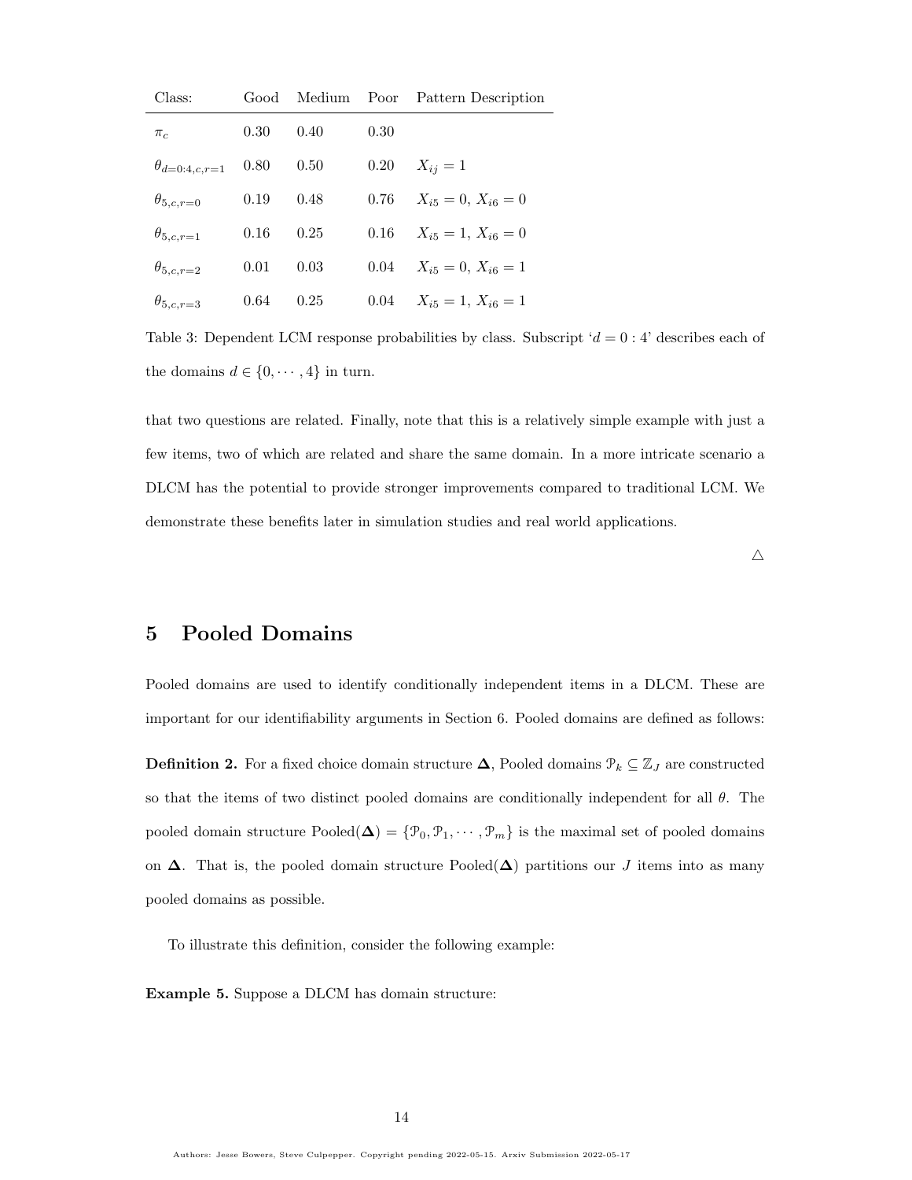| Class: | Good | Medium | Poor | Pattern Description |
|---|---|---|---|---|
| $\pi_c$ | 0.30 | 0.40 | 0.30 | |
| $\theta_{d=0:4,c,r=1}$ | 0.80 | 0.50 | 0.20 | $X_{ij} = 1$ |
| $\theta_{5,c,r=0}$ | 0.19 | 0.48 | 0.76 | $X_{i5} = 0,\, X_{i6} = 0$ |
| $\theta_{5,c,r=1}$ | 0.16 | 0.25 | 0.16 | $X_{i5} = 1,\, X_{i6} = 0$ |
| $\theta_{5,c,r=2}$ | 0.01 | 0.03 | 0.04 | $X_{i5} = 0,\, X_{i6} = 1$ |
| $\theta_{5,c,r=3}$ | 0.64 | 0.25 | 0.04 | $X_{i5} = 1,\, X_{i6} = 1$ |

Table 3: Dependent LCM response probabilities by class. Subscript '$d = 0:4$' describes each of the domains $d \in \{0, \cdots, 4\}$ in turn.

that two questions are related. Finally, note that this is a relatively simple example with just a few items, two of which are related and share the same domain. In a more intricate scenario a DLCM has the potential to provide stronger improvements compared to traditional LCM. We demonstrate these benefits later in simulation studies and real world applications.

△

## 5 Pooled Domains

Pooled domains are used to identify conditionally independent items in a DLCM. These are important for our identifiability arguments in Section 6. Pooled domains are defined as follows:

**Definition 2.** For a fixed choice domain structure $\mathbf{\Delta}$, Pooled domains $\mathcal{P}_k \subseteq \mathbb{Z}_J$ are constructed so that the items of two distinct pooled domains are conditionally independent for all $\theta$. The pooled domain structure $\text{Pooled}(\mathbf{\Delta}) = \{\mathcal{P}_0, \mathcal{P}_1, \cdots, \mathcal{P}_m\}$ is the maximal set of pooled domains on $\mathbf{\Delta}$. That is, the pooled domain structure $\text{Pooled}(\mathbf{\Delta})$ partitions our $J$ items into as many pooled domains as possible.

To illustrate this definition, consider the following example:

**Example 5.** Suppose a DLCM has domain structure: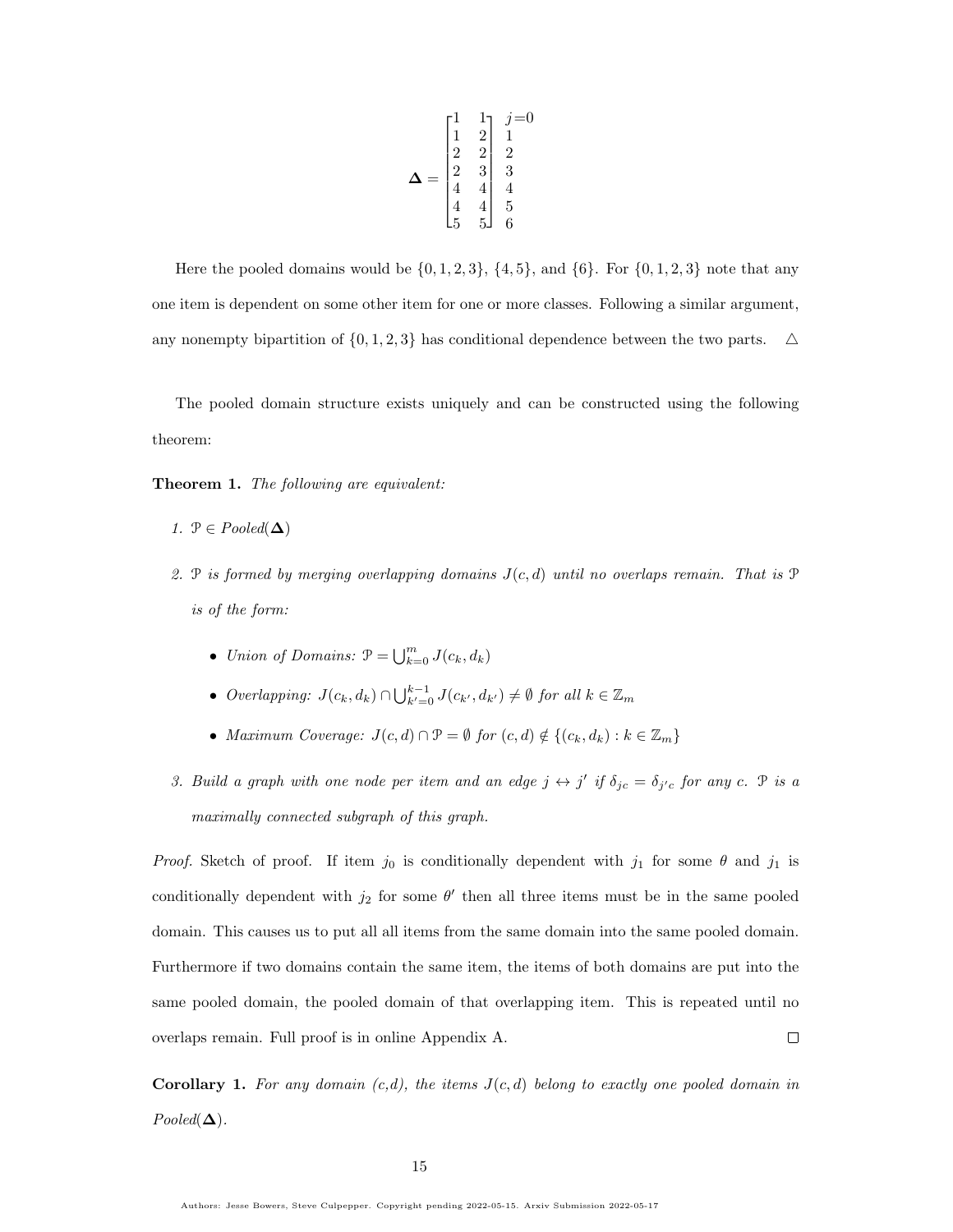$$
\mathbf{\Delta} = \begin{bmatrix} 1 & 1 \\ 1 & 2 \\ 2 & 2 \\ 2 & 3 \\ 4 & 4 \\ 4 & 4 \\ 5 & 5 \end{bmatrix} \begin{matrix} j=0 \\ 1 \\ 2 \\ 3 \\ 4 \\ 5 \\ 6 \end{matrix}
$$

Here the pooled domains would be $\{0, 1, 2, 3\}$, $\{4, 5\}$, and $\{6\}$. For $\{0, 1, 2, 3\}$ note that any one item is dependent on some other item for one or more classes. Following a similar argument, any nonempty bipartition of $\{0, 1, 2, 3\}$ has conditional dependence between the two parts. $\triangle$

The pooled domain structure exists uniquely and can be constructed using the following theorem:

**Theorem 1.** *The following are equivalent:*

1. $\mathcal{P} \in$ *Pooled*$(\mathbf{\Delta})$
2. $\mathcal{P}$ *is formed by merging overlapping domains* $J(c, d)$ *until no overlaps remain. That is* $\mathcal{P}$ *is of the form:*
   - *Union of Domains:* $\mathcal{P} = \bigcup_{k=0}^{m} J(c_k, d_k)$
   - *Overlapping:* $J(c_k, d_k) \cap \bigcup_{k'=0}^{k-1} J(c_{k'}, d_{k'}) \neq \emptyset$ *for all* $k \in \mathbb{Z}_m$
   - *Maximum Coverage:* $J(c, d) \cap \mathcal{P} = \emptyset$ *for* $(c, d) \notin \{(c_k, d_k) : k \in \mathbb{Z}_m\}$
3. *Build a graph with one node per item and an edge* $j \leftrightarrow j'$ *if* $\delta_{jc} = \delta_{j'c}$ *for any* $c$*.* $\mathcal{P}$ *is a maximally connected subgraph of this graph.*

*Proof.* Sketch of proof. If item $j_0$ is conditionally dependent with $j_1$ for some $\theta$ and $j_1$ is conditionally dependent with $j_2$ for some $\theta'$ then all three items must be in the same pooled domain. This causes us to put all all items from the same domain into the same pooled domain. Furthermore if two domains contain the same item, the items of both domains are put into the same pooled domain, the pooled domain of that overlapping item. This is repeated until no overlaps remain. Full proof is in online Appendix A. $\square$

**Corollary 1.** *For any domain (c,d), the items* $J(c, d)$ *belong to exactly one pooled domain in* *Pooled*$(\mathbf{\Delta})$*.*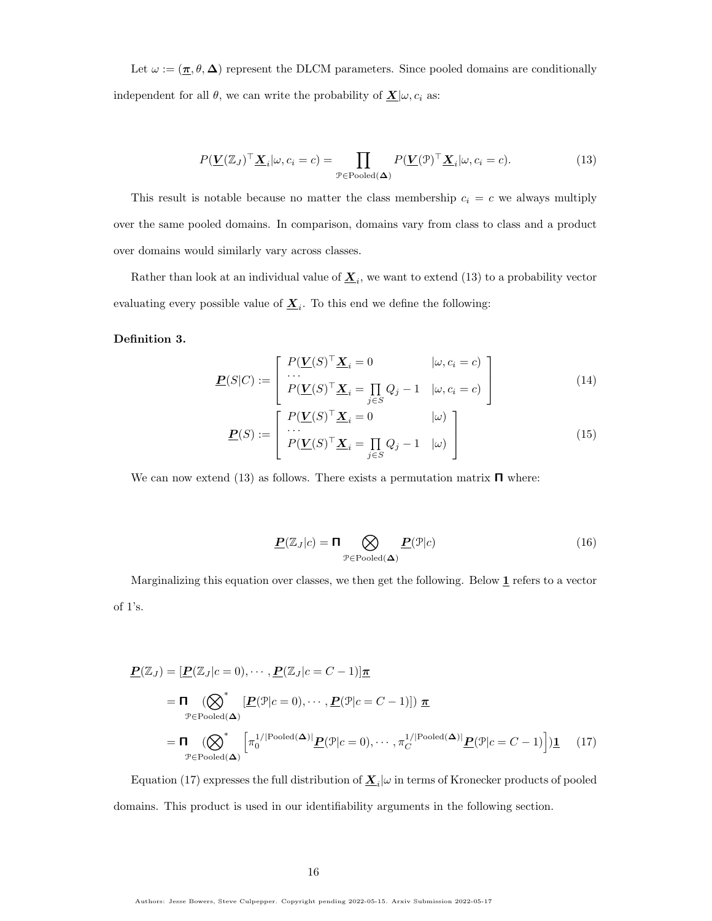Let $\omega := (\underline{\boldsymbol{\pi}}, \theta, \boldsymbol{\Delta})$ represent the DLCM parameters. Since pooled domains are conditionally independent for all $\theta$, we can write the probability of $\underline{\boldsymbol{X}}|\omega, c_i$ as:

$$
P(\underline{\boldsymbol{V}}(\mathbb{Z}_J)^\top \underline{\boldsymbol{X}}_i | \omega, c_i = c) = \prod_{\mathcal{P} \in \text{Pooled}(\boldsymbol{\Delta})} P(\underline{\boldsymbol{V}}(\mathcal{P})^\top \underline{\boldsymbol{X}}_i | \omega, c_i = c). \tag{13}
$$

This result is notable because no matter the class membership $c_i = c$ we always multiply over the same pooled domains. In comparison, domains vary from class to class and a product over domains would similarly vary across classes.

Rather than look at an individual value of $\underline{\boldsymbol{X}}_i$, we want to extend (13) to a probability vector evaluating every possible value of $\underline{\boldsymbol{X}}_i$. To this end we define the following:

**Definition 3.**

$$
\underline{\boldsymbol{P}}(S|C) := \begin{bmatrix} P(\underline{\boldsymbol{V}}(S)^\top \underline{\boldsymbol{X}}_i = 0 & |\omega, c_i = c) \\ \cdots & \\ P(\underline{\boldsymbol{V}}(S)^\top \underline{\boldsymbol{X}}_i = \prod_{j \in S} Q_j - 1 & |\omega, c_i = c) \end{bmatrix} \tag{14}
$$

$$
\underline{\boldsymbol{P}}(S) := \begin{bmatrix} P(\underline{\boldsymbol{V}}(S)^\top \underline{\boldsymbol{X}}_i = 0 & |\omega) \\ \cdots & \\ P(\underline{\boldsymbol{V}}(S)^\top \underline{\boldsymbol{X}}_i = \prod_{j \in S} Q_j - 1 & |\omega) \end{bmatrix} \tag{15}
$$

We can now extend (13) as follows. There exists a permutation matrix $\boldsymbol{\Pi}$ where:

$$
\underline{\boldsymbol{P}}(\mathbb{Z}_J|c) = \boldsymbol{\Pi} \bigotimes_{\mathcal{P} \in \text{Pooled}(\boldsymbol{\Delta})} \underline{\boldsymbol{P}}(\mathcal{P}|c) \tag{16}
$$

Marginalizing this equation over classes, we then get the following. Below $\underline{\boldsymbol{1}}$ refers to a vector of 1's.

$$
\begin{aligned}
\underline{\boldsymbol{P}}(\mathbb{Z}_J) &= [\underline{\boldsymbol{P}}(\mathbb{Z}_J|c=0), \cdots, \underline{\boldsymbol{P}}(\mathbb{Z}_J|c=C-1)]\underline{\boldsymbol{\pi}} \\
&= \boldsymbol{\Pi} \; \Big(\bigotimes_{\mathcal{P} \in \text{Pooled}(\boldsymbol{\Delta})}^{*} \; [\underline{\boldsymbol{P}}(\mathcal{P}|c=0), \cdots, \underline{\boldsymbol{P}}(\mathcal{P}|c=C-1)]\Big) \; \underline{\boldsymbol{\pi}} \\
&= \boldsymbol{\Pi} \; \Big(\bigotimes_{\mathcal{P} \in \text{Pooled}(\boldsymbol{\Delta})}^{*} \Big[\pi_0^{1/|\text{Pooled}(\boldsymbol{\Delta})|}\underline{\boldsymbol{P}}(\mathcal{P}|c=0), \cdots, \pi_C^{1/|\text{Pooled}(\boldsymbol{\Delta})|}\underline{\boldsymbol{P}}(\mathcal{P}|c=C-1)\Big]\Big)\underline{\boldsymbol{1}}
\end{aligned} \tag{17}
$$

Equation (17) expresses the full distribution of $\underline{\boldsymbol{X}}_i|\omega$ in terms of Kronecker products of pooled domains. This product is used in our identifiability arguments in the following section.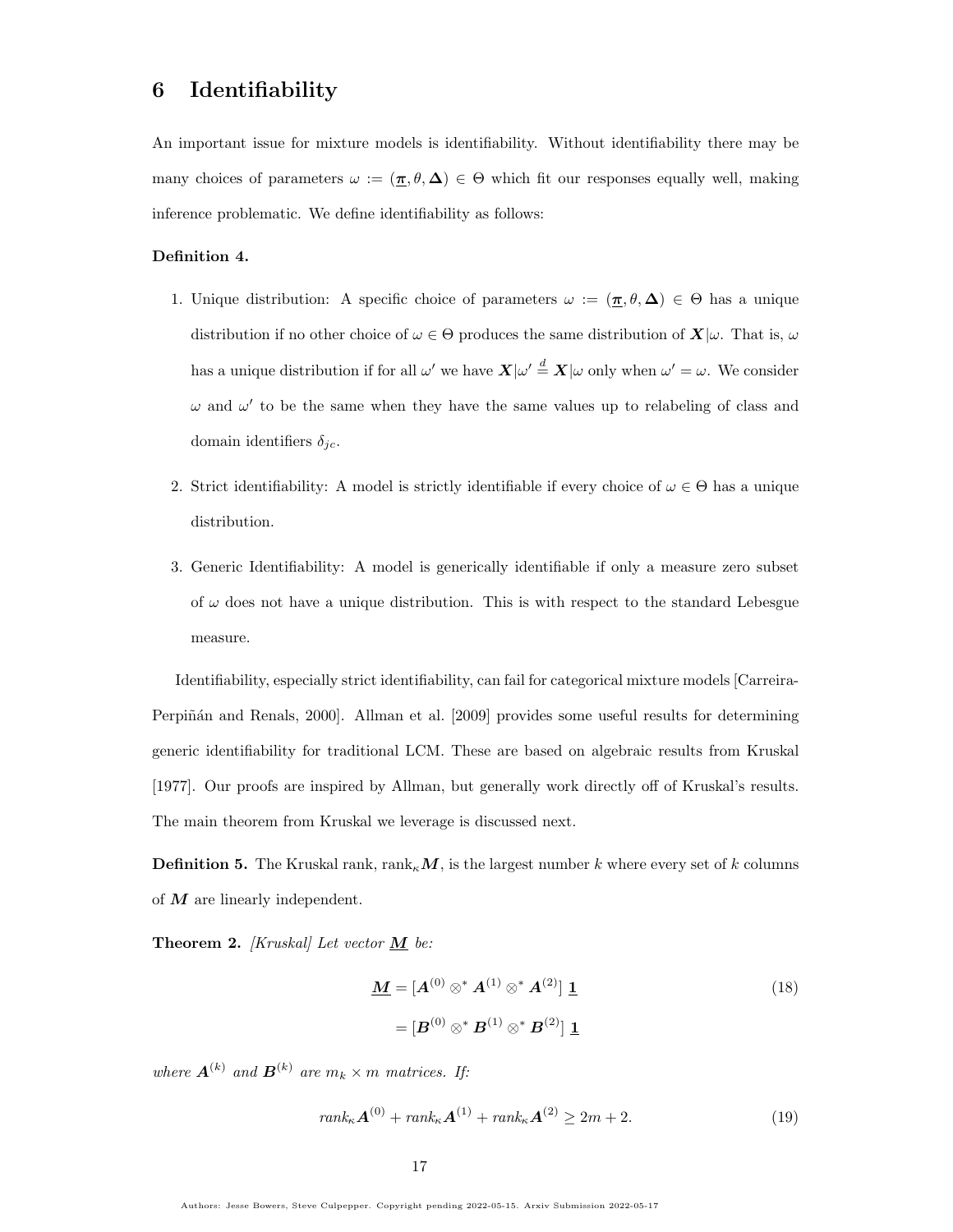# 6 Identifiability

An important issue for mixture models is identifiability. Without identifiability there may be many choices of parameters $\omega := (\underline{\boldsymbol{\pi}}, \theta, \boldsymbol{\Delta}) \in \Theta$ which fit our responses equally well, making inference problematic. We define identifiability as follows:

**Definition 4.**

1. Unique distribution: A specific choice of parameters $\omega := (\underline{\boldsymbol{\pi}}, \theta, \boldsymbol{\Delta}) \in \Theta$ has a unique distribution if no other choice of $\omega \in \Theta$ produces the same distribution of $\boldsymbol{X}|\omega$. That is, $\omega$ has a unique distribution if for all $\omega'$ we have $\boldsymbol{X}|\omega' \overset{d}{=} \boldsymbol{X}|\omega$ only when $\omega' = \omega$. We consider $\omega$ and $\omega'$ to be the same when they have the same values up to relabeling of class and domain identifiers $\delta_{jc}$.

2. Strict identifiability: A model is strictly identifiable if every choice of $\omega \in \Theta$ has a unique distribution.

3. Generic Identifiability: A model is generically identifiable if only a measure zero subset of $\omega$ does not have a unique distribution. This is with respect to the standard Lebesgue measure.

Identifiability, especially strict identifiability, can fail for categorical mixture models [Carreira-Perpiñán and Renals, 2000]. Allman et al. [2009] provides some useful results for determining generic identifiability for traditional LCM. These are based on algebraic results from Kruskal [1977]. Our proofs are inspired by Allman, but generally work directly off of Kruskal's results. The main theorem from Kruskal we leverage is discussed next.

**Definition 5.** The Kruskal rank, $\text{rank}_\kappa \boldsymbol{M}$, is the largest number $k$ where every set of $k$ columns of $\boldsymbol{M}$ are linearly independent.

**Theorem 2.** *[Kruskal] Let vector $\underline{\boldsymbol{M}}$ be:*

$$\begin{aligned} \underline{\boldsymbol{M}} &= [\boldsymbol{A}^{(0)} \otimes^* \boldsymbol{A}^{(1)} \otimes^* \boldsymbol{A}^{(2)}]\ \underline{\mathbf{1}} \\ &= [\boldsymbol{B}^{(0)} \otimes^* \boldsymbol{B}^{(1)} \otimes^* \boldsymbol{B}^{(2)}]\ \underline{\mathbf{1}} \end{aligned} \tag{18}$$

*where $\boldsymbol{A}^{(k)}$ and $\boldsymbol{B}^{(k)}$ are $m_k \times m$ matrices. If:*

$$\text{rank}_\kappa \boldsymbol{A}^{(0)} + \text{rank}_\kappa \boldsymbol{A}^{(1)} + \text{rank}_\kappa \boldsymbol{A}^{(2)} \geq 2m + 2. \tag{19}$$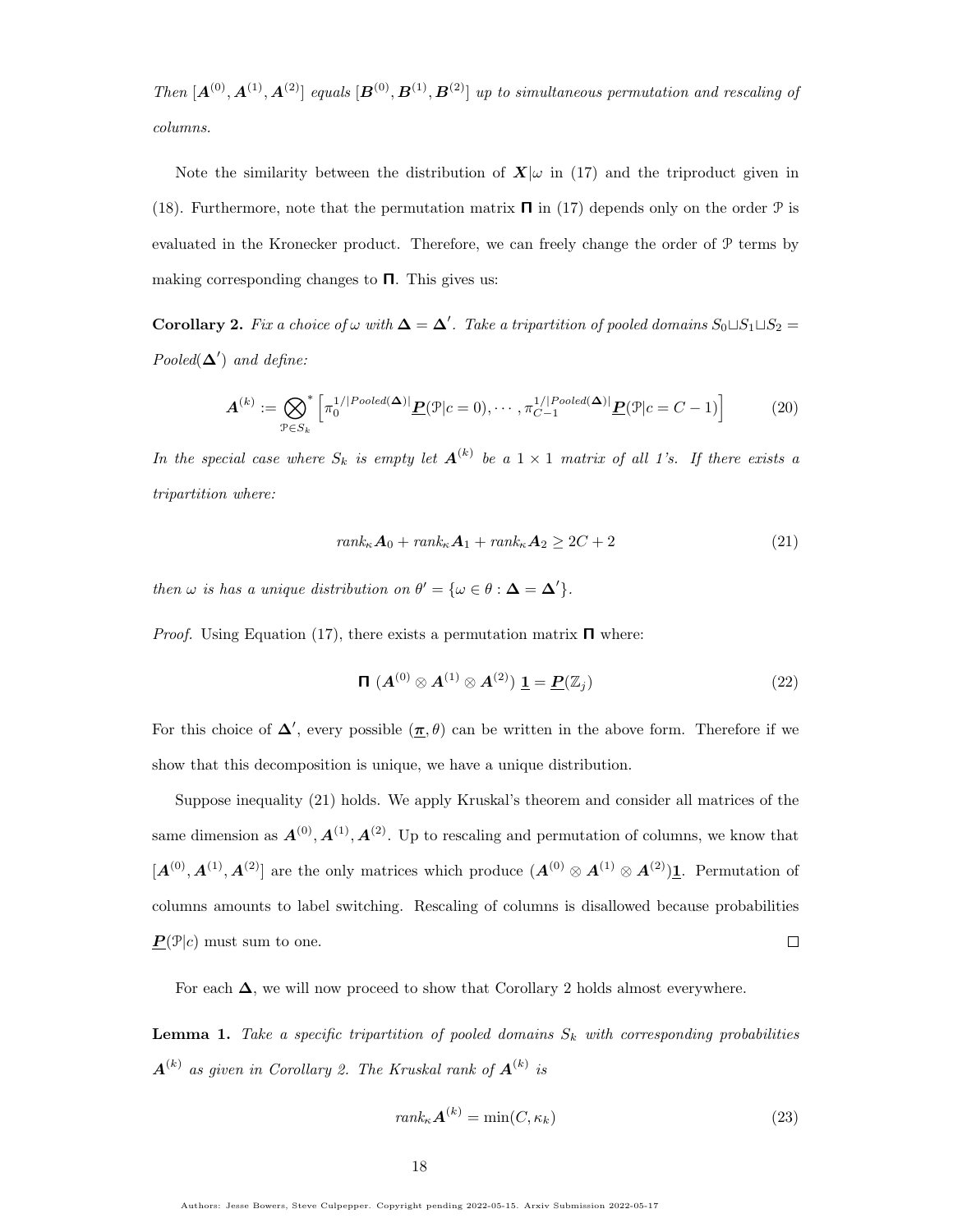*Then* $[\boldsymbol{A}^{(0)}, \boldsymbol{A}^{(1)}, \boldsymbol{A}^{(2)}]$ *equals* $[\boldsymbol{B}^{(0)}, \boldsymbol{B}^{(1)}, \boldsymbol{B}^{(2)}]$ *up to simultaneous permutation and rescaling of columns.*

Note the similarity between the distribution of $\boldsymbol{X}|\omega$ in (17) and the triproduct given in (18). Furthermore, note that the permutation matrix $\boldsymbol{\Pi}$ in (17) depends only on the order $\mathcal{P}$ is evaluated in the Kronecker product. Therefore, we can freely change the order of $\mathcal{P}$ terms by making corresponding changes to $\boldsymbol{\Pi}$. This gives us:

**Corollary 2.** *Fix a choice of* $\omega$ *with* $\boldsymbol{\Delta} = \boldsymbol{\Delta}'$. *Take a tripartition of pooled domains* $S_0 \sqcup S_1 \sqcup S_2 = Pooled(\boldsymbol{\Delta}')$ *and define:*

$$\boldsymbol{A}^{(k)} := \bigotimes_{\mathcal{P} \in S_k}^{*} \left[ \pi_0^{1/|Pooled(\boldsymbol{\Delta})|} \underline{\boldsymbol{P}}(\mathcal{P}|c=0), \cdots, \pi_{C-1}^{1/|Pooled(\boldsymbol{\Delta})|} \underline{\boldsymbol{P}}(\mathcal{P}|c=C-1) \right] \tag{20}$$

*In the special case where* $S_k$ *is empty let* $\boldsymbol{A}^{(k)}$ *be a* $1 \times 1$ *matrix of all 1's. If there exists a tripartition where:*

$$rank_\kappa \boldsymbol{A}_0 + rank_\kappa \boldsymbol{A}_1 + rank_\kappa \boldsymbol{A}_2 \geq 2C + 2 \tag{21}$$

*then* $\omega$ *is has a unique distribution on* $\theta' = \{\omega \in \theta : \boldsymbol{\Delta} = \boldsymbol{\Delta}'\}$.

*Proof.* Using Equation (17), there exists a permutation matrix $\boldsymbol{\Pi}$ where:

$$\boldsymbol{\Pi}\ (\boldsymbol{A}^{(0)} \otimes \boldsymbol{A}^{(1)} \otimes \boldsymbol{A}^{(2)})\ \underline{\boldsymbol{1}} = \underline{\boldsymbol{P}}(\mathbb{Z}_j) \tag{22}$$

For this choice of $\boldsymbol{\Delta}'$, every possible $(\underline{\boldsymbol{\pi}}, \theta)$ can be written in the above form. Therefore if we show that this decomposition is unique, we have a unique distribution.

Suppose inequality (21) holds. We apply Kruskal's theorem and consider all matrices of the same dimension as $\boldsymbol{A}^{(0)}, \boldsymbol{A}^{(1)}, \boldsymbol{A}^{(2)}$. Up to rescaling and permutation of columns, we know that $[\boldsymbol{A}^{(0)}, \boldsymbol{A}^{(1)}, \boldsymbol{A}^{(2)}]$ are the only matrices which produce $(\boldsymbol{A}^{(0)} \otimes \boldsymbol{A}^{(1)} \otimes \boldsymbol{A}^{(2)})\underline{\boldsymbol{1}}$. Permutation of columns amounts to label switching. Rescaling of columns is disallowed because probabilities $\underline{\boldsymbol{P}}(\mathcal{P}|c)$ must sum to one. $\square$

For each $\boldsymbol{\Delta}$, we will now proceed to show that Corollary 2 holds almost everywhere.

**Lemma 1.** *Take a specific tripartition of pooled domains* $S_k$ *with corresponding probabilities* $\boldsymbol{A}^{(k)}$ *as given in Corollary 2. The Kruskal rank of* $\boldsymbol{A}^{(k)}$ *is*

$$rank_\kappa \boldsymbol{A}^{(k)} = \min(C, \kappa_k) \tag{23}$$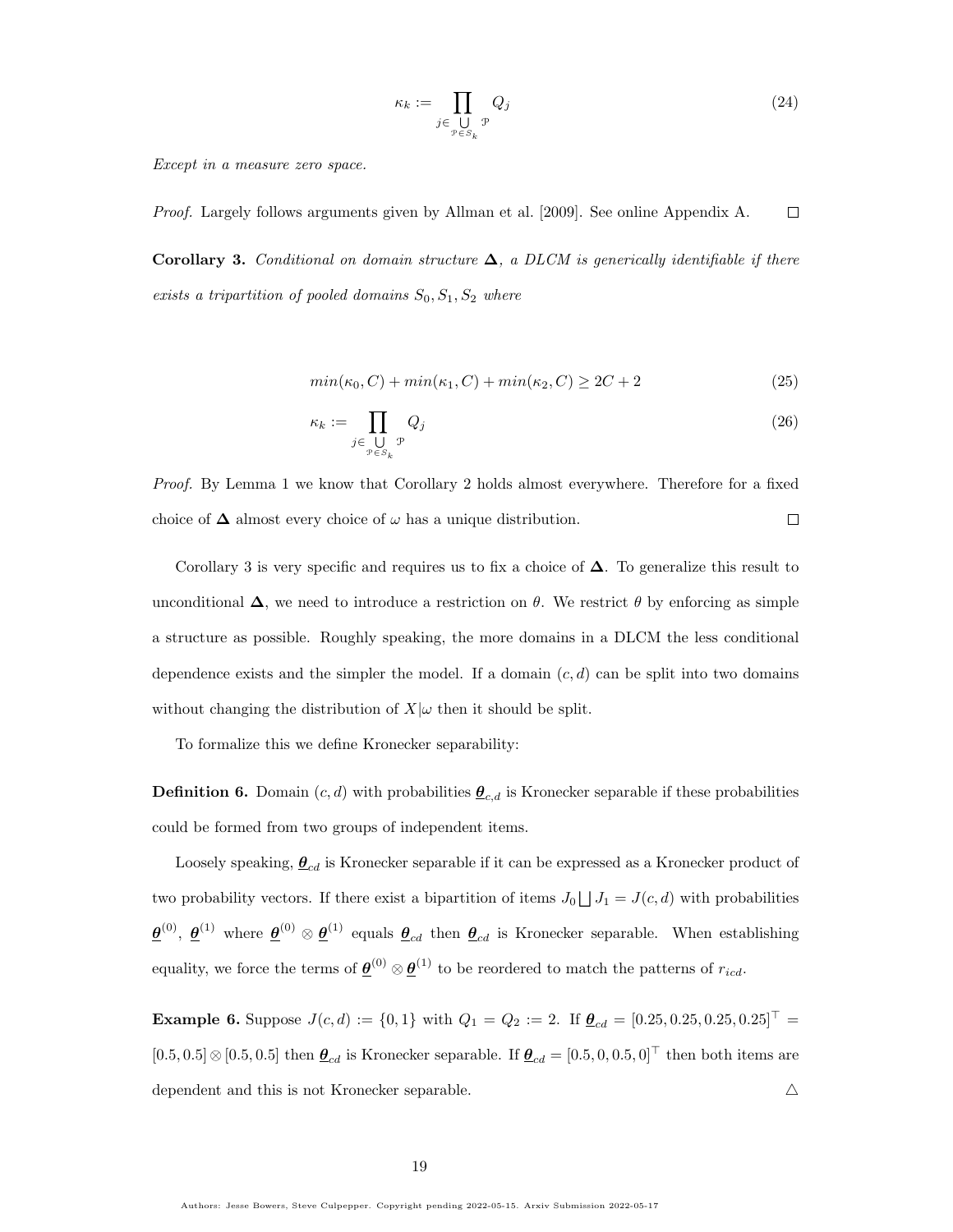$$\kappa_k := \prod_{j \in \bigcup_{\mathcal{P} \in S_k} \mathcal{P}} Q_j \tag{24}$$

*Except in a measure zero space.*

*Proof.* Largely follows arguments given by Allman et al. [2009]. See online Appendix A. □

**Corollary 3.** *Conditional on domain structure* $\boldsymbol{\Delta}$*, a DLCM is generically identifiable if there exists a tripartition of pooled domains* $S_0, S_1, S_2$ *where*

$$min(\kappa_0, C) + min(\kappa_1, C) + min(\kappa_2, C) \geq 2C + 2 \tag{25}$$

$$\kappa_k := \prod_{j \in \bigcup_{\mathcal{P} \in S_k} \mathcal{P}} Q_j \tag{26}$$

*Proof.* By Lemma 1 we know that Corollary 2 holds almost everywhere. Therefore for a fixed choice of $\boldsymbol{\Delta}$ almost every choice of $\omega$ has a unique distribution. □

Corollary 3 is very specific and requires us to fix a choice of $\boldsymbol{\Delta}$. To generalize this result to unconditional $\boldsymbol{\Delta}$, we need to introduce a restriction on $\theta$. We restrict $\theta$ by enforcing as simple a structure as possible. Roughly speaking, the more domains in a DLCM the less conditional dependence exists and the simpler the model. If a domain $(c, d)$ can be split into two domains without changing the distribution of $X|\omega$ then it should be split.

To formalize this we define Kronecker separability:

**Definition 6.** Domain $(c, d)$ with probabilities $\underline{\boldsymbol{\theta}}_{c,d}$ is Kronecker separable if these probabilities could be formed from two groups of independent items.

Loosely speaking, $\underline{\boldsymbol{\theta}}_{cd}$ is Kronecker separable if it can be expressed as a Kronecker product of two probability vectors. If there exist a bipartition of items $J_0 \bigsqcup J_1 = J(c, d)$ with probabilities $\underline{\boldsymbol{\theta}}^{(0)}$, $\underline{\boldsymbol{\theta}}^{(1)}$ where $\underline{\boldsymbol{\theta}}^{(0)} \otimes \underline{\boldsymbol{\theta}}^{(1)}$ equals $\underline{\boldsymbol{\theta}}_{cd}$ then $\underline{\boldsymbol{\theta}}_{cd}$ is Kronecker separable. When establishing equality, we force the terms of $\underline{\boldsymbol{\theta}}^{(0)} \otimes \underline{\boldsymbol{\theta}}^{(1)}$ to be reordered to match the patterns of $r_{icd}$.

**Example 6.** Suppose $J(c, d) := \{0, 1\}$ with $Q_1 = Q_2 := 2$. If $\underline{\boldsymbol{\theta}}_{cd} = [0.25, 0.25, 0.25, 0.25]^\top = [0.5, 0.5] \otimes [0.5, 0.5]$ then $\underline{\boldsymbol{\theta}}_{cd}$ is Kronecker separable. If $\underline{\boldsymbol{\theta}}_{cd} = [0.5, 0, 0.5, 0]^\top$ then both items are dependent and this is not Kronecker separable. △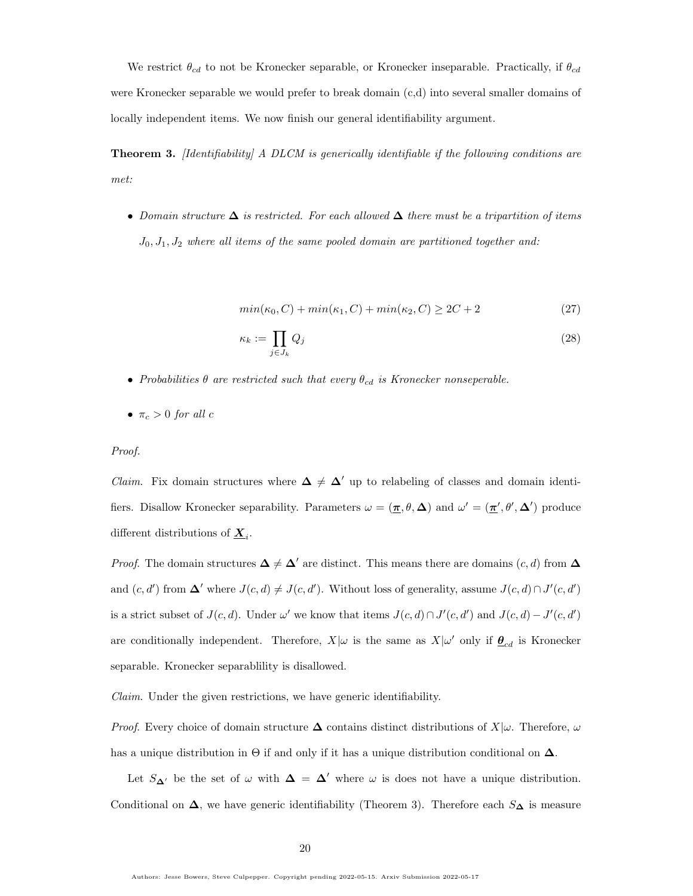We restrict $\theta_{cd}$ to not be Kronecker separable, or Kronecker inseparable. Practically, if $\theta_{cd}$ were Kronecker separable we would prefer to break domain (c,d) into several smaller domains of locally independent items. We now finish our general identifiability argument.

**Theorem 3.** *[Identifiability] A DLCM is generically identifiable if the following conditions are met:*

- *Domain structure $\boldsymbol{\Delta}$ is restricted. For each allowed $\boldsymbol{\Delta}$ there must be a tripartition of items $J_0, J_1, J_2$ where all items of the same pooled domain are partitioned together and:*

$$min(\kappa_0, C) + min(\kappa_1, C) + min(\kappa_2, C) \geq 2C + 2 \tag{27}$$

$$\kappa_k := \prod_{j \in J_k} Q_j \tag{28}$$

- *Probabilities $\theta$ are restricted such that every $\theta_{cd}$ is Kronecker nonseperable.*
- *$\pi_c > 0$ for all $c$*

*Proof.*

*Claim.* Fix domain structures where $\boldsymbol{\Delta} \neq \boldsymbol{\Delta}'$ up to relabeling of classes and domain identifiers. Disallow Kronecker separability. Parameters $\omega = (\underline{\boldsymbol{\pi}}, \theta, \boldsymbol{\Delta})$ and $\omega' = (\underline{\boldsymbol{\pi}}', \theta', \boldsymbol{\Delta}')$ produce different distributions of $\underline{\boldsymbol{X}}_i$.

*Proof.* The domain structures $\boldsymbol{\Delta} \neq \boldsymbol{\Delta}'$ are distinct. This means there are domains $(c, d)$ from $\boldsymbol{\Delta}$ and $(c, d')$ from $\boldsymbol{\Delta}'$ where $J(c, d) \neq J(c, d')$. Without loss of generality, assume $J(c, d) \cap J'(c, d')$ is a strict subset of $J(c, d)$. Under $\omega'$ we know that items $J(c, d) \cap J'(c, d')$ and $J(c, d) - J'(c, d')$ are conditionally independent. Therefore, $X|\omega$ is the same as $X|\omega'$ only if $\underline{\boldsymbol{\theta}}_{cd}$ is Kronecker separable. Kronecker separablility is disallowed.

*Claim.* Under the given restrictions, we have generic identifiability.

*Proof.* Every choice of domain structure $\boldsymbol{\Delta}$ contains distinct distributions of $X|\omega$. Therefore, $\omega$ has a unique distribution in $\Theta$ if and only if it has a unique distribution conditional on $\boldsymbol{\Delta}$.

Let $S_{\boldsymbol{\Delta}'}$ be the set of $\omega$ with $\boldsymbol{\Delta} = \boldsymbol{\Delta}'$ where $\omega$ is does not have a unique distribution. Conditional on $\boldsymbol{\Delta}$, we have generic identifiability (Theorem 3). Therefore each $S_{\boldsymbol{\Delta}}$ is measure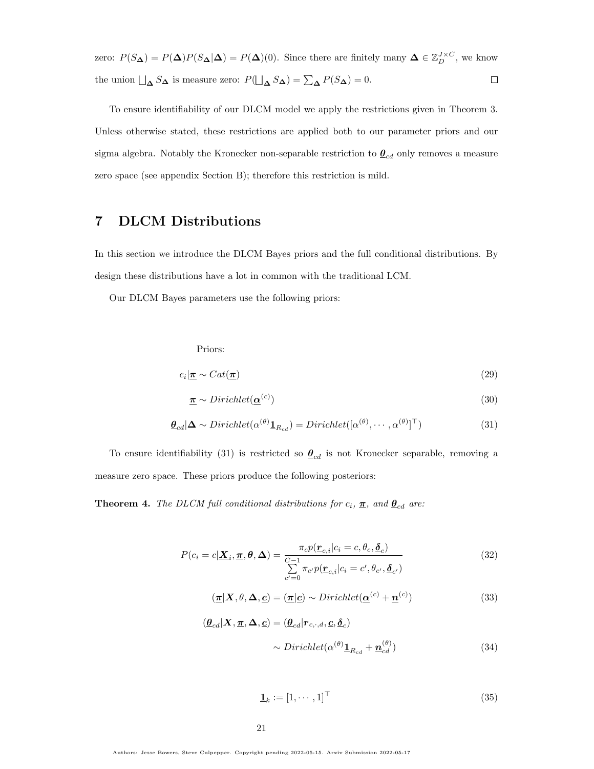zero: $P(S_{\mathbf{\Delta}}) = P(\mathbf{\Delta})P(S_{\mathbf{\Delta}}|\mathbf{\Delta}) = P(\mathbf{\Delta})(0)$. Since there are finitely many $\mathbf{\Delta} \in \mathbb{Z}_D^{J\times C}$, we know the union $\bigsqcup_{\mathbf{\Delta}} S_{\mathbf{\Delta}}$ is measure zero: $P(\bigsqcup_{\mathbf{\Delta}} S_{\mathbf{\Delta}}) = \sum_{\mathbf{\Delta}} P(S_{\mathbf{\Delta}}) = 0$. □

To ensure identifiability of our DLCM model we apply the restrictions given in Theorem 3. Unless otherwise stated, these restrictions are applied both to our parameter priors and our sigma algebra. Notably the Kronecker non-separable restriction to $\underline{\boldsymbol{\theta}}_{cd}$ only removes a measure zero space (see appendix Section B); therefore this restriction is mild.

# 7 DLCM Distributions

In this section we introduce the DLCM Bayes priors and the full conditional distributions. By design these distributions have a lot in common with the traditional LCM.

Our DLCM Bayes parameters use the following priors:

Priors:

$$c_i|\underline{\boldsymbol{\pi}} \sim Cat(\underline{\boldsymbol{\pi}}) \tag{29}$$

$$\underline{\boldsymbol{\pi}} \sim Dirichlet(\underline{\boldsymbol{\alpha}}^{(c)}) \tag{30}$$

$$\underline{\boldsymbol{\theta}}_{cd}|\mathbf{\Delta} \sim Dirichlet(\alpha^{(\theta)}\underline{\mathbf{1}}_{R_{cd}}) = Dirichlet([\alpha^{(\theta)}, \cdots, \alpha^{(\theta)}]^\top) \tag{31}$$

To ensure identifiability (31) is restricted so $\underline{\boldsymbol{\theta}}_{cd}$ is not Kronecker separable, removing a measure zero space. These priors produce the following posteriors:

**Theorem 4.** *The DLCM full conditional distributions for $c_i$, $\underline{\boldsymbol{\pi}}$, and $\underline{\boldsymbol{\theta}}_{cd}$ are:*

$$P(c_i = c|\underline{\boldsymbol{X}}_i, \underline{\boldsymbol{\pi}}, \boldsymbol{\theta}, \mathbf{\Delta}) = \frac{\pi_c p(\underline{\boldsymbol{r}}_{c,i}|c_i = c, \theta_c, \underline{\boldsymbol{\delta}}_c)}{\sum\limits_{c'=0}^{C-1} \pi_{c'} p(\underline{\boldsymbol{r}}_{c,i}|c_i = c', \theta_{c'}, \underline{\boldsymbol{\delta}}_{c'})} \tag{32}$$

$$(\underline{\boldsymbol{\pi}}|\boldsymbol{X}, \theta, \mathbf{\Delta}, \underline{\boldsymbol{c}}) = (\underline{\boldsymbol{\pi}}|\underline{\boldsymbol{c}}) \sim Dirichlet(\underline{\boldsymbol{\alpha}}^{(c)} + \underline{\boldsymbol{n}}^{(c)}) \tag{33}$$

$$\begin{aligned}(\underline{\boldsymbol{\theta}}_{cd}|\boldsymbol{X}, \underline{\boldsymbol{\pi}}, \mathbf{\Delta}, \underline{\boldsymbol{c}}) &= (\underline{\boldsymbol{\theta}}_{cd}|\boldsymbol{r}_{c,\cdot,d}, \underline{\boldsymbol{c}}, \underline{\boldsymbol{\delta}}_c) \\ &\sim Dirichlet(\alpha^{(\theta)}\underline{\mathbf{1}}_{R_{cd}} + \underline{\boldsymbol{n}}_{cd}^{(\theta)})\end{aligned} \tag{34}$$

$$\underline{\mathbf{1}}_k := [1, \cdots, 1]^\top \tag{35}$$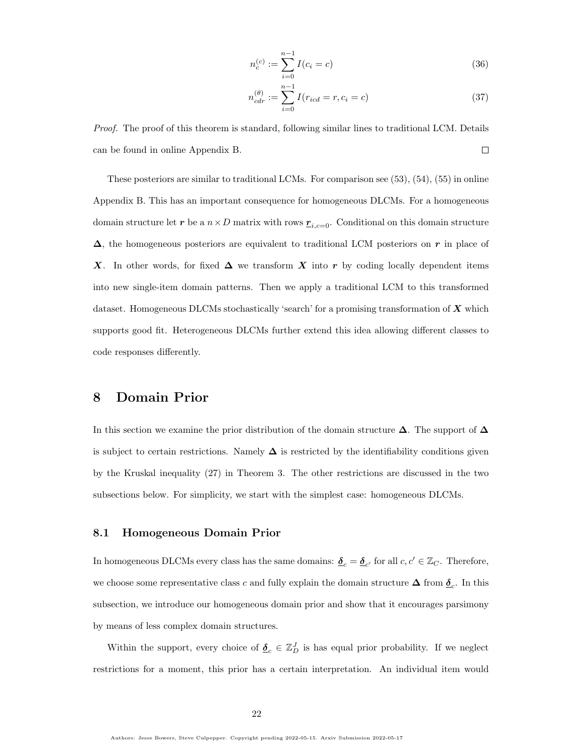$$n_c^{(c)} := \sum_{i=0}^{n-1} I(c_i = c) \tag{36}$$

$$n_{cdr}^{(\theta)} := \sum_{i=0}^{n-1} I(r_{icd} = r, c_i = c) \tag{37}$$

*Proof.* The proof of this theorem is standard, following similar lines to traditional LCM. Details can be found in online Appendix B. □

These posteriors are similar to traditional LCMs. For comparison see (53), (54), (55) in online Appendix B. This has an important consequence for homogeneous DLCMs. For a homogeneous domain structure let $\boldsymbol{r}$ be a $n \times D$ matrix with rows $\underline{\boldsymbol{r}}_{i,c=0}$. Conditional on this domain structure $\boldsymbol{\Delta}$, the homogeneous posteriors are equivalent to traditional LCM posteriors on $\boldsymbol{r}$ in place of $\boldsymbol{X}$. In other words, for fixed $\boldsymbol{\Delta}$ we transform $\boldsymbol{X}$ into $\boldsymbol{r}$ by coding locally dependent items into new single-item domain patterns. Then we apply a traditional LCM to this transformed dataset. Homogeneous DLCMs stochastically 'search' for a promising transformation of $\boldsymbol{X}$ which supports good fit. Heterogeneous DLCMs further extend this idea allowing different classes to code responses differently.

# 8 Domain Prior

In this section we examine the prior distribution of the domain structure $\boldsymbol{\Delta}$. The support of $\boldsymbol{\Delta}$ is subject to certain restrictions. Namely $\boldsymbol{\Delta}$ is restricted by the identifiability conditions given by the Kruskal inequality (27) in Theorem 3. The other restrictions are discussed in the two subsections below. For simplicity, we start with the simplest case: homogeneous DLCMs.

## 8.1 Homogeneous Domain Prior

In homogeneous DLCMs every class has the same domains: $\underline{\boldsymbol{\delta}}_c = \underline{\boldsymbol{\delta}}_{c'}$ for all $c, c' \in \mathbb{Z}_C$. Therefore, we choose some representative class $c$ and fully explain the domain structure $\boldsymbol{\Delta}$ from $\underline{\boldsymbol{\delta}}_c$. In this subsection, we introduce our homogeneous domain prior and show that it encourages parsimony by means of less complex domain structures.

Within the support, every choice of $\underline{\boldsymbol{\delta}}_c \in \mathbb{Z}_D^J$ is has equal prior probability. If we neglect restrictions for a moment, this prior has a certain interpretation. An individual item would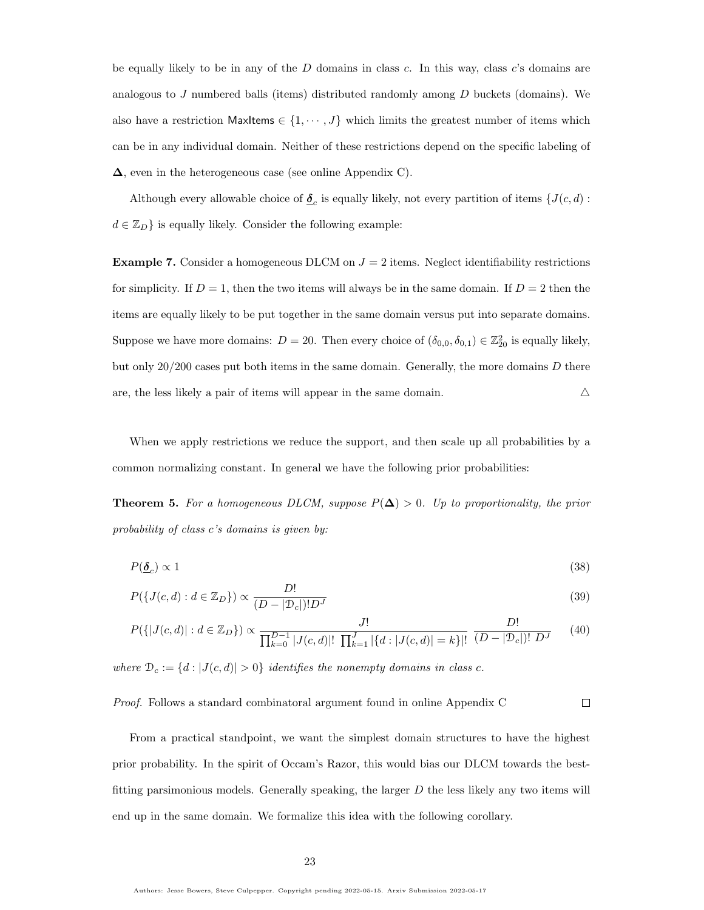be equally likely to be in any of the $D$ domains in class $c$. In this way, class $c$'s domains are analogous to $J$ numbered balls (items) distributed randomly among $D$ buckets (domains). We also have a restriction $\mathsf{MaxItems} \in \{1, \cdots, J\}$ which limits the greatest number of items which can be in any individual domain. Neither of these restrictions depend on the specific labeling of $\boldsymbol{\Delta}$, even in the heterogeneous case (see online Appendix C).

Although every allowable choice of $\underline{\boldsymbol{\delta}}_c$ is equally likely, not every partition of items $\{J(c,d) : d \in \mathbb{Z}_D\}$ is equally likely. Consider the following example:

**Example 7.** Consider a homogeneous DLCM on $J = 2$ items. Neglect identifiability restrictions for simplicity. If $D = 1$, then the two items will always be in the same domain. If $D = 2$ then the items are equally likely to be put together in the same domain versus put into separate domains. Suppose we have more domains: $D = 20$. Then every choice of $(\delta_{0,0}, \delta_{0,1}) \in \mathbb{Z}_{20}^2$ is equally likely, but only 20/200 cases put both items in the same domain. Generally, the more domains $D$ there are, the less likely a pair of items will appear in the same domain. △

When we apply restrictions we reduce the support, and then scale up all probabilities by a common normalizing constant. In general we have the following prior probabilities:

**Theorem 5.** *For a homogeneous DLCM, suppose $P(\boldsymbol{\Delta}) > 0$. Up to proportionality, the prior probability of class $c$'s domains is given by:*

$$P(\underline{\boldsymbol{\delta}}_c) \propto 1 \tag{38}$$

$$P(\{J(c,d) : d \in \mathbb{Z}_D\}) \propto \frac{D!}{(D - |\mathcal{D}_c|)! D^J} \tag{39}$$

$$P(\{|J(c,d)| : d \in \mathbb{Z}_D\}) \propto \frac{J!}{\prod_{k=0}^{D-1} |J(c,d)|! \, \prod_{k=1}^{J} |\{d : |J(c,d)| = k\}|!} \; \frac{D!}{(D - |\mathcal{D}_c|)! \; D^J} \tag{40}$$

*where $\mathcal{D}_c := \{d : |J(c,d)| > 0\}$ identifies the nonempty domains in class $c$.*

*Proof.* Follows a standard combinatoral argument found in online Appendix C □

From a practical standpoint, we want the simplest domain structures to have the highest prior probability. In the spirit of Occam's Razor, this would bias our DLCM towards the best-fitting parsimonious models. Generally speaking, the larger $D$ the less likely any two items will end up in the same domain. We formalize this idea with the following corollary.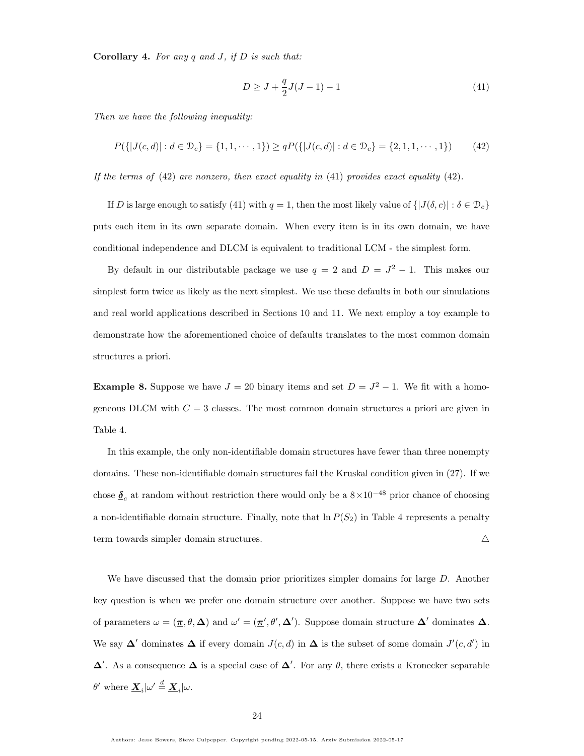**Corollary 4.** *For any $q$ and $J$, if $D$ is such that:*

$$D \geq J + \frac{q}{2}J(J-1) - 1 \tag{41}$$

*Then we have the following inequality:*

$$P(\{|J(c,d)| : d \in \mathcal{D}_c\} = \{1, 1, \cdots, 1\}) \geq qP(\{|J(c,d)| : d \in \mathcal{D}_c\} = \{2, 1, 1, \cdots, 1\}) \tag{42}$$

*If the terms of* (42) *are nonzero, then exact equality in* (41) *provides exact equality* (42).

If $D$ is large enough to satisfy (41) with $q = 1$, then the most likely value of $\{|J(\delta, c)| : \delta \in \mathcal{D}_c\}$ puts each item in its own separate domain. When every item is in its own domain, we have conditional independence and DLCM is equivalent to traditional LCM - the simplest form.

By default in our distributable package we use $q = 2$ and $D = J^2 - 1$. This makes our simplest form twice as likely as the next simplest. We use these defaults in both our simulations and real world applications described in Sections 10 and 11. We next employ a toy example to demonstrate how the aforementioned choice of defaults translates to the most common domain structures a priori.

**Example 8.** Suppose we have $J = 20$ binary items and set $D = J^2 - 1$. We fit with a homogeneous DLCM with $C = 3$ classes. The most common domain structures a priori are given in Table 4.

In this example, the only non-identifiable domain structures have fewer than three nonempty domains. These non-identifiable domain structures fail the Kruskal condition given in (27). If we chose $\underline{\boldsymbol{\delta}}_c$ at random without restriction there would only be a $8 \times 10^{-48}$ prior chance of choosing a non-identifiable domain structure. Finally, note that $\ln P(S_2)$ in Table 4 represents a penalty term towards simpler domain structures. △

We have discussed that the domain prior prioritizes simpler domains for large $D$. Another key question is when we prefer one domain structure over another. Suppose we have two sets of parameters $\omega = (\underline{\boldsymbol{\pi}}, \theta, \boldsymbol{\Delta})$ and $\omega' = (\underline{\boldsymbol{\pi}}', \theta', \boldsymbol{\Delta}')$. Suppose domain structure $\boldsymbol{\Delta}'$ dominates $\boldsymbol{\Delta}$. We say $\boldsymbol{\Delta}'$ dominates $\boldsymbol{\Delta}$ if every domain $J(c,d)$ in $\boldsymbol{\Delta}$ is the subset of some domain $J'(c,d')$ in $\boldsymbol{\Delta}'$. As a consequence $\boldsymbol{\Delta}$ is a special case of $\boldsymbol{\Delta}'$. For any $\theta$, there exists a Kronecker separable $\theta'$ where $\underline{\boldsymbol{X}}_i|\omega' \stackrel{d}{=} \underline{\boldsymbol{X}}_i|\omega$.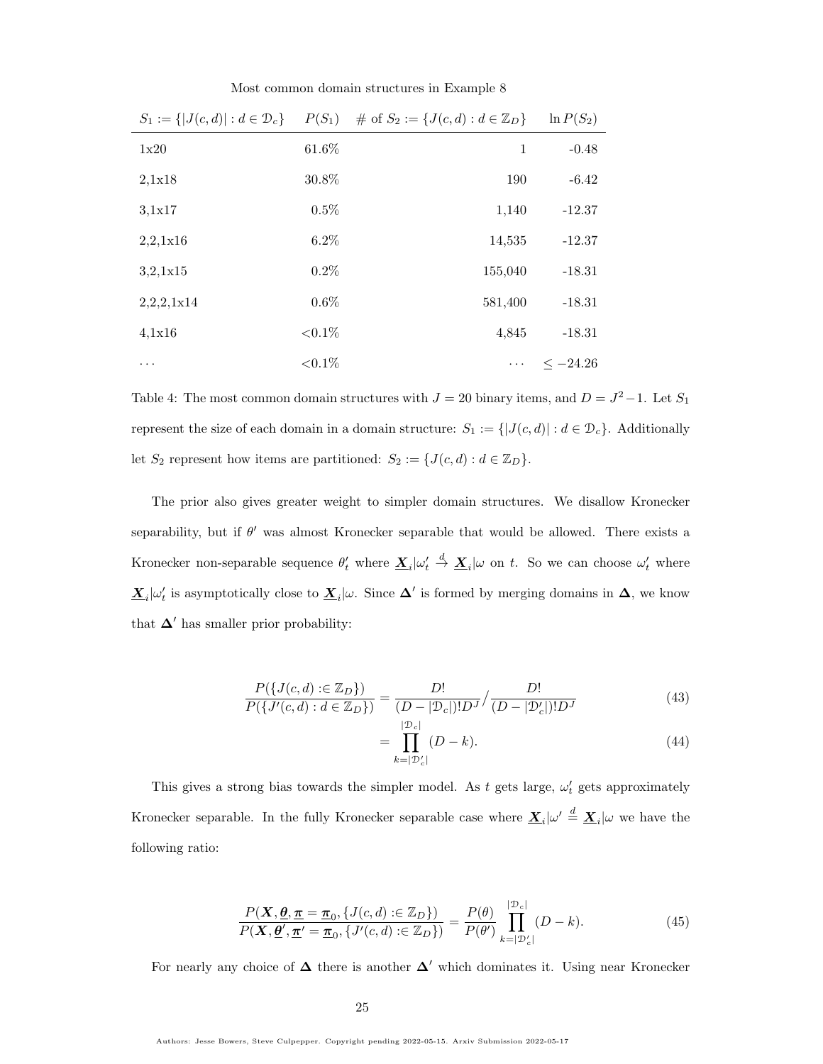Most common domain structures in Example 8

| $S_1 := \{\lvert J(c,d)\rvert : d \in \mathcal{D}_c\}$ | $P(S_1)$ | # of $S_2 := \{J(c,d) : d \in \mathbb{Z}_D\}$ | $\ln P(S_2)$ |
|---|---:|---:|---:|
| 1x20 | 61.6% | 1 | -0.48 |
| 2,1x18 | 30.8% | 190 | -6.42 |
| 3,1x17 | 0.5% | 1,140 | -12.37 |
| 2,2,1x16 | 6.2% | 14,535 | -12.37 |
| 3,2,1x15 | 0.2% | 155,040 | -18.31 |
| 2,2,2,1x14 | 0.6% | 581,400 | -18.31 |
| 4,1x16 | <0.1% | 4,845 | -18.31 |
| ... | <0.1% | ... | $\leq -24.26$ |

Table 4: The most common domain structures with $J = 20$ binary items, and $D = J^2 - 1$. Let $S_1$ represent the size of each domain in a domain structure: $S_1 := \{\lvert J(c,d)\rvert : d \in \mathcal{D}_c\}$. Additionally let $S_2$ represent how items are partitioned: $S_2 := \{J(c,d) : d \in \mathbb{Z}_D\}$.

The prior also gives greater weight to simpler domain structures. We disallow Kronecker separability, but if $\theta'$ was almost Kronecker separable that would be allowed. There exists a Kronecker non-separable sequence $\theta'_t$ where $\underline{\boldsymbol{X}}_i|\omega'_t \xrightarrow{d} \underline{\boldsymbol{X}}_i|\omega$ on $t$. So we can choose $\omega'_t$ where $\underline{\boldsymbol{X}}_i|\omega'_t$ is asymptotically close to $\underline{\boldsymbol{X}}_i|\omega$. Since $\boldsymbol{\Delta}'$ is formed by merging domains in $\boldsymbol{\Delta}$, we know that $\boldsymbol{\Delta}'$ has smaller prior probability:

$$\frac{P(\{J(c,d) :\in \mathbb{Z}_D\})}{P(\{J'(c,d) : d \in \mathbb{Z}_D\})} = \frac{D!}{(D - |\mathcal{D}_c|)!D^J} \Big/ \frac{D!}{(D - |\mathcal{D}'_c|)!D^J} \tag{43}$$

$$= \prod_{k=|\mathcal{D}'_c|}^{|\mathcal{D}_c|} (D - k). \tag{44}$$

This gives a strong bias towards the simpler model. As $t$ gets large, $\omega'_t$ gets approximately Kronecker separable. In the fully Kronecker separable case where $\underline{\boldsymbol{X}}_i|\omega' \overset{d}{=} \underline{\boldsymbol{X}}_i|\omega$ we have the following ratio:

$$\frac{P(\boldsymbol{X}, \underline{\boldsymbol{\theta}}, \underline{\boldsymbol{\pi}} = \underline{\boldsymbol{\pi}}_0, \{J(c,d) :\in \mathbb{Z}_D\})}{P(\boldsymbol{X}, \underline{\boldsymbol{\theta}}', \underline{\boldsymbol{\pi}}' = \underline{\boldsymbol{\pi}}_0, \{J'(c,d) :\in \mathbb{Z}_D\})} = \frac{P(\theta)}{P(\theta')} \prod_{k=|\mathcal{D}'_c|}^{|\mathcal{D}_c|} (D - k). \tag{45}$$

For nearly any choice of $\boldsymbol{\Delta}$ there is another $\boldsymbol{\Delta}'$ which dominates it. Using near Kronecker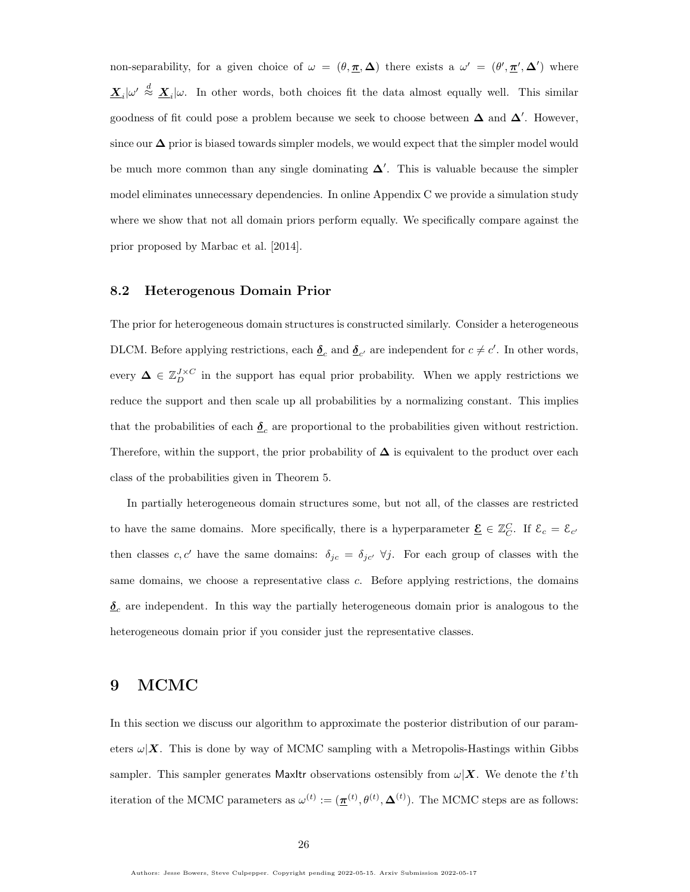non-separability, for a given choice of $\omega = (\theta, \underline{\boldsymbol{\pi}}, \boldsymbol{\Delta})$ there exists a $\omega' = (\theta', \underline{\boldsymbol{\pi}}', \boldsymbol{\Delta}')$ where $\underline{\boldsymbol{X}}_i|\omega' \overset{d}{\approx} \underline{\boldsymbol{X}}_i|\omega$. In other words, both choices fit the data almost equally well. This similar goodness of fit could pose a problem because we seek to choose between $\boldsymbol{\Delta}$ and $\boldsymbol{\Delta}'$. However, since our $\boldsymbol{\Delta}$ prior is biased towards simpler models, we would expect that the simpler model would be much more common than any single dominating $\boldsymbol{\Delta}'$. This is valuable because the simpler model eliminates unnecessary dependencies. In online Appendix C we provide a simulation study where we show that not all domain priors perform equally. We specifically compare against the prior proposed by Marbac et al. [2014].

### 8.2 Heterogenous Domain Prior

The prior for heterogeneous domain structures is constructed similarly. Consider a heterogeneous DLCM. Before applying restrictions, each $\underline{\boldsymbol{\delta}}_c$ and $\underline{\boldsymbol{\delta}}_{c'}$ are independent for $c \neq c'$. In other words, every $\boldsymbol{\Delta} \in \mathbb{Z}_D^{J\times C}$ in the support has equal prior probability. When we apply restrictions we reduce the support and then scale up all probabilities by a normalizing constant. This implies that the probabilities of each $\underline{\boldsymbol{\delta}}_c$ are proportional to the probabilities given without restriction. Therefore, within the support, the prior probability of $\boldsymbol{\Delta}$ is equivalent to the product over each class of the probabilities given in Theorem 5.

In partially heterogeneous domain structures some, but not all, of the classes are restricted to have the same domains. More specifically, there is a hyperparameter $\underline{\mathcal{E}} \in \mathbb{Z}_C^C$. If $\mathcal{E}_c = \mathcal{E}_{c'}$ then classes $c, c'$ have the same domains: $\delta_{jc} = \delta_{jc'}\ \forall j$. For each group of classes with the same domains, we choose a representative class $c$. Before applying restrictions, the domains $\underline{\boldsymbol{\delta}}_c$ are independent. In this way the partially heterogeneous domain prior is analogous to the heterogeneous domain prior if you consider just the representative classes.

## 9 MCMC

In this section we discuss our algorithm to approximate the posterior distribution of our parameters $\omega|\boldsymbol{X}$. This is done by way of MCMC sampling with a Metropolis-Hastings within Gibbs sampler. This sampler generates $\mathsf{MaxItr}$ observations ostensibly from $\omega|\boldsymbol{X}$. We denote the $t$'th iteration of the MCMC parameters as $\omega^{(t)} := (\underline{\boldsymbol{\pi}}^{(t)}, \theta^{(t)}, \boldsymbol{\Delta}^{(t)})$. The MCMC steps are as follows: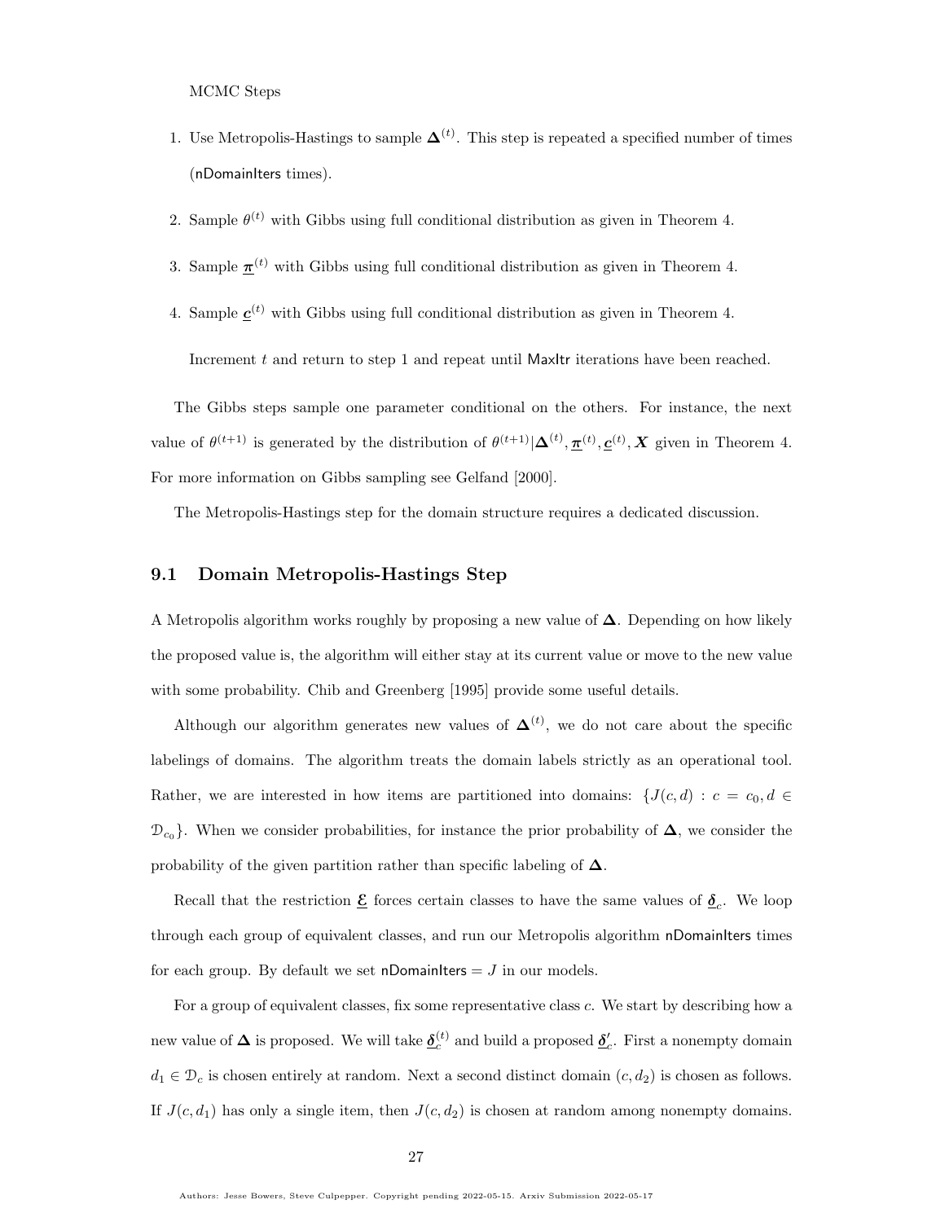MCMC Steps

1. Use Metropolis-Hastings to sample $\boldsymbol{\Delta}^{(t)}$. This step is repeated a specified number of times (nDomainIters times).
2. Sample $\theta^{(t)}$ with Gibbs using full conditional distribution as given in Theorem 4.
3. Sample $\underline{\boldsymbol{\pi}}^{(t)}$ with Gibbs using full conditional distribution as given in Theorem 4.
4. Sample $\underline{\boldsymbol{c}}^{(t)}$ with Gibbs using full conditional distribution as given in Theorem 4.

Increment $t$ and return to step 1 and repeat until MaxItr iterations have been reached.

The Gibbs steps sample one parameter conditional on the others. For instance, the next value of $\theta^{(t+1)}$ is generated by the distribution of $\theta^{(t+1)}|\boldsymbol{\Delta}^{(t)}, \underline{\boldsymbol{\pi}}^{(t)}, \underline{\boldsymbol{c}}^{(t)}, \boldsymbol{X}$ given in Theorem 4. For more information on Gibbs sampling see Gelfand [2000].

The Metropolis-Hastings step for the domain structure requires a dedicated discussion.

## 9.1 Domain Metropolis-Hastings Step

A Metropolis algorithm works roughly by proposing a new value of $\boldsymbol{\Delta}$. Depending on how likely the proposed value is, the algorithm will either stay at its current value or move to the new value with some probability. Chib and Greenberg [1995] provide some useful details.

Although our algorithm generates new values of $\boldsymbol{\Delta}^{(t)}$, we do not care about the specific labelings of domains. The algorithm treats the domain labels strictly as an operational tool. Rather, we are interested in how items are partitioned into domains: $\{J(c,d) : c = c_0, d \in \mathcal{D}_{c_0}\}$. When we consider probabilities, for instance the prior probability of $\boldsymbol{\Delta}$, we consider the probability of the given partition rather than specific labeling of $\boldsymbol{\Delta}$.

Recall that the restriction $\underline{\boldsymbol{\mathcal{E}}}$ forces certain classes to have the same values of $\underline{\boldsymbol{\delta}}_c$. We loop through each group of equivalent classes, and run our Metropolis algorithm nDomainIters times for each group. By default we set nDomainIters $= J$ in our models.

For a group of equivalent classes, fix some representative class $c$. We start by describing how a new value of $\boldsymbol{\Delta}$ is proposed. We will take $\underline{\boldsymbol{\delta}}_c^{(t)}$ and build a proposed $\underline{\boldsymbol{\delta}}'_c$. First a nonempty domain $d_1 \in \mathcal{D}_c$ is chosen entirely at random. Next a second distinct domain $(c, d_2)$ is chosen as follows. If $J(c, d_1)$ has only a single item, then $J(c, d_2)$ is chosen at random among nonempty domains.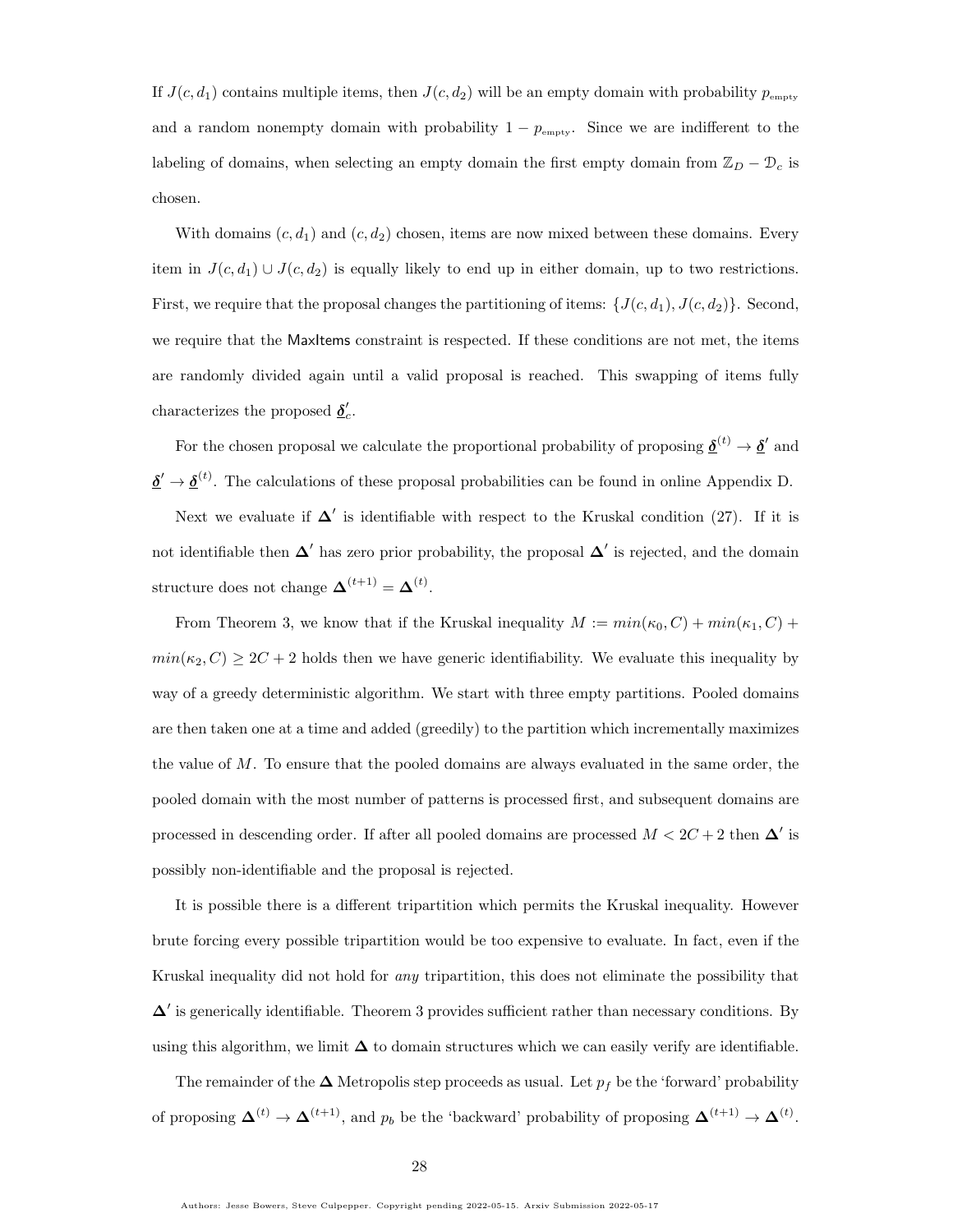If $J(c, d_1)$ contains multiple items, then $J(c, d_2)$ will be an empty domain with probability $p_{\text{empty}}$ and a random nonempty domain with probability $1 - p_{\text{empty}}$. Since we are indifferent to the labeling of domains, when selecting an empty domain the first empty domain from $\mathbb{Z}_D - \mathcal{D}_c$ is chosen.

With domains $(c, d_1)$ and $(c, d_2)$ chosen, items are now mixed between these domains. Every item in $J(c, d_1) \cup J(c, d_2)$ is equally likely to end up in either domain, up to two restrictions. First, we require that the proposal changes the partitioning of items: $\{J(c, d_1), J(c, d_2)\}$. Second, we require that the MaxItems constraint is respected. If these conditions are not met, the items are randomly divided again until a valid proposal is reached. This swapping of items fully characterizes the proposed $\underline{\boldsymbol{\delta}}'_c$.

For the chosen proposal we calculate the proportional probability of proposing $\underline{\boldsymbol{\delta}}^{(t)} \to \underline{\boldsymbol{\delta}}'$ and $\underline{\boldsymbol{\delta}}' \to \underline{\boldsymbol{\delta}}^{(t)}$. The calculations of these proposal probabilities can be found in online Appendix D.

Next we evaluate if $\boldsymbol{\Delta}'$ is identifiable with respect to the Kruskal condition (27). If it is not identifiable then $\boldsymbol{\Delta}'$ has zero prior probability, the proposal $\boldsymbol{\Delta}'$ is rejected, and the domain structure does not change $\boldsymbol{\Delta}^{(t+1)} = \boldsymbol{\Delta}^{(t)}$.

From Theorem 3, we know that if the Kruskal inequality $M := min(\kappa_0, C) + min(\kappa_1, C) + min(\kappa_2, C) \geq 2C + 2$ holds then we have generic identifiability. We evaluate this inequality by way of a greedy deterministic algorithm. We start with three empty partitions. Pooled domains are then taken one at a time and added (greedily) to the partition which incrementally maximizes the value of $M$. To ensure that the pooled domains are always evaluated in the same order, the pooled domain with the most number of patterns is processed first, and subsequent domains are processed in descending order. If after all pooled domains are processed $M < 2C + 2$ then $\boldsymbol{\Delta}'$ is possibly non-identifiable and the proposal is rejected.

It is possible there is a different tripartition which permits the Kruskal inequality. However brute forcing every possible tripartition would be too expensive to evaluate. In fact, even if the Kruskal inequality did not hold for *any* tripartition, this does not eliminate the possibility that $\boldsymbol{\Delta}'$ is generically identifiable. Theorem 3 provides sufficient rather than necessary conditions. By using this algorithm, we limit $\boldsymbol{\Delta}$ to domain structures which we can easily verify are identifiable.

The remainder of the $\boldsymbol{\Delta}$ Metropolis step proceeds as usual. Let $p_f$ be the 'forward' probability of proposing $\boldsymbol{\Delta}^{(t)} \to \boldsymbol{\Delta}^{(t+1)}$, and $p_b$ be the 'backward' probability of proposing $\boldsymbol{\Delta}^{(t+1)} \to \boldsymbol{\Delta}^{(t)}$.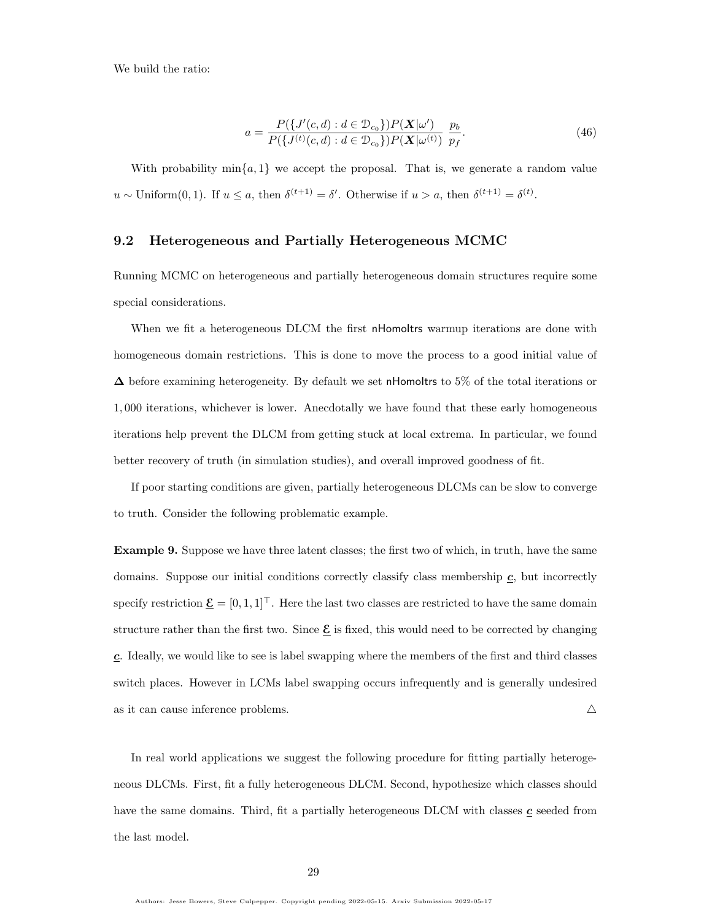We build the ratio:

$$a = \frac{P(\{J'(c,d) : d \in \mathcal{D}_{c_0}\})P(\boldsymbol{X}|\omega')}{P(\{J^{(t)}(c,d) : d \in \mathcal{D}_{c_0}\})P(\boldsymbol{X}|\omega^{(t)})} \; \frac{p_b}{p_f}. \tag{46}$$

With probability $\min\{a, 1\}$ we accept the proposal. That is, we generate a random value $u \sim \text{Uniform}(0,1)$. If $u \leq a$, then $\delta^{(t+1)} = \delta'$. Otherwise if $u > a$, then $\delta^{(t+1)} = \delta^{(t)}$.

## 9.2 Heterogeneous and Partially Heterogeneous MCMC

Running MCMC on heterogeneous and partially heterogeneous domain structures require some special considerations.

When we fit a heterogeneous DLCM the first nHomoItrs warmup iterations are done with homogeneous domain restrictions. This is done to move the process to a good initial value of $\boldsymbol{\Delta}$ before examining heterogeneity. By default we set nHomoItrs to 5% of the total iterations or 1,000 iterations, whichever is lower. Anecdotally we have found that these early homogeneous iterations help prevent the DLCM from getting stuck at local extrema. In particular, we found better recovery of truth (in simulation studies), and overall improved goodness of fit.

If poor starting conditions are given, partially heterogeneous DLCMs can be slow to converge to truth. Consider the following problematic example.

**Example 9.** Suppose we have three latent classes; the first two of which, in truth, have the same domains. Suppose our initial conditions correctly classify class membership $\underline{\boldsymbol{c}}$, but incorrectly specify restriction $\underline{\boldsymbol{\mathcal{E}}} = [0, 1, 1]^\top$. Here the last two classes are restricted to have the same domain structure rather than the first two. Since $\underline{\boldsymbol{\mathcal{E}}}$ is fixed, this would need to be corrected by changing $\underline{\boldsymbol{c}}$. Ideally, we would like to see is label swapping where the members of the first and third classes switch places. However in LCMs label swapping occurs infrequently and is generally undesired as it can cause inference problems. △

In real world applications we suggest the following procedure for fitting partially heterogeneous DLCMs. First, fit a fully heterogeneous DLCM. Second, hypothesize which classes should have the same domains. Third, fit a partially heterogeneous DLCM with classes $\underline{\boldsymbol{c}}$ seeded from the last model.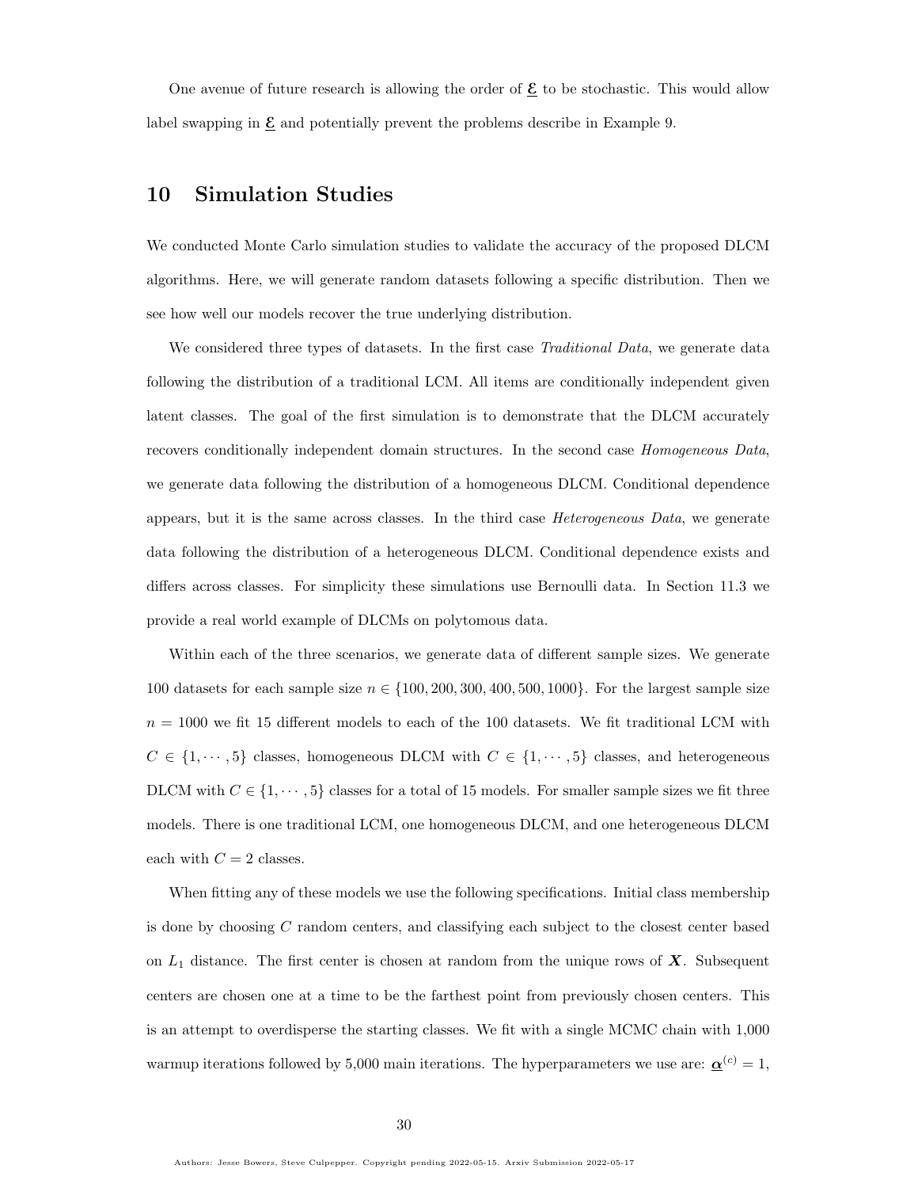One avenue of future research is allowing the order of $\underline{\boldsymbol{\mathcal{E}}}$ to be stochastic. This would allow label swapping in $\underline{\boldsymbol{\mathcal{E}}}$ and potentially prevent the problems describe in Example 9.

# 10 Simulation Studies

We conducted Monte Carlo simulation studies to validate the accuracy of the proposed DLCM algorithms. Here, we will generate random datasets following a specific distribution. Then we see how well our models recover the true underlying distribution.

We considered three types of datasets. In the first case *Traditional Data*, we generate data following the distribution of a traditional LCM. All items are conditionally independent given latent classes. The goal of the first simulation is to demonstrate that the DLCM accurately recovers conditionally independent domain structures. In the second case *Homogeneous Data*, we generate data following the distribution of a homogeneous DLCM. Conditional dependence appears, but it is the same across classes. In the third case *Heterogeneous Data*, we generate data following the distribution of a heterogeneous DLCM. Conditional dependence exists and differs across classes. For simplicity these simulations use Bernoulli data. In Section 11.3 we provide a real world example of DLCMs on polytomous data.

Within each of the three scenarios, we generate data of different sample sizes. We generate 100 datasets for each sample size $n \in \{100, 200, 300, 400, 500, 1000\}$. For the largest sample size $n = 1000$ we fit 15 different models to each of the 100 datasets. We fit traditional LCM with $C \in \{1, \cdots, 5\}$ classes, homogeneous DLCM with $C \in \{1, \cdots, 5\}$ classes, and heterogeneous DLCM with $C \in \{1, \cdots, 5\}$ classes for a total of 15 models. For smaller sample sizes we fit three models. There is one traditional LCM, one homogeneous DLCM, and one heterogeneous DLCM each with $C = 2$ classes.

When fitting any of these models we use the following specifications. Initial class membership is done by choosing $C$ random centers, and classifying each subject to the closest center based on $L_1$ distance. The first center is chosen at random from the unique rows of $\boldsymbol{X}$. Subsequent centers are chosen one at a time to be the farthest point from previously chosen centers. This is an attempt to overdisperse the starting classes. We fit with a single MCMC chain with 1,000 warmup iterations followed by 5,000 main iterations. The hyperparameters we use are: $\underline{\boldsymbol{\alpha}}^{(c)} = 1$,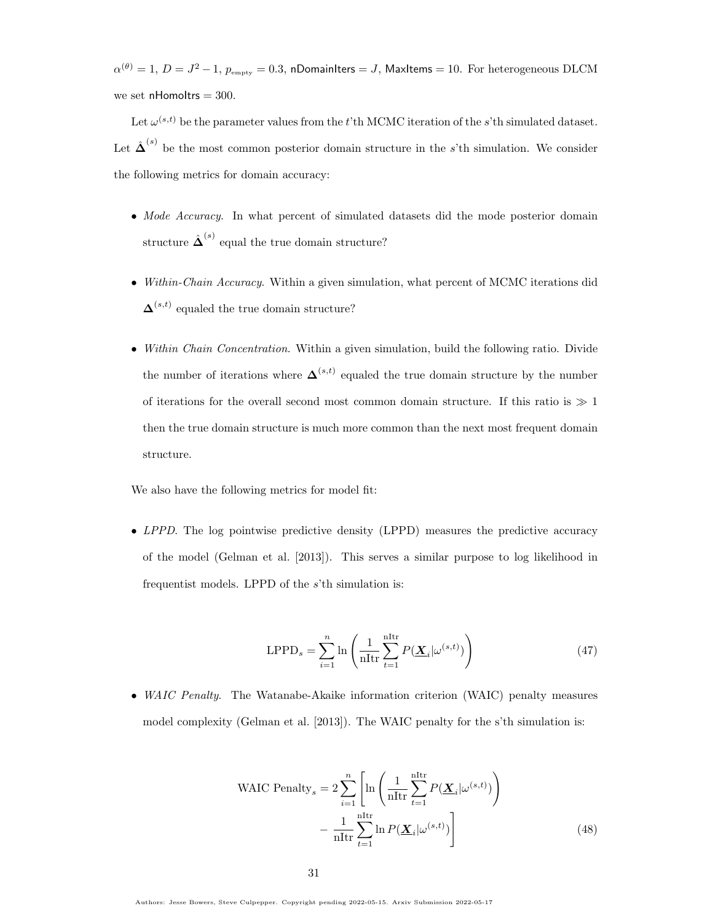$\alpha^{(\theta)} = 1$, $D = J^2 - 1$, $p_{\text{empty}} = 0.3$, $\textsf{nDomainIters} = J$, $\textsf{MaxItems} = 10$. For heterogeneous DLCM we set $\textsf{nHomoItrs} = 300$.

Let $\omega^{(s,t)}$ be the parameter values from the $t$'th MCMC iteration of the $s$'th simulated dataset. Let $\hat{\boldsymbol{\Delta}}^{(s)}$ be the most common posterior domain structure in the $s$'th simulation. We consider the following metrics for domain accuracy:

- *Mode Accuracy*. In what percent of simulated datasets did the mode posterior domain structure $\hat{\boldsymbol{\Delta}}^{(s)}$ equal the true domain structure?
- *Within-Chain Accuracy*. Within a given simulation, what percent of MCMC iterations did $\boldsymbol{\Delta}^{(s,t)}$ equaled the true domain structure?
- *Within Chain Concentration*. Within a given simulation, build the following ratio. Divide the number of iterations where $\boldsymbol{\Delta}^{(s,t)}$ equaled the true domain structure by the number of iterations for the overall second most common domain structure. If this ratio is $\gg 1$ then the true domain structure is much more common than the next most frequent domain structure.

We also have the following metrics for model fit:

- *LPPD*. The log pointwise predictive density (LPPD) measures the predictive accuracy of the model (Gelman et al. [2013]). This serves a similar purpose to log likelihood in frequentist models. LPPD of the $s$'th simulation is:

$$\text{LPPD}_s = \sum_{i=1}^{n} \ln \left( \frac{1}{\text{nItr}} \sum_{t=1}^{\text{nItr}} P(\underline{\boldsymbol{X}}_i | \omega^{(s,t)}) \right) \tag{47}$$

- *WAIC Penalty*. The Watanabe-Akaike information criterion (WAIC) penalty measures model complexity (Gelman et al. [2013]). The WAIC penalty for the s'th simulation is:

$$\begin{aligned} \text{WAIC Penalty}_s = 2 \sum_{i=1}^{n} \Bigg[ & \ln \left( \frac{1}{\text{nItr}} \sum_{t=1}^{\text{nItr}} P(\underline{\boldsymbol{X}}_i | \omega^{(s,t)}) \right) \\ & - \frac{1}{\text{nItr}} \sum_{t=1}^{\text{nItr}} \ln P(\underline{\boldsymbol{X}}_i | \omega^{(s,t)}) \Bigg] \end{aligned} \tag{48}$$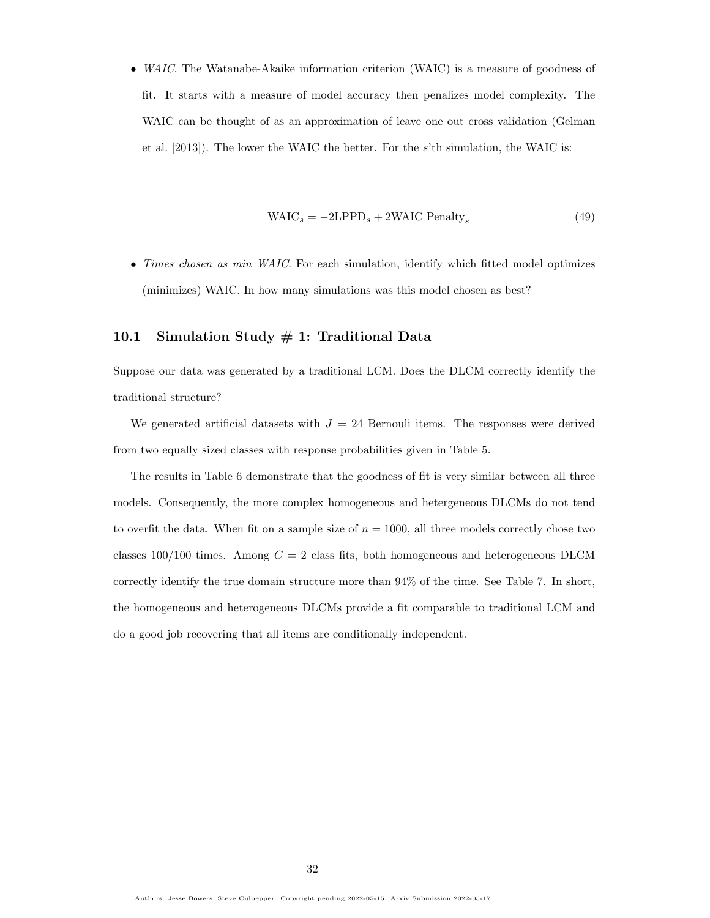- *WAIC*. The Watanabe-Akaike information criterion (WAIC) is a measure of goodness of fit. It starts with a measure of model accuracy then penalizes model complexity. The WAIC can be thought of as an approximation of leave one out cross validation (Gelman et al. [2013]). The lower the WAIC the better. For the $s$'th simulation, the WAIC is:

$$\text{WAIC}_s = -2\text{LPPD}_s + 2\text{WAIC Penalty}_s \tag{49}$$

- *Times chosen as min WAIC*. For each simulation, identify which fitted model optimizes (minimizes) WAIC. In how many simulations was this model chosen as best?

## 10.1 Simulation Study # 1: Traditional Data

Suppose our data was generated by a traditional LCM. Does the DLCM correctly identify the traditional structure?

We generated artificial datasets with $J = 24$ Bernouli items. The responses were derived from two equally sized classes with response probabilities given in Table 5.

The results in Table 6 demonstrate that the goodness of fit is very similar between all three models. Consequently, the more complex homogeneous and hetergeneous DLCMs do not tend to overfit the data. When fit on a sample size of $n = 1000$, all three models correctly chose two classes 100/100 times. Among $C = 2$ class fits, both homogeneous and heterogeneous DLCM correctly identify the true domain structure more than 94% of the time. See Table 7. In short, the homogeneous and heterogeneous DLCMs provide a fit comparable to traditional LCM and do a good job recovering that all items are conditionally independent.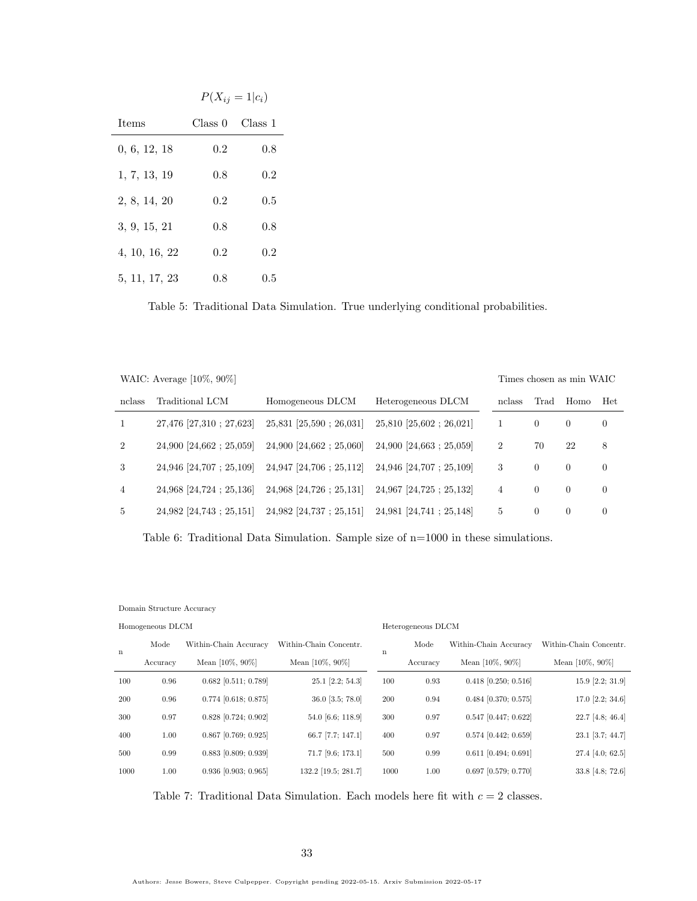| Items | $P(X_{ij} = 1 \| c_i)$ Class 0 | Class 1 |
|---|---|---|
| 0, 6, 12, 18 | 0.2 | 0.8 |
| 1, 7, 13, 19 | 0.8 | 0.2 |
| 2, 8, 14, 20 | 0.2 | 0.5 |
| 3, 9, 15, 21 | 0.8 | 0.8 |
| 4, 10, 16, 22 | 0.2 | 0.2 |
| 5, 11, 17, 23 | 0.8 | 0.5 |

Table 5: Traditional Data Simulation. True underlying conditional probabilities.

| WAIC: Average [10%, 90%] | | | | Times chosen as min WAIC | | | |
|---|---|---|---|---|---|---|---|
| nclass | Traditional LCM | Homogeneous DLCM | Heterogeneous DLCM | nclass | Trad | Homo | Het |
| 1 | 27,476 [27,310 ; 27,623] | 25,831 [25,590 ; 26,031] | 25,810 [25,602 ; 26,021] | 1 | 0 | 0 | 0 |
| 2 | 24,900 [24,662 ; 25,059] | 24,900 [24,662 ; 25,060] | 24,900 [24,663 ; 25,059] | 2 | 70 | 22 | 8 |
| 3 | 24,946 [24,707 ; 25,109] | 24,947 [24,706 ; 25,112] | 24,946 [24,707 ; 25,109] | 3 | 0 | 0 | 0 |
| 4 | 24,968 [24,724 ; 25,136] | 24,968 [24,726 ; 25,131] | 24,967 [24,725 ; 25,132] | 4 | 0 | 0 | 0 |
| 5 | 24,982 [24,743 ; 25,151] | 24,982 [24,737 ; 25,151] | 24,981 [24,741 ; 25,148] | 5 | 0 | 0 | 0 |

Table 6: Traditional Data Simulation. Sample size of n=1000 in these simulations.

Domain Structure Accuracy

| Homogeneous DLCM | | | | Heterogeneous DLCM | | | |
|---|---|---|---|---|---|---|---|
| n | Mode Accuracy | Within-Chain Accuracy Mean [10%, 90%] | Within-Chain Concentr. Mean [10%, 90%] | n | Mode Accuracy | Within-Chain Accuracy Mean [10%, 90%] | Within-Chain Concentr. Mean [10%, 90%] |
| 100 | 0.96 | 0.682 [0.511; 0.789] | 25.1 [2.2; 54.3] | 100 | 0.93 | 0.418 [0.250; 0.516] | 15.9 [2.2; 31.9] |
| 200 | 0.96 | 0.774 [0.618; 0.875] | 36.0 [3.5; 78.0] | 200 | 0.94 | 0.484 [0.370; 0.575] | 17.0 [2.2; 34.6] |
| 300 | 0.97 | 0.828 [0.724; 0.902] | 54.0 [6.6; 118.9] | 300 | 0.97 | 0.547 [0.447; 0.622] | 22.7 [4.8; 46.4] |
| 400 | 1.00 | 0.867 [0.769; 0.925] | 66.7 [7.7; 147.1] | 400 | 0.97 | 0.574 [0.442; 0.659] | 23.1 [3.7; 44.7] |
| 500 | 0.99 | 0.883 [0.809; 0.939] | 71.7 [9.6; 173.1] | 500 | 0.99 | 0.611 [0.494; 0.691] | 27.4 [4.0; 62.5] |
| 1000 | 1.00 | 0.936 [0.903; 0.965] | 132.2 [19.5; 281.7] | 1000 | 1.00 | 0.697 [0.579; 0.770] | 33.8 [4.8; 72.6] |

Table 7: Traditional Data Simulation. Each models here fit with $c = 2$ classes.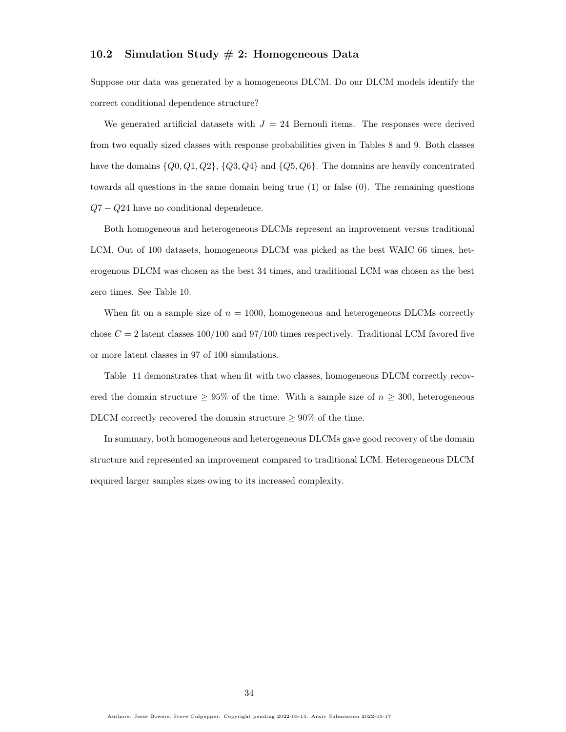### 10.2 Simulation Study # 2: Homogeneous Data

Suppose our data was generated by a homogeneous DLCM. Do our DLCM models identify the correct conditional dependence structure?

We generated artificial datasets with $J = 24$ Bernouli items. The responses were derived from two equally sized classes with response probabilities given in Tables 8 and 9. Both classes have the domains $\{Q0, Q1, Q2\}$, $\{Q3, Q4\}$ and $\{Q5, Q6\}$. The domains are heavily concentrated towards all questions in the same domain being true (1) or false (0). The remaining questions $Q7 - Q24$ have no conditional dependence.

Both homogeneous and heterogeneous DLCMs represent an improvement versus traditional LCM. Out of 100 datasets, homogeneous DLCM was picked as the best WAIC 66 times, heterogenous DLCM was chosen as the best 34 times, and traditional LCM was chosen as the best zero times. See Table 10.

When fit on a sample size of $n = 1000$, homogeneous and heterogeneous DLCMs correctly chose $C = 2$ latent classes 100/100 and 97/100 times respectively. Traditional LCM favored five or more latent classes in 97 of 100 simulations.

Table 11 demonstrates that when fit with two classes, homogeneous DLCM correctly recovered the domain structure $\geq 95\%$ of the time. With a sample size of $n \geq 300$, heterogeneous DLCM correctly recovered the domain structure $\geq 90\%$ of the time.

In summary, both homogeneous and heterogeneous DLCMs gave good recovery of the domain structure and represented an improvement compared to traditional LCM. Heterogeneous DLCM required larger samples sizes owing to its increased complexity.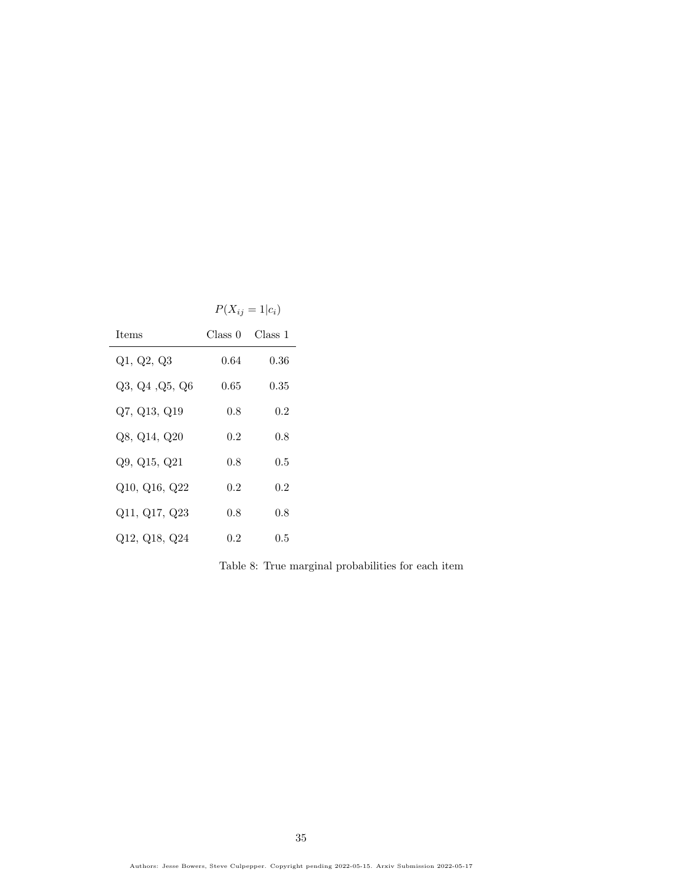| | $P(X_{ij} = 1 \mid c_i)$ | |
|---|---|---|
| Items | Class 0 | Class 1 |
| Q1, Q2, Q3 | 0.64 | 0.36 |
| Q3, Q4 ,Q5, Q6 | 0.65 | 0.35 |
| Q7, Q13, Q19 | 0.8 | 0.2 |
| Q8, Q14, Q20 | 0.2 | 0.8 |
| Q9, Q15, Q21 | 0.8 | 0.5 |
| Q10, Q16, Q22 | 0.2 | 0.2 |
| Q11, Q17, Q23 | 0.8 | 0.8 |
| Q12, Q18, Q24 | 0.2 | 0.5 |

Table 8: True marginal probabilities for each item

Authors: Jesse Bowers, Steve Culpepper. Copyright pending 2022-05-15. Arxiv Submission 2022-05-17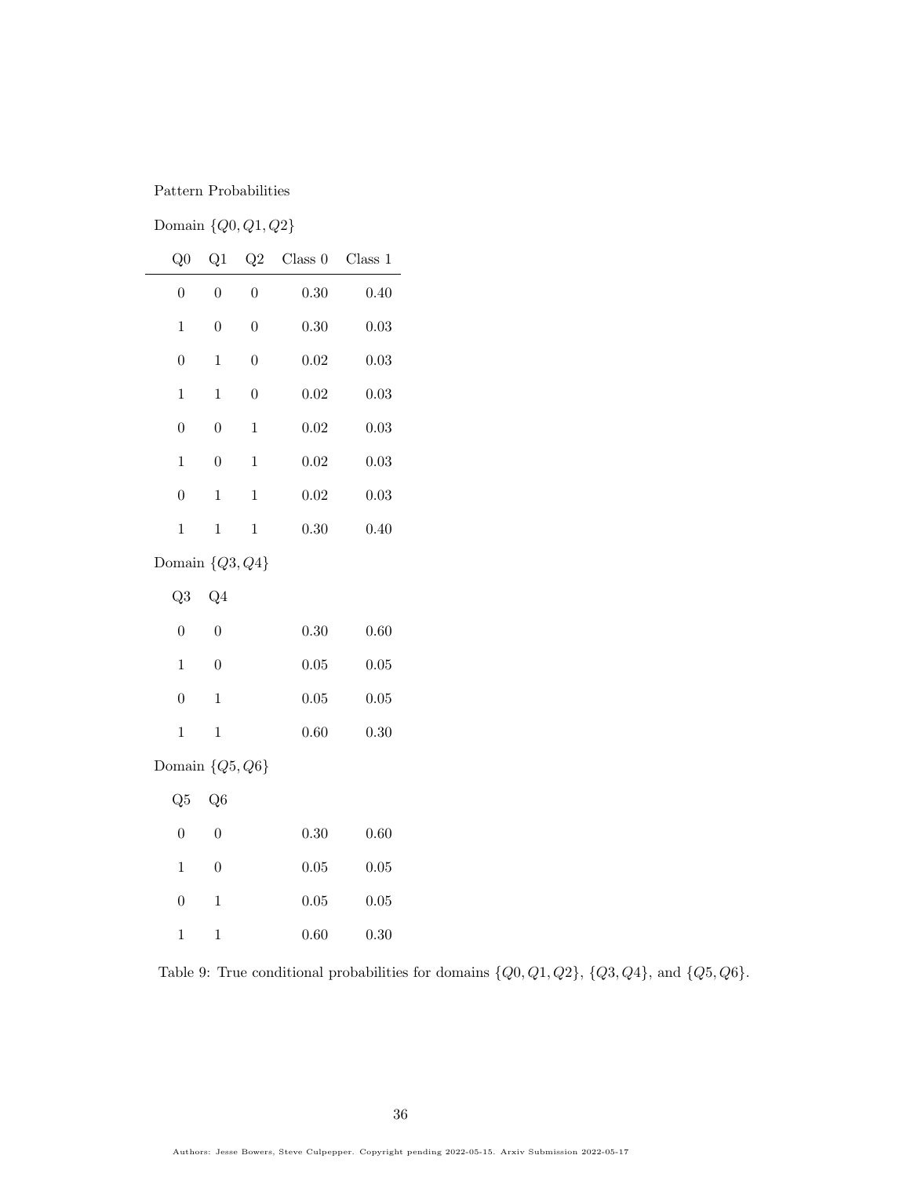Pattern Probabilities

Domain $\{Q0, Q1, Q2\}$

| Q0 | Q1 | Q2 | Class 0 | Class 1 |
|---|---|---|---|---|
| 0 | 0 | 0 | 0.30 | 0.40 |
| 1 | 0 | 0 | 0.30 | 0.03 |
| 0 | 1 | 0 | 0.02 | 0.03 |
| 1 | 1 | 0 | 0.02 | 0.03 |
| 0 | 0 | 1 | 0.02 | 0.03 |
| 1 | 0 | 1 | 0.02 | 0.03 |
| 0 | 1 | 1 | 0.02 | 0.03 |
| 1 | 1 | 1 | 0.30 | 0.40 |

Domain $\{Q3, Q4\}$

| Q3 | Q4 | Class 0 | Class 1 |
|---|---|---|---|
| 0 | 0 | 0.30 | 0.60 |
| 1 | 0 | 0.05 | 0.05 |
| 0 | 1 | 0.05 | 0.05 |
| 1 | 1 | 0.60 | 0.30 |

Domain $\{Q5, Q6\}$

| Q5 | Q6 | Class 0 | Class 1 |
|---|---|---|---|
| 0 | 0 | 0.30 | 0.60 |
| 1 | 0 | 0.05 | 0.05 |
| 0 | 1 | 0.05 | 0.05 |
| 1 | 1 | 0.60 | 0.30 |

Table 9: True conditional probabilities for domains $\{Q0, Q1, Q2\}$, $\{Q3, Q4\}$, and $\{Q5, Q6\}$.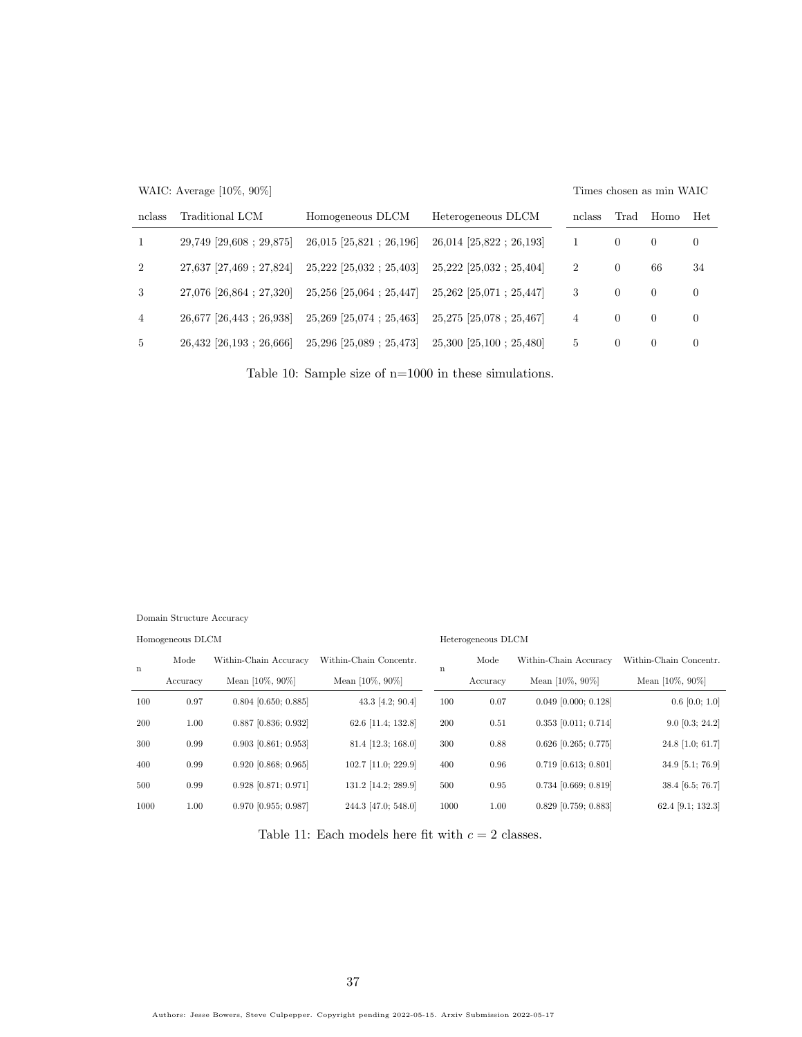WAIC: Average [10%, 90%]

| nclass | Traditional LCM | Homogeneous DLCM | Heterogeneous DLCM |
|---|---|---|---|
| 1 | 29,749 [29,608 ; 29,875] | 26,015 [25,821 ; 26,196] | 26,014 [25,822 ; 26,193] |
| 2 | 27,637 [27,469 ; 27,824] | 25,222 [25,032 ; 25,403] | 25,222 [25,032 ; 25,404] |
| 3 | 27,076 [26,864 ; 27,320] | 25,256 [25,064 ; 25,447] | 25,262 [25,071 ; 25,447] |
| 4 | 26,677 [26,443 ; 26,938] | 25,269 [25,074 ; 25,463] | 25,275 [25,078 ; 25,467] |
| 5 | 26,432 [26,193 ; 26,666] | 25,296 [25,089 ; 25,473] | 25,300 [25,100 ; 25,480] |

Times chosen as min WAIC

| nclass | Trad | Homo | Het |
|---|---|---|---|
| 1 | 0 | 0 | 0 |
| 2 | 0 | 66 | 34 |
| 3 | 0 | 0 | 0 |
| 4 | 0 | 0 | 0 |
| 5 | 0 | 0 | 0 |

Table 10: Sample size of n=1000 in these simulations.

Domain Structure Accuracy

| | Homogeneous DLCM | | | | Heterogeneous DLCM | | |
|---|---|---|---|---|---|---|---|
| n | Mode Accuracy | Within-Chain Accuracy Mean [10%, 90%] | Within-Chain Concentr. Mean [10%, 90%] | n | Mode Accuracy | Within-Chain Accuracy Mean [10%, 90%] | Within-Chain Concentr. Mean [10%, 90%] |
| 100 | 0.97 | 0.804 [0.650; 0.885] | 43.3 [4.2; 90.4] | 100 | 0.07 | 0.049 [0.000; 0.128] | 0.6 [0.0; 1.0] |
| 200 | 1.00 | 0.887 [0.836; 0.932] | 62.6 [11.4; 132.8] | 200 | 0.51 | 0.353 [0.011; 0.714] | 9.0 [0.3; 24.2] |
| 300 | 0.99 | 0.903 [0.861; 0.953] | 81.4 [12.3; 168.0] | 300 | 0.88 | 0.626 [0.265; 0.775] | 24.8 [1.0; 61.7] |
| 400 | 0.99 | 0.920 [0.868; 0.965] | 102.7 [11.0; 229.9] | 400 | 0.96 | 0.719 [0.613; 0.801] | 34.9 [5.1; 76.9] |
| 500 | 0.99 | 0.928 [0.871; 0.971] | 131.2 [14.2; 289.9] | 500 | 0.95 | 0.734 [0.669; 0.819] | 38.4 [6.5; 76.7] |
| 1000 | 1.00 | 0.970 [0.955; 0.987] | 244.3 [47.0; 548.0] | 1000 | 1.00 | 0.829 [0.759; 0.883] | 62.4 [9.1; 132.3] |

Table 11: Each models here fit with $c = 2$ classes.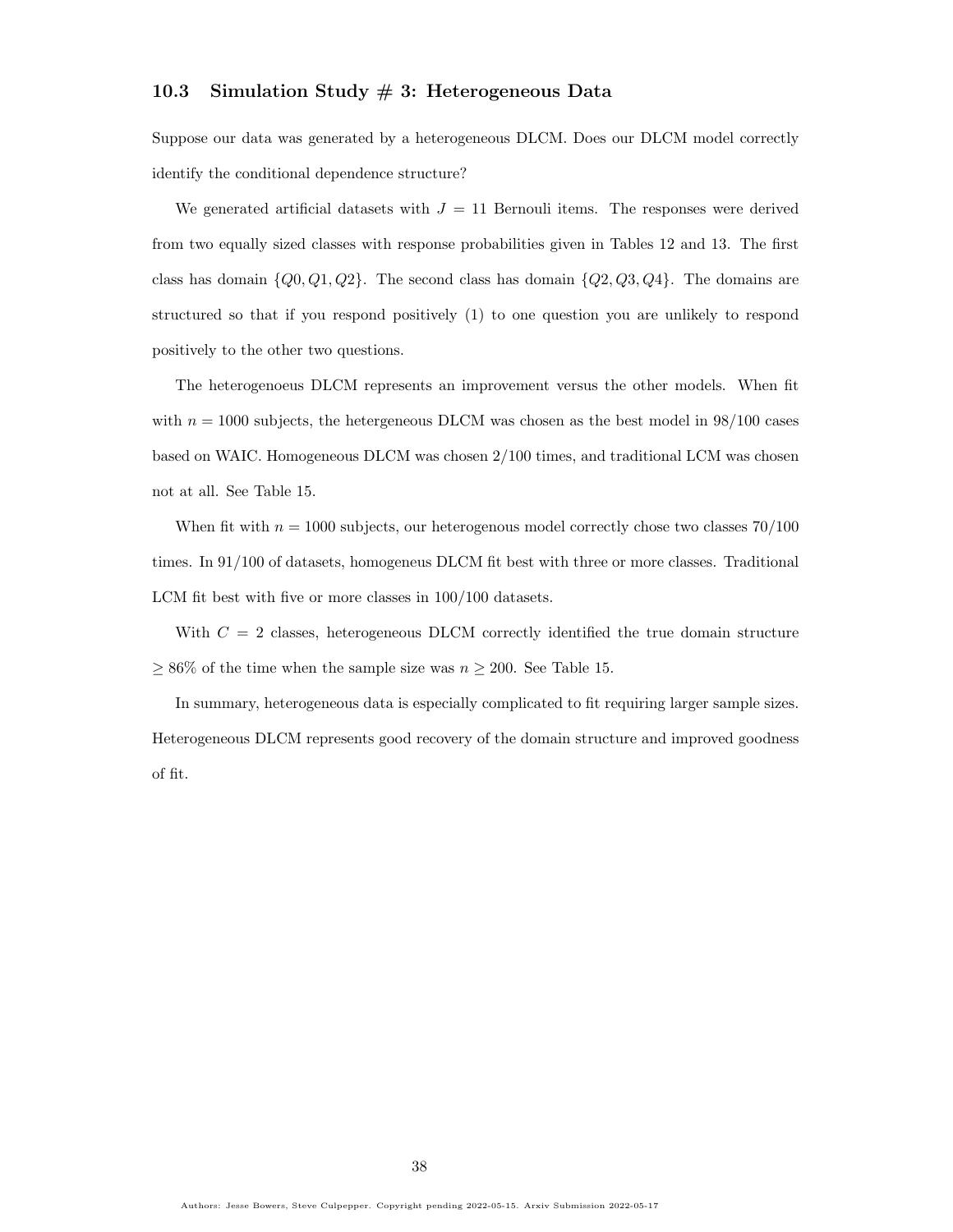### 10.3 Simulation Study # 3: Heterogeneous Data

Suppose our data was generated by a heterogeneous DLCM. Does our DLCM model correctly identify the conditional dependence structure?

We generated artificial datasets with $J = 11$ Bernouli items. The responses were derived from two equally sized classes with response probabilities given in Tables 12 and 13. The first class has domain $\{Q0, Q1, Q2\}$. The second class has domain $\{Q2, Q3, Q4\}$. The domains are structured so that if you respond positively (1) to one question you are unlikely to respond positively to the other two questions.

The heterogenoeus DLCM represents an improvement versus the other models. When fit with $n = 1000$ subjects, the hetergeneous DLCM was chosen as the best model in 98/100 cases based on WAIC. Homogeneous DLCM was chosen 2/100 times, and traditional LCM was chosen not at all. See Table 15.

When fit with $n = 1000$ subjects, our heterogenous model correctly chose two classes 70/100 times. In 91/100 of datasets, homogeneus DLCM fit best with three or more classes. Traditional LCM fit best with five or more classes in 100/100 datasets.

With $C = 2$ classes, heterogeneous DLCM correctly identified the true domain structure $\geq 86\%$ of the time when the sample size was $n \geq 200$. See Table 15.

In summary, heterogeneous data is especially complicated to fit requiring larger sample sizes. Heterogeneous DLCM represents good recovery of the domain structure and improved goodness of fit.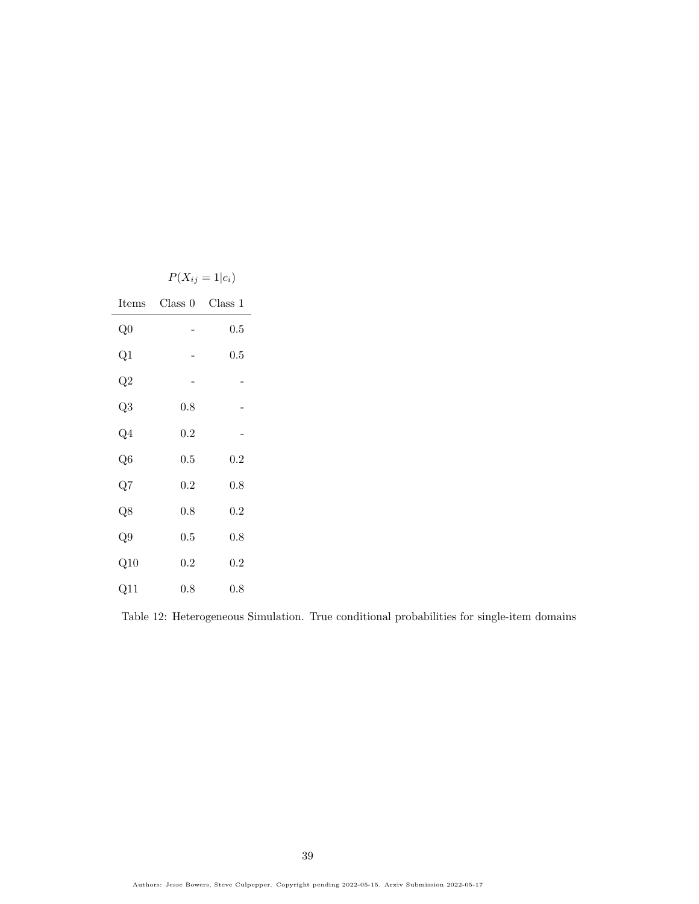| | $P(X_{ij} = 1 \vert c_i)$ | |
|---|---|---|
| Items | Class 0 | Class 1 |
| Q0 | - | 0.5 |
| Q1 | - | 0.5 |
| Q2 | - | - |
| Q3 | 0.8 | - |
| Q4 | 0.2 | - |
| Q6 | 0.5 | 0.2 |
| Q7 | 0.2 | 0.8 |
| Q8 | 0.8 | 0.2 |
| Q9 | 0.5 | 0.8 |
| Q10 | 0.2 | 0.2 |
| Q11 | 0.8 | 0.8 |

Table 12: Heterogeneous Simulation. True conditional probabilities for single-item domains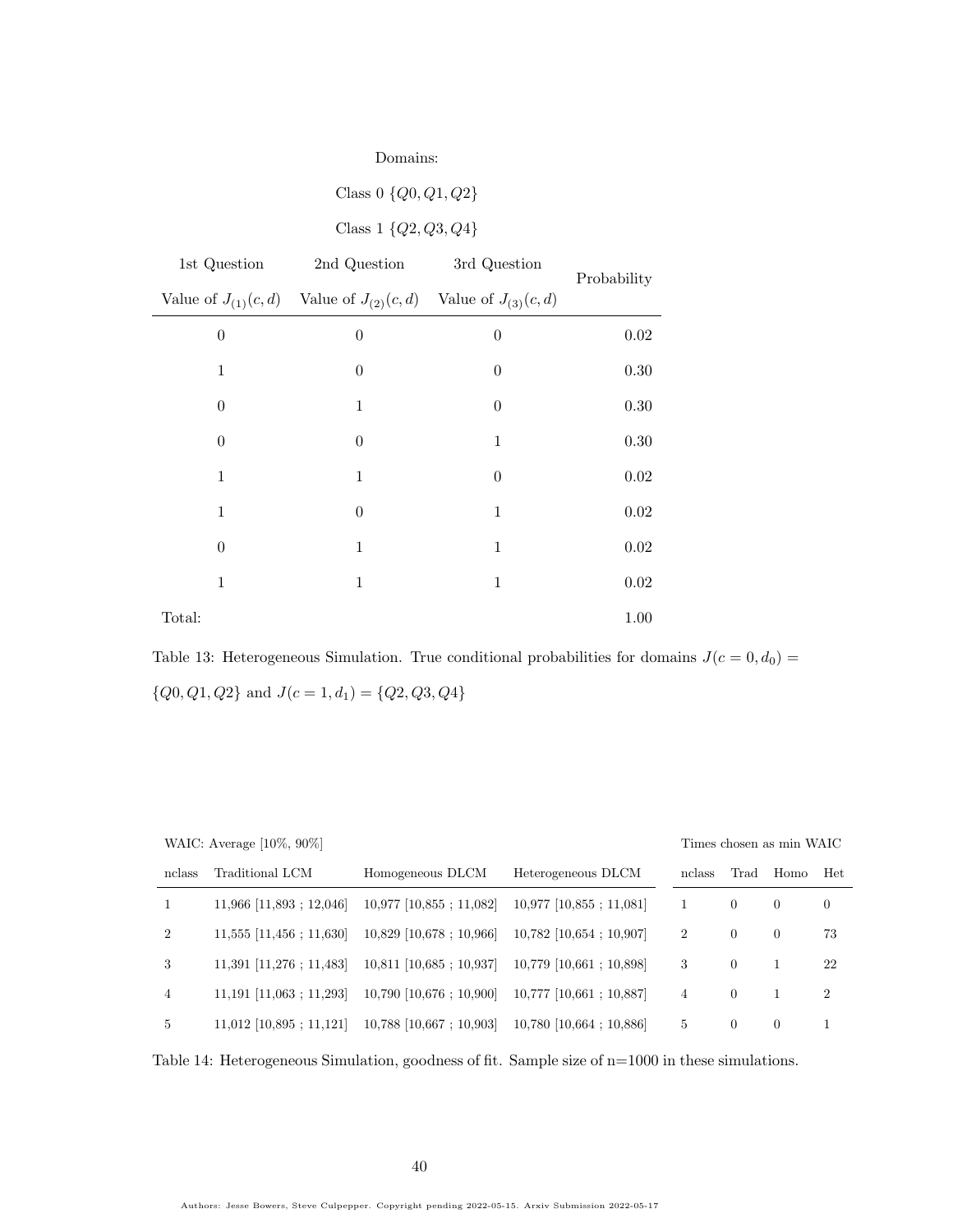Domains:

Class 0 $\{Q0, Q1, Q2\}$

Class 1 $\{Q2, Q3, Q4\}$

| 1st Question<br>Value of $J_{(1)}(c,d)$ | 2nd Question<br>Value of $J_{(2)}(c,d)$ | 3rd Question<br>Value of $J_{(3)}(c,d)$ | Probability |
|---|---|---|---|
| 0 | 0 | 0 | 0.02 |
| 1 | 0 | 0 | 0.30 |
| 0 | 1 | 0 | 0.30 |
| 0 | 0 | 1 | 0.30 |
| 1 | 1 | 0 | 0.02 |
| 1 | 0 | 1 | 0.02 |
| 0 | 1 | 1 | 0.02 |
| 1 | 1 | 1 | 0.02 |
| Total: | | | 1.00 |

Table 13: Heterogeneous Simulation. True conditional probabilities for domains $J(c=0,d_0) = \{Q0, Q1, Q2\}$ and $J(c=1,d_1) = \{Q2, Q3, Q4\}$

| WAIC: Average [10%, 90%] | | | | Times chosen as min WAIC | | | |
|---|---|---|---|---|---|---|---|
| nclass | Traditional LCM | Homogeneous DLCM | Heterogeneous DLCM | nclass | Trad | Homo | Het |
| 1 | 11,966 [11,893 ; 12,046] | 10,977 [10,855 ; 11,082] | 10,977 [10,855 ; 11,081] | 1 | 0 | 0 | 0 |
| 2 | 11,555 [11,456 ; 11,630] | 10,829 [10,678 ; 10,966] | 10,782 [10,654 ; 10,907] | 2 | 0 | 0 | 73 |
| 3 | 11,391 [11,276 ; 11,483] | 10,811 [10,685 ; 10,937] | 10,779 [10,661 ; 10,898] | 3 | 0 | 1 | 22 |
| 4 | 11,191 [11,063 ; 11,293] | 10,790 [10,676 ; 10,900] | 10,777 [10,661 ; 10,887] | 4 | 0 | 1 | 2 |
| 5 | 11,012 [10,895 ; 11,121] | 10,788 [10,667 ; 10,903] | 10,780 [10,664 ; 10,886] | 5 | 0 | 0 | 1 |

Table 14: Heterogeneous Simulation, goodness of fit. Sample size of n=1000 in these simulations.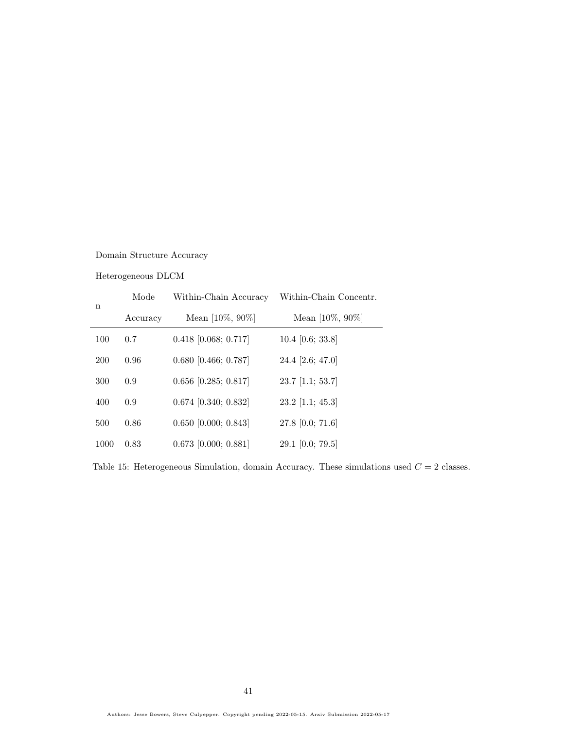Domain Structure Accuracy

Heterogeneous DLCM

| n | Mode Accuracy | Within-Chain Accuracy Mean [10%, 90%] | Within-Chain Concentr. Mean [10%, 90%] |
|---|---|---|---|
| 100 | 0.7 | 0.418 [0.068; 0.717] | 10.4 [0.6; 33.8] |
| 200 | 0.96 | 0.680 [0.466; 0.787] | 24.4 [2.6; 47.0] |
| 300 | 0.9 | 0.656 [0.285; 0.817] | 23.7 [1.1; 53.7] |
| 400 | 0.9 | 0.674 [0.340; 0.832] | 23.2 [1.1; 45.3] |
| 500 | 0.86 | 0.650 [0.000; 0.843] | 27.8 [0.0; 71.6] |
| 1000 | 0.83 | 0.673 [0.000; 0.881] | 29.1 [0.0; 79.5] |

Table 15: Heterogeneous Simulation, domain Accuracy. These simulations used $C = 2$ classes.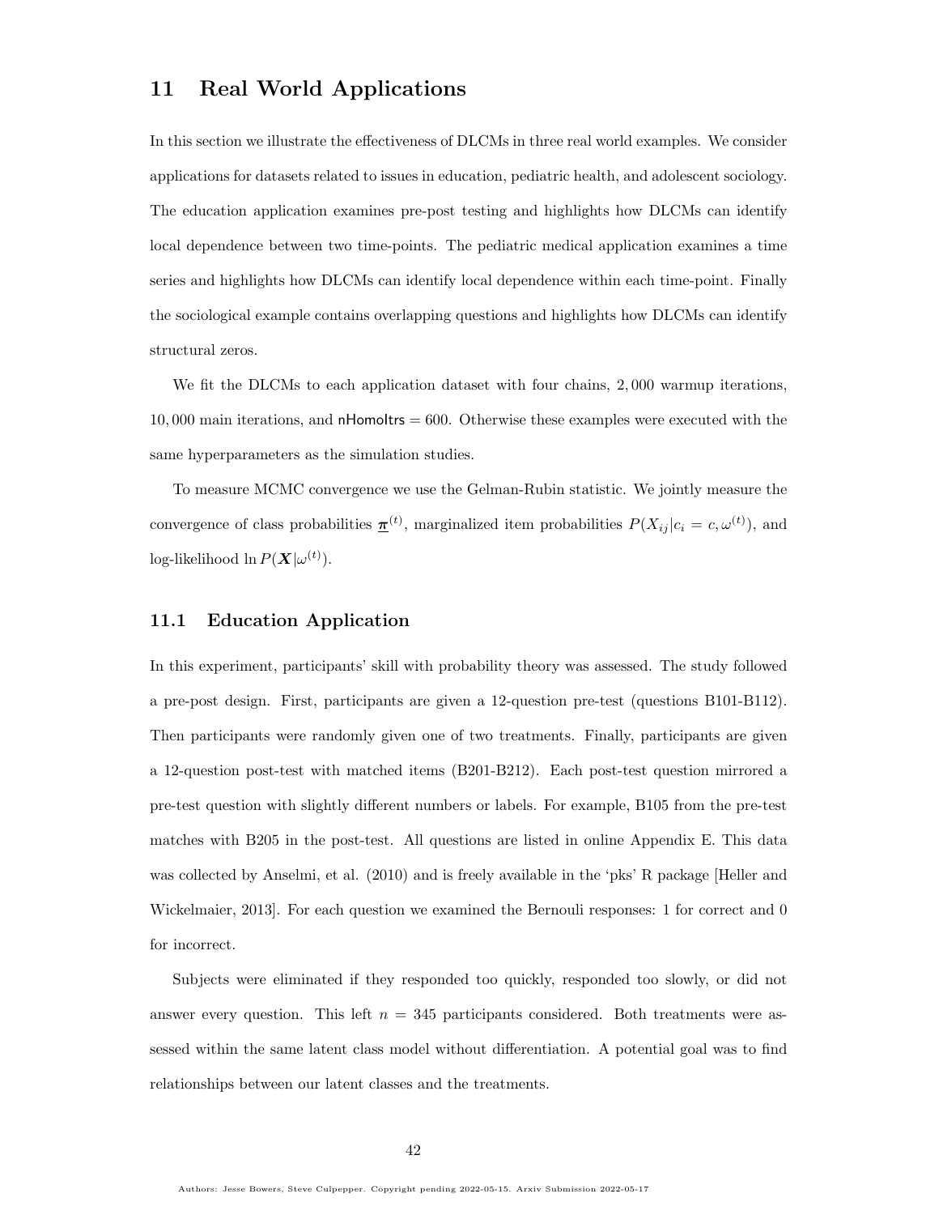## 11 Real World Applications

In this section we illustrate the effectiveness of DLCMs in three real world examples. We consider applications for datasets related to issues in education, pediatric health, and adolescent sociology. The education application examines pre-post testing and highlights how DLCMs can identify local dependence between two time-points. The pediatric medical application examines a time series and highlights how DLCMs can identify local dependence within each time-point. Finally the sociological example contains overlapping questions and highlights how DLCMs can identify structural zeros.

We fit the DLCMs to each application dataset with four chains, 2,000 warmup iterations, 10,000 main iterations, and nHomoItrs = 600. Otherwise these examples were executed with the same hyperparameters as the simulation studies.

To measure MCMC convergence we use the Gelman-Rubin statistic. We jointly measure the convergence of class probabilities $\underline{\boldsymbol{\pi}}^{(t)}$, marginalized item probabilities $P(X_{ij}|c_i = c, \omega^{(t)})$, and log-likelihood $\ln P(\boldsymbol{X}|\omega^{(t)})$.

### 11.1 Education Application

In this experiment, participants' skill with probability theory was assessed. The study followed a pre-post design. First, participants are given a 12-question pre-test (questions B101-B112). Then participants were randomly given one of two treatments. Finally, participants are given a 12-question post-test with matched items (B201-B212). Each post-test question mirrored a pre-test question with slightly different numbers or labels. For example, B105 from the pre-test matches with B205 in the post-test. All questions are listed in online Appendix E. This data was collected by Anselmi, et al. (2010) and is freely available in the 'pks' R package [Heller and Wickelmaier, 2013]. For each question we examined the Bernouli responses: 1 for correct and 0 for incorrect.

Subjects were eliminated if they responded too quickly, responded too slowly, or did not answer every question. This left $n = 345$ participants considered. Both treatments were assessed within the same latent class model without differentiation. A potential goal was to find relationships between our latent classes and the treatments.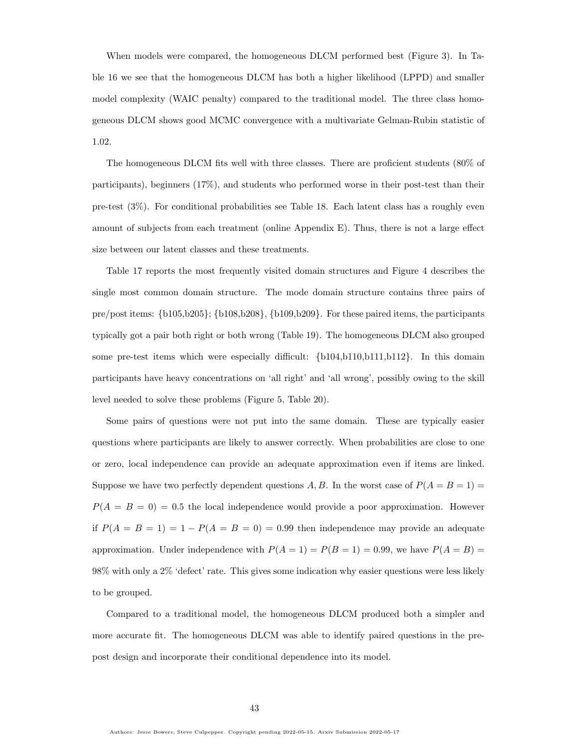When models were compared, the homogeneous DLCM performed best (Figure 3). In Table 16 we see that the homogeneous DLCM has both a higher likelihood (LPPD) and smaller model complexity (WAIC penalty) compared to the traditional model. The three class homogeneous DLCM shows good MCMC convergence with a multivariate Gelman-Rubin statistic of 1.02.

The homogeneous DLCM fits well with three classes. There are proficient students (80% of participants), beginners (17%), and students who performed worse in their post-test than their pre-test (3%). For conditional probabilities see Table 18. Each latent class has a roughly even amount of subjects from each treatment (online Appendix E). Thus, there is not a large effect size between our latent classes and these treatments.

Table 17 reports the most frequently visited domain structures and Figure 4 describes the single most common domain structure. The mode domain structure contains three pairs of pre/post items: {b105,b205}; {b108,b208}, {b109,b209}. For these paired items, the participants typically got a pair both right or both wrong (Table 19). The homogeneous DLCM also grouped some pre-test items which were especially difficult: {b104,b110,b111,b112}. In this domain participants have heavy concentrations on 'all right' and 'all wrong', possibly owing to the skill level needed to solve these problems (Figure 5, Table 20).

Some pairs of questions were not put into the same domain. These are typically easier questions where participants are likely to answer correctly. When probabilities are close to one or zero, local independence can provide an adequate approximation even if items are linked. Suppose we have two perfectly dependent questions $A, B$. In the worst case of $P(A = B = 1) = P(A = B = 0) = 0.5$ the local independence would provide a poor approximation. However if $P(A = B = 1) = 1 - P(A = B = 0) = 0.99$ then independence may provide an adequate approximation. Under independence with $P(A = 1) = P(B = 1) = 0.99$, we have $P(A = B) = 98\%$ with only a 2% 'defect' rate. This gives some indication why easier questions were less likely to be grouped.

Compared to a traditional model, the homogeneous DLCM produced both a simpler and more accurate fit. The homogeneous DLCM was able to identify paired questions in the pre-post design and incorporate their conditional dependence into its model.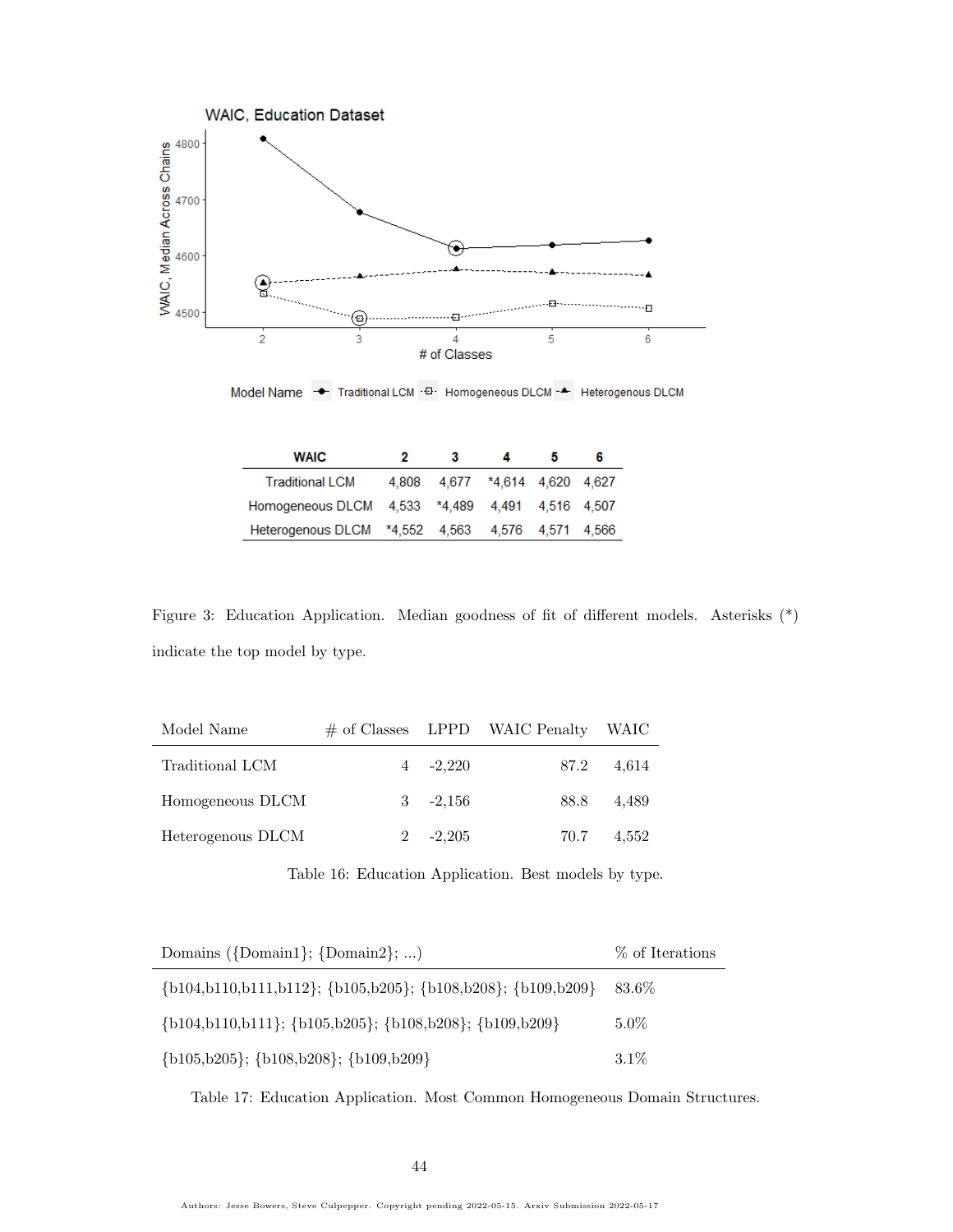| WAIC | 2 | 3 | 4 | 5 | 6 |
|---|---|---|---|---|---|
| Traditional LCM | 4,808 | 4,677 | *4,614 | 4,620 | 4,627 |
| Homogeneous DLCM | 4,533 | *4,489 | 4,491 | 4,516 | 4,507 |
| Heterogenous DLCM | *4,552 | 4,563 | 4,576 | 4,571 | 4,566 |

Figure 3: Education Application. Median goodness of fit of different models. Asterisks (*) indicate the top model by type.

| Model Name | # of Classes | LPPD | WAIC Penalty | WAIC |
|---|---|---|---|---|
| Traditional LCM | 4 | -2,220 | 87.2 | 4,614 |
| Homogeneous DLCM | 3 | -2,156 | 88.8 | 4,489 |
| Heterogenous DLCM | 2 | -2,205 | 70.7 | 4,552 |

Table 16: Education Application. Best models by type.

| Domains ({Domain1}; {Domain2}; ...) | % of Iterations |
|---|---|
| {b104,b110,b111,b112}; {b105,b205}; {b108,b208}; {b109,b209} | 83.6% |
| {b104,b110,b111}; {b105,b205}; {b108,b208}; {b109,b209} | 5.0% |
| {b105,b205}; {b108,b208}; {b109,b209} | 3.1% |

Table 17: Education Application. Most Common Homogeneous Domain Structures.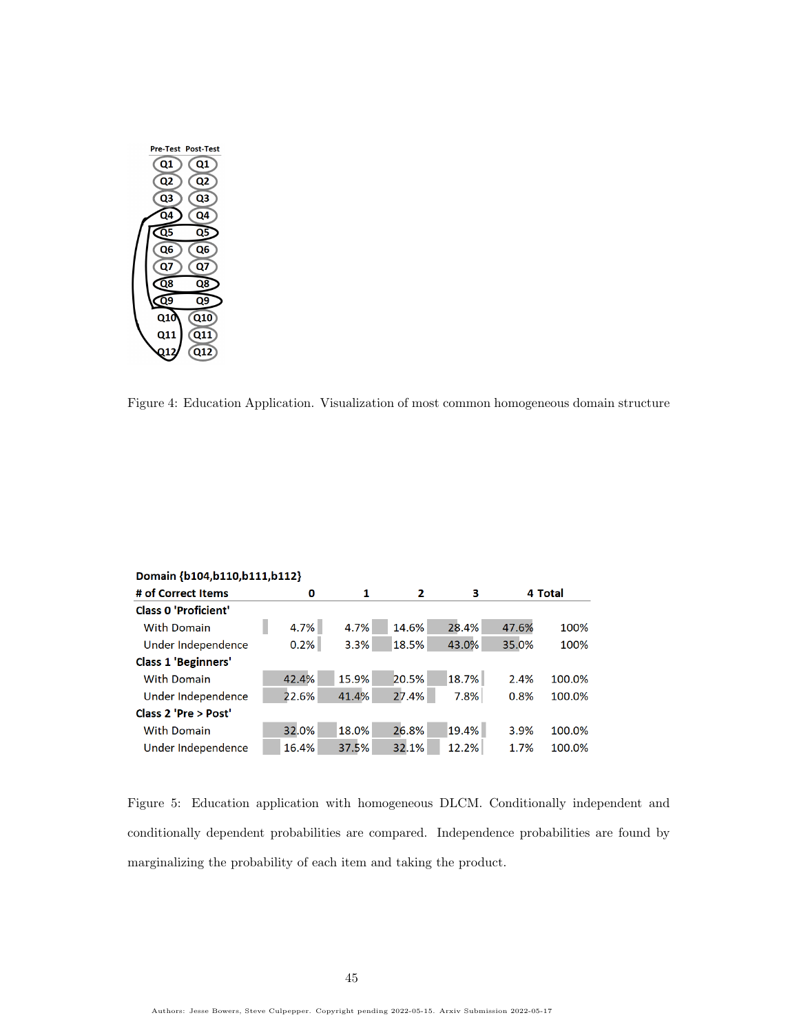Figure 4: Education Application. Visualization of most common homogeneous domain structure

**Domain {b104,b110,b111,b112}**

| # of Correct Items | 0 | 1 | 2 | 3 | 4 | Total |
|---|---|---|---|---|---|---|
| **Class 0 'Proficient'** | | | | | | |
| With Domain | 4.7% | 4.7% | 14.6% | 28.4% | 47.6% | 100% |
| Under Independence | 0.2% | 3.3% | 18.5% | 43.0% | 35.0% | 100% |
| **Class 1 'Beginners'** | | | | | | |
| With Domain | 42.4% | 15.9% | 20.5% | 18.7% | 2.4% | 100.0% |
| Under Independence | 22.6% | 41.4% | 27.4% | 7.8% | 0.8% | 100.0% |
| **Class 2 'Pre > Post'** | | | | | | |
| With Domain | 32.0% | 18.0% | 26.8% | 19.4% | 3.9% | 100.0% |
| Under Independence | 16.4% | 37.5% | 32.1% | 12.2% | 1.7% | 100.0% |

Figure 5: Education application with homogeneous DLCM. Conditionally independent and conditionally dependent probabilities are compared. Independence probabilities are found by marginalizing the probability of each item and taking the product.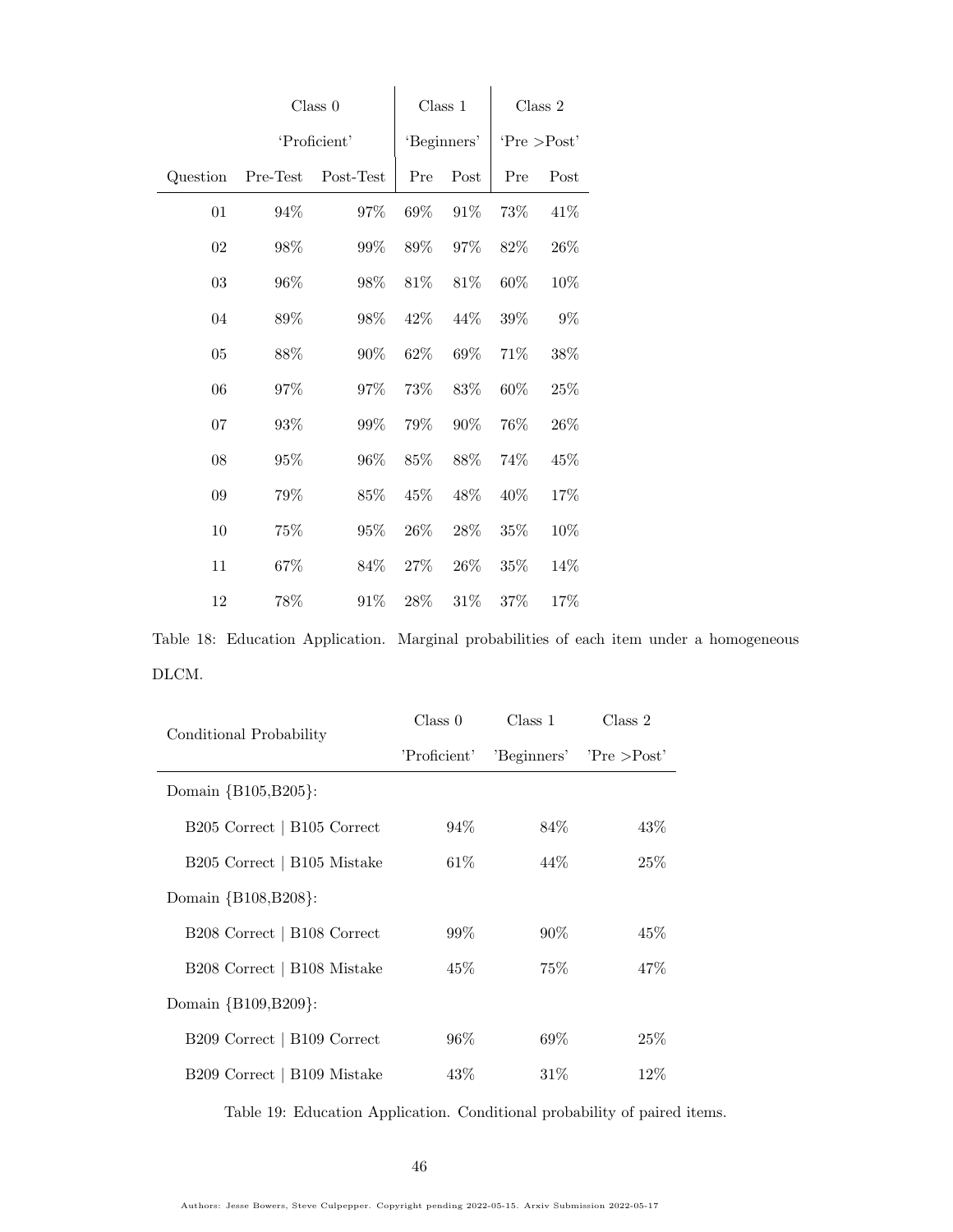| | Class 0 | | Class 1 | | Class 2 | |
|---|---|---|---|---|---|---|
| | 'Proficient' | | 'Beginners' | | 'Pre >Post' | |
| Question | Pre-Test | Post-Test | Pre | Post | Pre | Post |
| 01 | 94% | 97% | 69% | 91% | 73% | 41% |
| 02 | 98% | 99% | 89% | 97% | 82% | 26% |
| 03 | 96% | 98% | 81% | 81% | 60% | 10% |
| 04 | 89% | 98% | 42% | 44% | 39% | 9% |
| 05 | 88% | 90% | 62% | 69% | 71% | 38% |
| 06 | 97% | 97% | 73% | 83% | 60% | 25% |
| 07 | 93% | 99% | 79% | 90% | 76% | 26% |
| 08 | 95% | 96% | 85% | 88% | 74% | 45% |
| 09 | 79% | 85% | 45% | 48% | 40% | 17% |
| 10 | 75% | 95% | 26% | 28% | 35% | 10% |
| 11 | 67% | 84% | 27% | 26% | 35% | 14% |
| 12 | 78% | 91% | 28% | 31% | 37% | 17% |

Table 18: Education Application. Marginal probabilities of each item under a homogeneous DLCM.

| Conditional Probability | Class 0 | Class 1 | Class 2 |
|---|---|---|---|
| | 'Proficient' | 'Beginners' | 'Pre >Post' |
| Domain {B105,B205}: | | | |
| B205 Correct \| B105 Correct | 94% | 84% | 43% |
| B205 Correct \| B105 Mistake | 61% | 44% | 25% |
| Domain {B108,B208}: | | | |
| B208 Correct \| B108 Correct | 99% | 90% | 45% |
| B208 Correct \| B108 Mistake | 45% | 75% | 47% |
| Domain {B109,B209}: | | | |
| B209 Correct \| B109 Correct | 96% | 69% | 25% |
| B209 Correct \| B109 Mistake | 43% | 31% | 12% |

Table 19: Education Application. Conditional probability of paired items.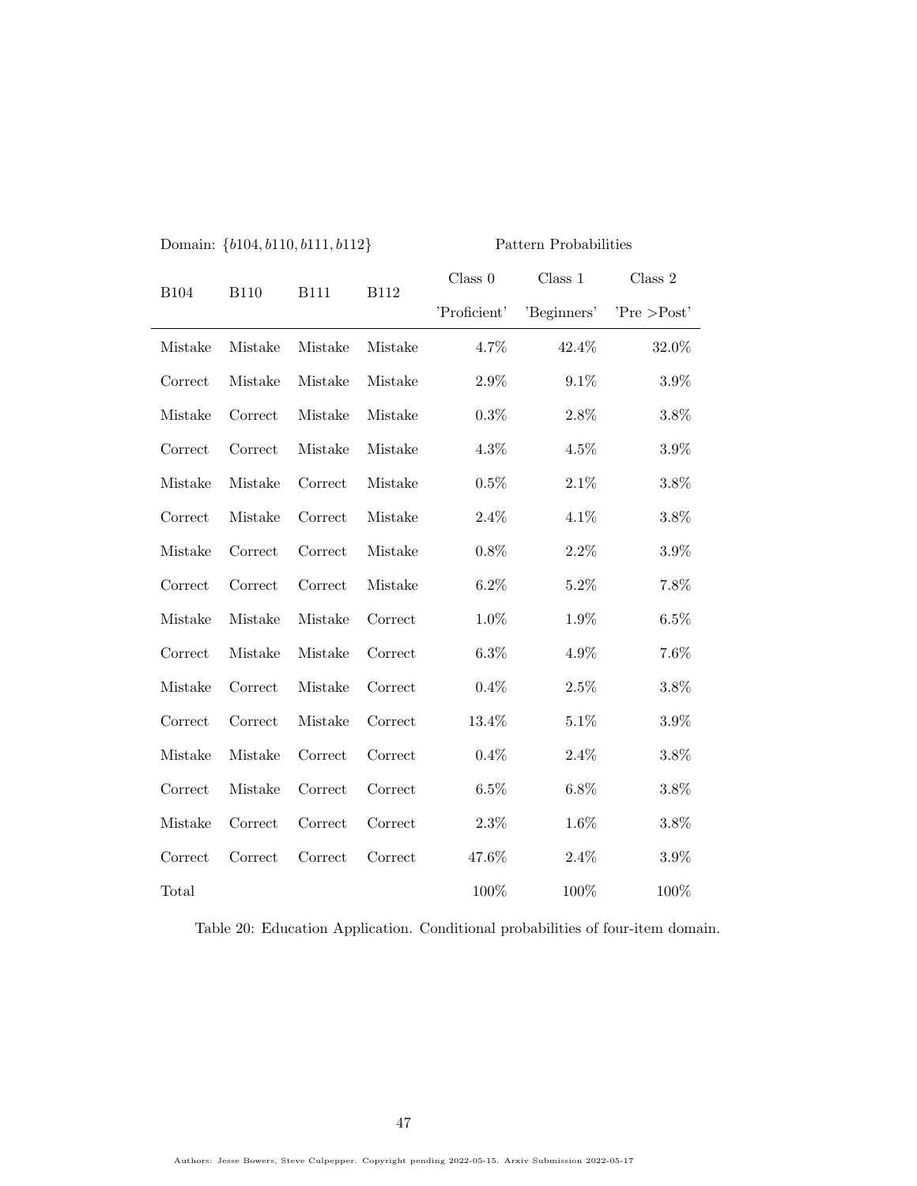| Domain: $\{b104, b110, b111, b112\}$ | | | | Pattern Probabilities | | |
|---|---|---|---|---|---|---|
| B104 | B110 | B111 | B112 | Class 0 'Proficient' | Class 1 'Beginners' | Class 2 'Pre >Post' |
| Mistake | Mistake | Mistake | Mistake | 4.7% | 42.4% | 32.0% |
| Correct | Mistake | Mistake | Mistake | 2.9% | 9.1% | 3.9% |
| Mistake | Correct | Mistake | Mistake | 0.3% | 2.8% | 3.8% |
| Correct | Correct | Mistake | Mistake | 4.3% | 4.5% | 3.9% |
| Mistake | Mistake | Correct | Mistake | 0.5% | 2.1% | 3.8% |
| Correct | Mistake | Correct | Mistake | 2.4% | 4.1% | 3.8% |
| Mistake | Correct | Correct | Mistake | 0.8% | 2.2% | 3.9% |
| Correct | Correct | Correct | Mistake | 6.2% | 5.2% | 7.8% |
| Mistake | Mistake | Mistake | Correct | 1.0% | 1.9% | 6.5% |
| Correct | Mistake | Mistake | Correct | 6.3% | 4.9% | 7.6% |
| Mistake | Correct | Mistake | Correct | 0.4% | 2.5% | 3.8% |
| Correct | Correct | Mistake | Correct | 13.4% | 5.1% | 3.9% |
| Mistake | Mistake | Correct | Correct | 0.4% | 2.4% | 3.8% |
| Correct | Mistake | Correct | Correct | 6.5% | 6.8% | 3.8% |
| Mistake | Correct | Correct | Correct | 2.3% | 1.6% | 3.8% |
| Correct | Correct | Correct | Correct | 47.6% | 2.4% | 3.9% |
| Total | | | | 100% | 100% | 100% |

Table 20: Education Application. Conditional probabilities of four-item domain.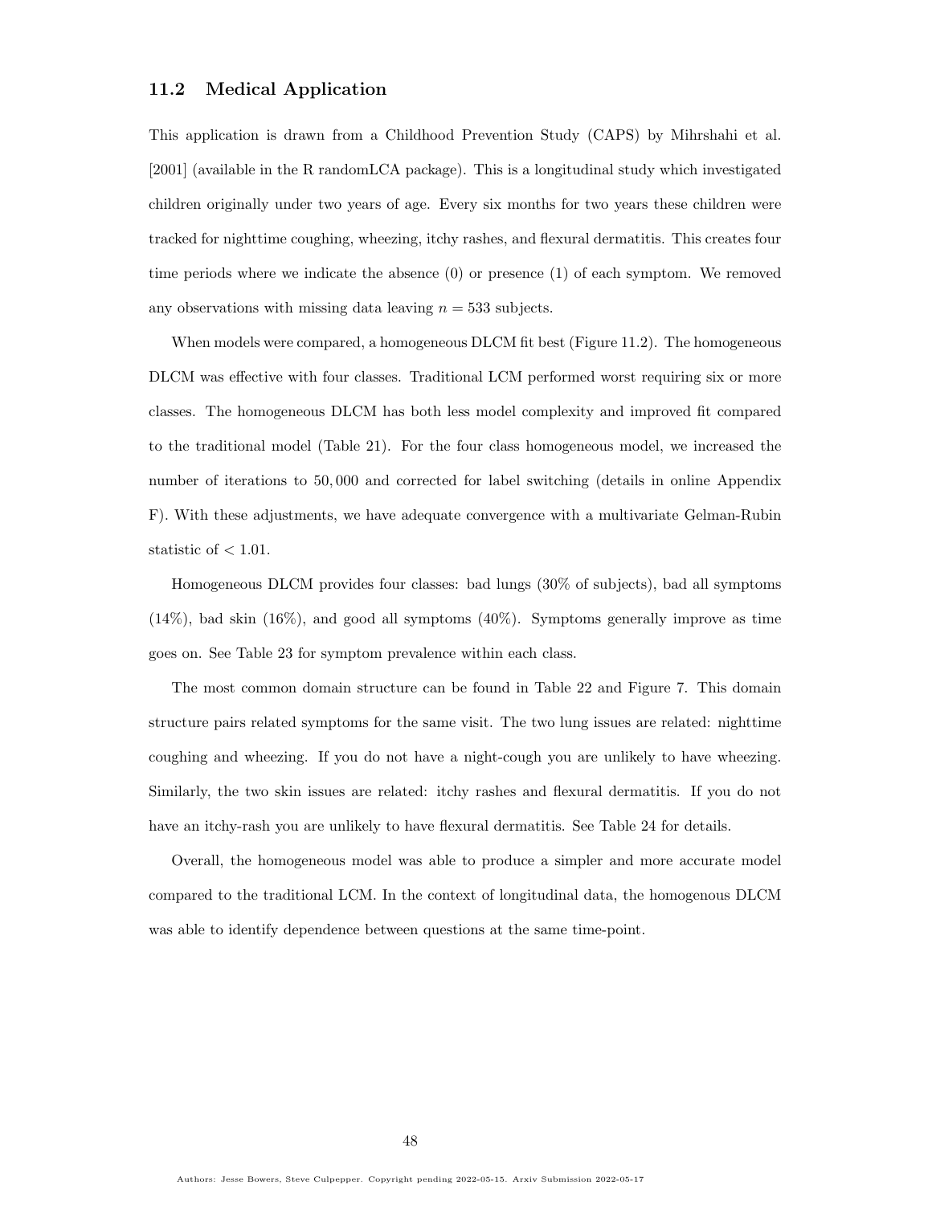### 11.2 Medical Application

This application is drawn from a Childhood Prevention Study (CAPS) by Mihrshahi et al. [2001] (available in the R randomLCA package). This is a longitudinal study which investigated children originally under two years of age. Every six months for two years these children were tracked for nighttime coughing, wheezing, itchy rashes, and flexural dermatitis. This creates four time periods where we indicate the absence (0) or presence (1) of each symptom. We removed any observations with missing data leaving $n = 533$ subjects.

When models were compared, a homogeneous DLCM fit best (Figure 11.2). The homogeneous DLCM was effective with four classes. Traditional LCM performed worst requiring six or more classes. The homogeneous DLCM has both less model complexity and improved fit compared to the traditional model (Table 21). For the four class homogeneous model, we increased the number of iterations to $50,000$ and corrected for label switching (details in online Appendix F). With these adjustments, we have adequate convergence with a multivariate Gelman-Rubin statistic of $< 1.01$.

Homogeneous DLCM provides four classes: bad lungs (30% of subjects), bad all symptoms (14%), bad skin (16%), and good all symptoms (40%). Symptoms generally improve as time goes on. See Table 23 for symptom prevalence within each class.

The most common domain structure can be found in Table 22 and Figure 7. This domain structure pairs related symptoms for the same visit. The two lung issues are related: nighttime coughing and wheezing. If you do not have a night-cough you are unlikely to have wheezing. Similarly, the two skin issues are related: itchy rashes and flexural dermatitis. If you do not have an itchy-rash you are unlikely to have flexural dermatitis. See Table 24 for details.

Overall, the homogeneous model was able to produce a simpler and more accurate model compared to the traditional LCM. In the context of longitudinal data, the homogenous DLCM was able to identify dependence between questions at the same time-point.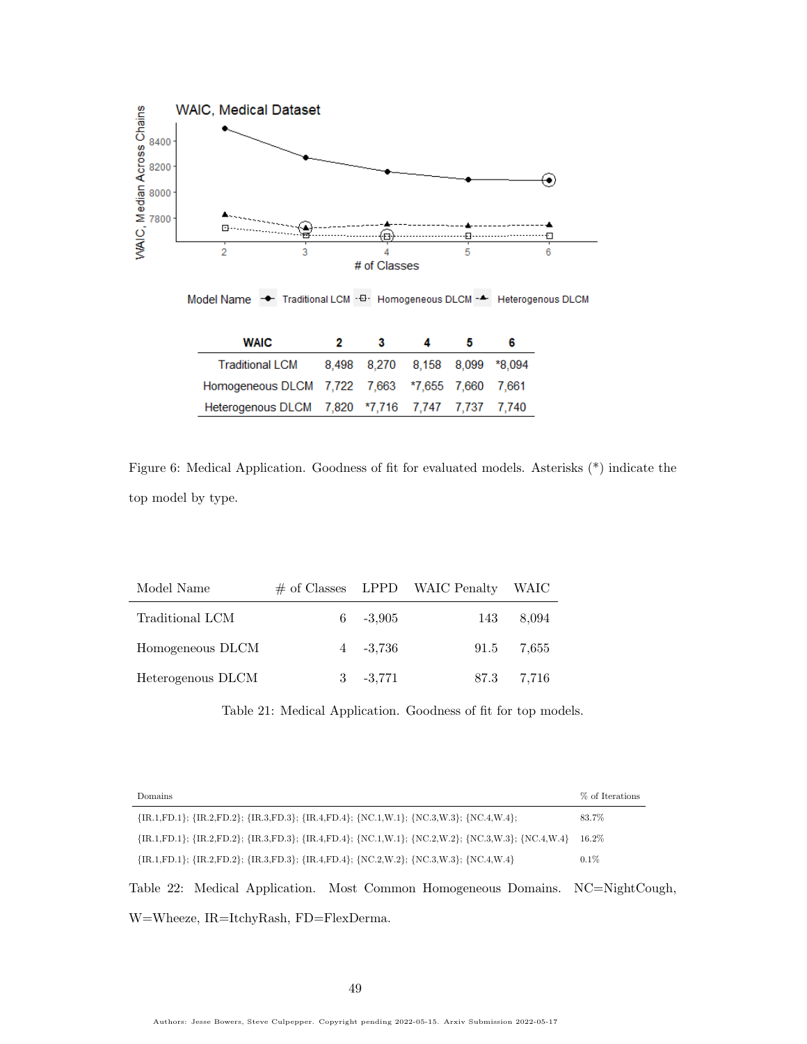| WAIC | 2 | 3 | 4 | 5 | 6 |
|---|---|---|---|---|---|
| Traditional LCM | 8,498 | 8,270 | 8,158 | 8,099 | *8,094 |
| Homogeneous DLCM | 7,722 | 7,663 | *7,655 | 7,660 | 7,661 |
| Heterogenous DLCM | 7,820 | *7,716 | 7,747 | 7,737 | 7,740 |

Figure 6: Medical Application. Goodness of fit for evaluated models. Asterisks (*) indicate the top model by type.

| Model Name | # of Classes | LPPD | WAIC Penalty | WAIC |
|---|---|---|---|---|
| Traditional LCM | 6 | -3,905 | 143 | 8,094 |
| Homogeneous DLCM | 4 | -3,736 | 91.5 | 7,655 |
| Heterogenous DLCM | 3 | -3,771 | 87.3 | 7,716 |

Table 21: Medical Application. Goodness of fit for top models.

| Domains | % of Iterations |
|---|---|
| {IR.1,FD.1}; {IR.2,FD.2}; {IR.3,FD.3}; {IR.4,FD.4}; {NC.1,W.1}; {NC.3,W.3}; {NC.4,W.4}; | 83.7% |
| {IR.1,FD.1}; {IR.2,FD.2}; {IR.3,FD.3}; {IR.4,FD.4}; {NC.1,W.1}; {NC.2,W.2}; {NC.3,W.3}; {NC.4,W.4} | 16.2% |
| {IR.1,FD.1}; {IR.2,FD.2}; {IR.3,FD.3}; {IR.4,FD.4}; {NC.2,W.2}; {NC.3,W.3}; {NC.4,W.4} | 0.1% |

Table 22: Medical Application. Most Common Homogeneous Domains. NC=NightCough, W=Wheeze, IR=ItchyRash, FD=FlexDerma.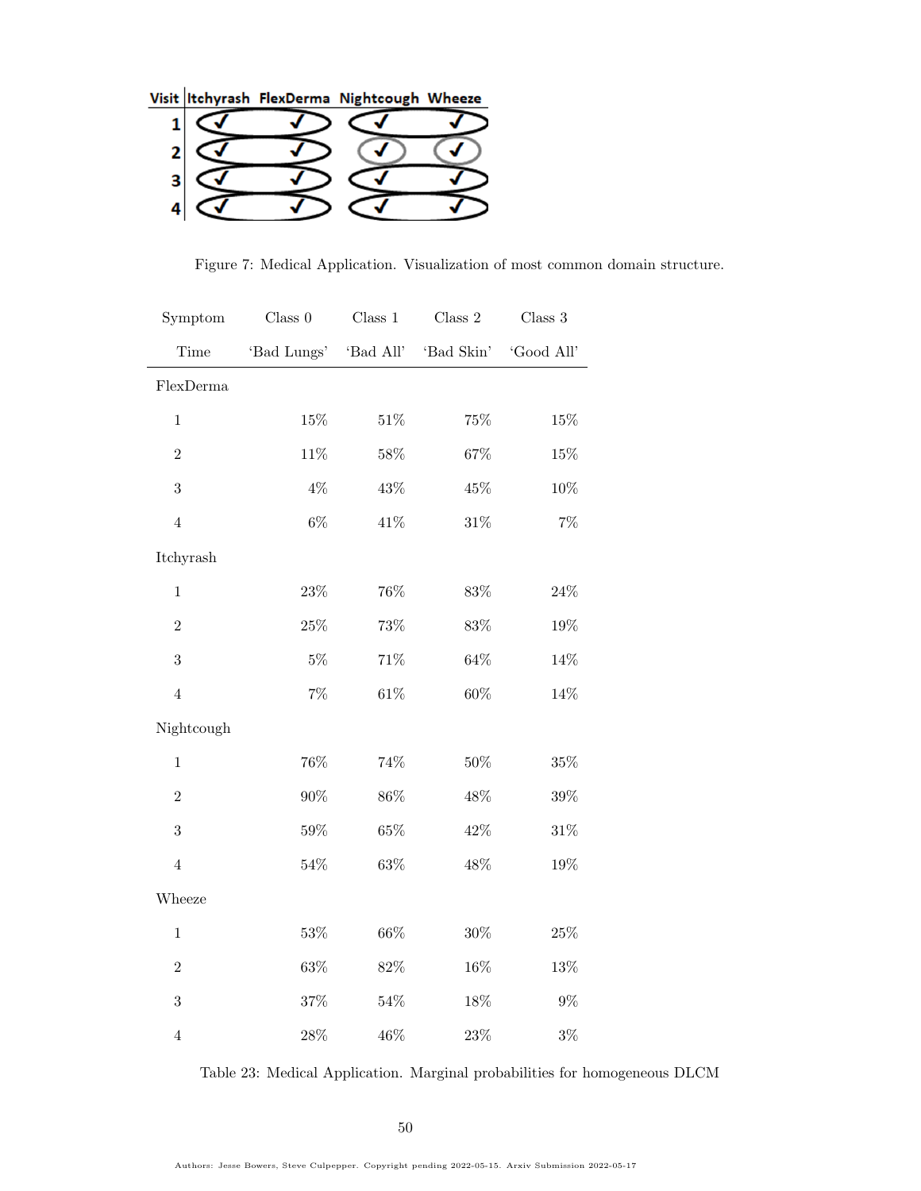| Visit | Itchyrash | FlexDerma | Nightcough | Wheeze |
|---|---|---|---|---|
| 1 | ✓ | ✓ | ✓ | ✓ |
| 2 | ✓ | ✓ | ✓ | ✓ |
| 3 | ✓ | ✓ | ✓ | ✓ |
| 4 | ✓ | ✓ | ✓ | ✓ |

Figure 7: Medical Application. Visualization of most common domain structure.

| Symptom | Class 0 | Class 1 | Class 2 | Class 3 |
|---|---|---|---|---|
| Time | 'Bad Lungs' | 'Bad All' | 'Bad Skin' | 'Good All' |
| FlexDerma | | | | |
| 1 | 15% | 51% | 75% | 15% |
| 2 | 11% | 58% | 67% | 15% |
| 3 | 4% | 43% | 45% | 10% |
| 4 | 6% | 41% | 31% | 7% |
| Itchyrash | | | | |
| 1 | 23% | 76% | 83% | 24% |
| 2 | 25% | 73% | 83% | 19% |
| 3 | 5% | 71% | 64% | 14% |
| 4 | 7% | 61% | 60% | 14% |
| Nightcough | | | | |
| 1 | 76% | 74% | 50% | 35% |
| 2 | 90% | 86% | 48% | 39% |
| 3 | 59% | 65% | 42% | 31% |
| 4 | 54% | 63% | 48% | 19% |
| Wheeze | | | | |
| 1 | 53% | 66% | 30% | 25% |
| 2 | 63% | 82% | 16% | 13% |
| 3 | 37% | 54% | 18% | 9% |
| 4 | 28% | 46% | 23% | 3% |

Table 23: Medical Application. Marginal probabilities for homogeneous DLCM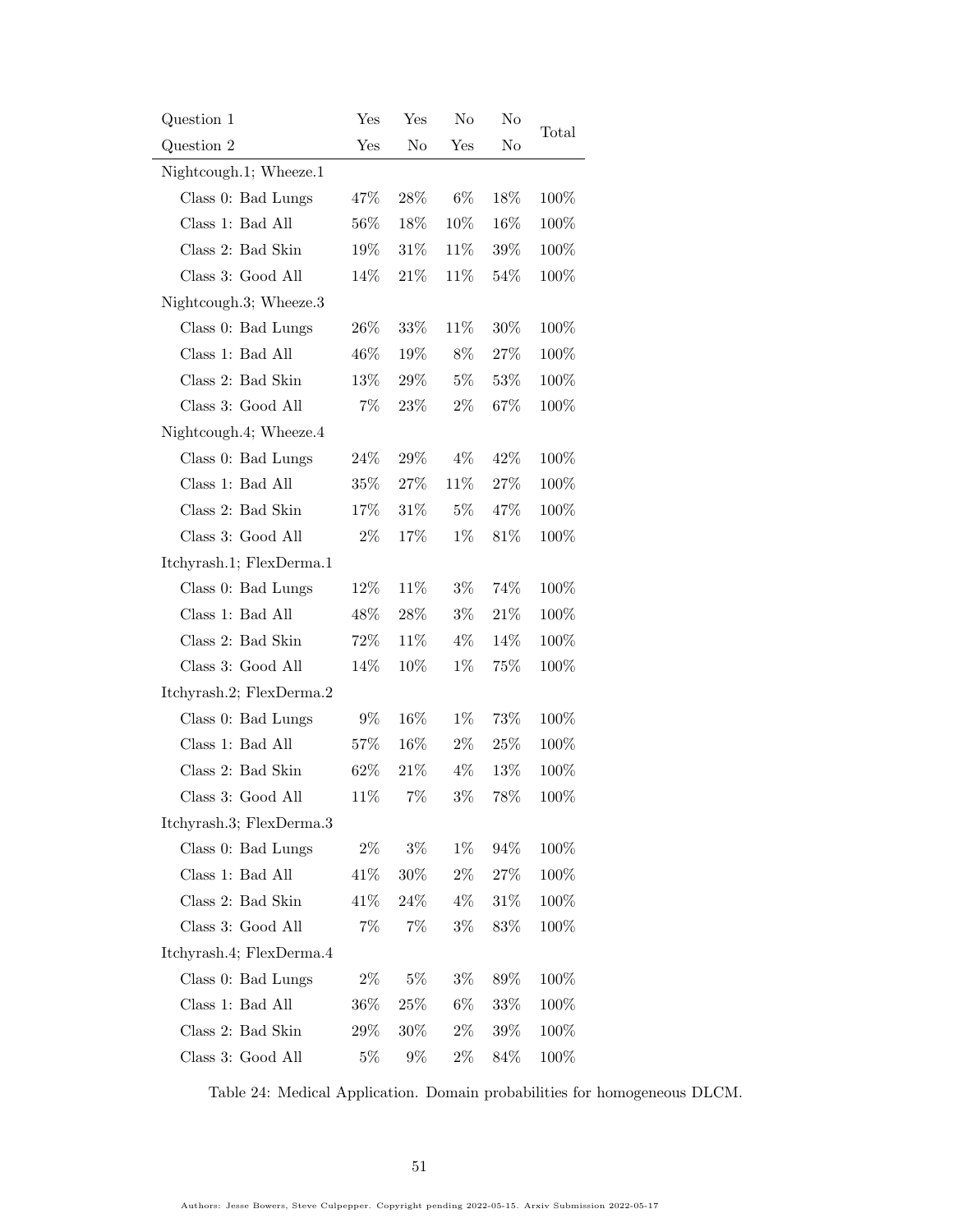| Question 1 | Yes | Yes | No | No | Total |
|---|---|---|---|---|---|
| Question 2 | Yes | No | Yes | No | |
| Nightcough.1; Wheeze.1 | | | | | |
| Class 0: Bad Lungs | 47% | 28% | 6% | 18% | 100% |
| Class 1: Bad All | 56% | 18% | 10% | 16% | 100% |
| Class 2: Bad Skin | 19% | 31% | 11% | 39% | 100% |
| Class 3: Good All | 14% | 21% | 11% | 54% | 100% |
| Nightcough.3; Wheeze.3 | | | | | |
| Class 0: Bad Lungs | 26% | 33% | 11% | 30% | 100% |
| Class 1: Bad All | 46% | 19% | 8% | 27% | 100% |
| Class 2: Bad Skin | 13% | 29% | 5% | 53% | 100% |
| Class 3: Good All | 7% | 23% | 2% | 67% | 100% |
| Nightcough.4; Wheeze.4 | | | | | |
| Class 0: Bad Lungs | 24% | 29% | 4% | 42% | 100% |
| Class 1: Bad All | 35% | 27% | 11% | 27% | 100% |
| Class 2: Bad Skin | 17% | 31% | 5% | 47% | 100% |
| Class 3: Good All | 2% | 17% | 1% | 81% | 100% |
| Itchyrash.1; FlexDerma.1 | | | | | |
| Class 0: Bad Lungs | 12% | 11% | 3% | 74% | 100% |
| Class 1: Bad All | 48% | 28% | 3% | 21% | 100% |
| Class 2: Bad Skin | 72% | 11% | 4% | 14% | 100% |
| Class 3: Good All | 14% | 10% | 1% | 75% | 100% |
| Itchyrash.2; FlexDerma.2 | | | | | |
| Class 0: Bad Lungs | 9% | 16% | 1% | 73% | 100% |
| Class 1: Bad All | 57% | 16% | 2% | 25% | 100% |
| Class 2: Bad Skin | 62% | 21% | 4% | 13% | 100% |
| Class 3: Good All | 11% | 7% | 3% | 78% | 100% |
| Itchyrash.3; FlexDerma.3 | | | | | |
| Class 0: Bad Lungs | 2% | 3% | 1% | 94% | 100% |
| Class 1: Bad All | 41% | 30% | 2% | 27% | 100% |
| Class 2: Bad Skin | 41% | 24% | 4% | 31% | 100% |
| Class 3: Good All | 7% | 7% | 3% | 83% | 100% |
| Itchyrash.4; FlexDerma.4 | | | | | |
| Class 0: Bad Lungs | 2% | 5% | 3% | 89% | 100% |
| Class 1: Bad All | 36% | 25% | 6% | 33% | 100% |
| Class 2: Bad Skin | 29% | 30% | 2% | 39% | 100% |
| Class 3: Good All | 5% | 9% | 2% | 84% | 100% |

Table 24: Medical Application. Domain probabilities for homogeneous DLCM.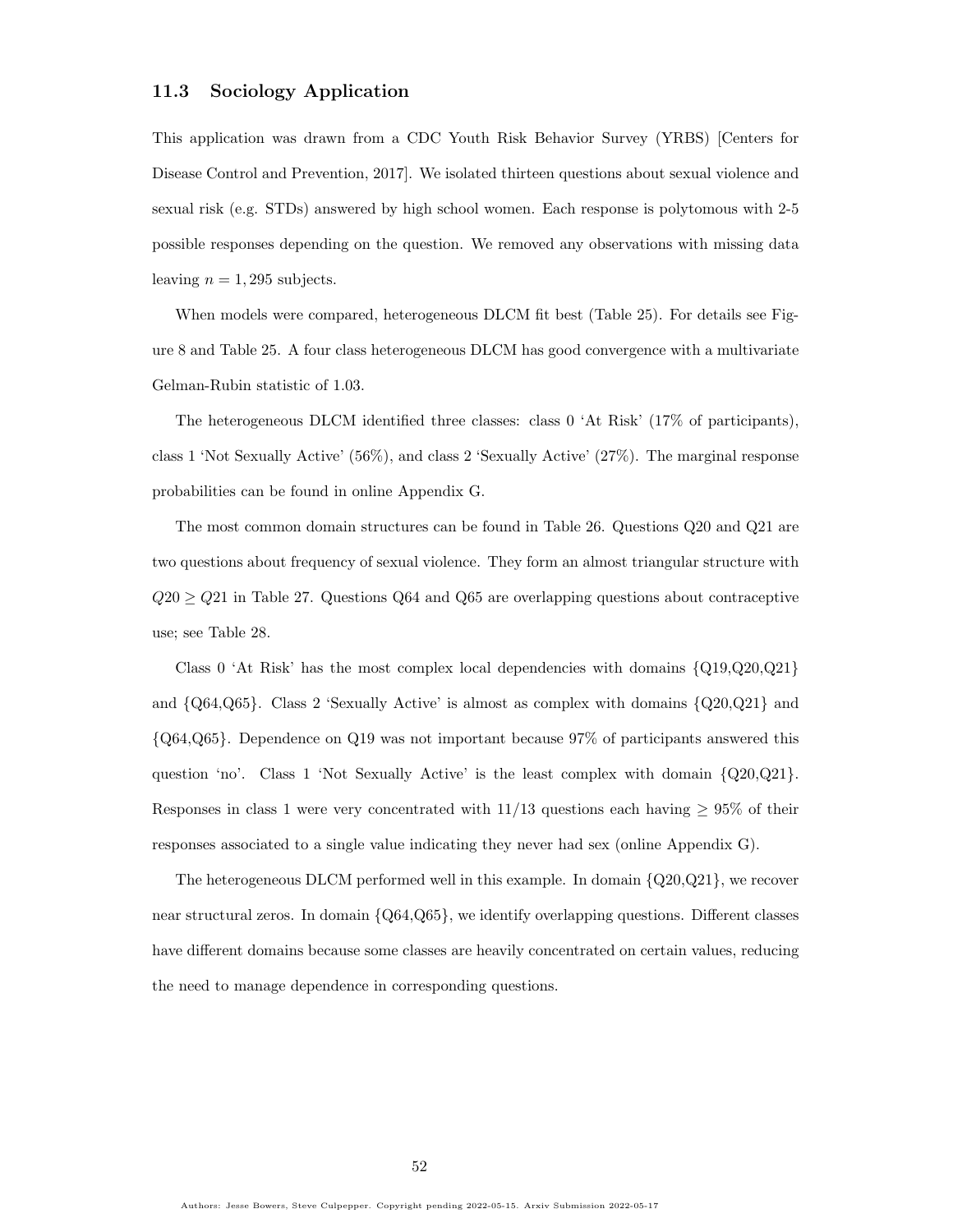### 11.3 Sociology Application

This application was drawn from a CDC Youth Risk Behavior Survey (YRBS) [Centers for Disease Control and Prevention, 2017]. We isolated thirteen questions about sexual violence and sexual risk (e.g. STDs) answered by high school women. Each response is polytomous with 2-5 possible responses depending on the question. We removed any observations with missing data leaving $n = 1,295$ subjects.

When models were compared, heterogeneous DLCM fit best (Table 25). For details see Figure 8 and Table 25. A four class heterogeneous DLCM has good convergence with a multivariate Gelman-Rubin statistic of 1.03.

The heterogeneous DLCM identified three classes: class 0 'At Risk' (17% of participants), class 1 'Not Sexually Active' (56%), and class 2 'Sexually Active' (27%). The marginal response probabilities can be found in online Appendix G.

The most common domain structures can be found in Table 26. Questions Q20 and Q21 are two questions about frequency of sexual violence. They form an almost triangular structure with $Q20 \geq Q21$ in Table 27. Questions Q64 and Q65 are overlapping questions about contraceptive use; see Table 28.

Class 0 'At Risk' has the most complex local dependencies with domains {Q19,Q20,Q21} and {Q64,Q65}. Class 2 'Sexually Active' is almost as complex with domains {Q20,Q21} and {Q64,Q65}. Dependence on Q19 was not important because 97% of participants answered this question 'no'. Class 1 'Not Sexually Active' is the least complex with domain {Q20,Q21}. Responses in class 1 were very concentrated with 11/13 questions each having $\geq 95\%$ of their responses associated to a single value indicating they never had sex (online Appendix G).

The heterogeneous DLCM performed well in this example. In domain {Q20,Q21}, we recover near structural zeros. In domain {Q64,Q65}, we identify overlapping questions. Different classes have different domains because some classes are heavily concentrated on certain values, reducing the need to manage dependence in corresponding questions.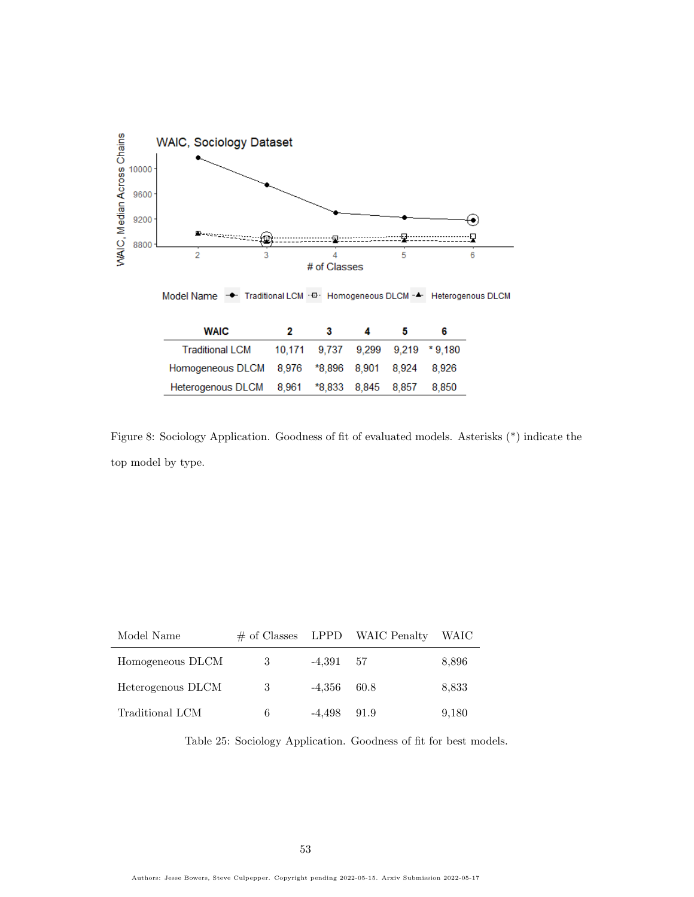| WAIC | 2 | 3 | 4 | 5 | 6 |
|---|---|---|---|---|---|
| Traditional LCM | 10,171 | 9,737 | 9,299 | 9,219 | * 9,180 |
| Homogeneous DLCM | 8,976 | *8,896 | 8,901 | 8,924 | 8,926 |
| Heterogenous DLCM | 8,961 | *8,833 | 8,845 | 8,857 | 8,850 |

Figure 8: Sociology Application. Goodness of fit of evaluated models. Asterisks (*) indicate the top model by type.

| Model Name | # of Classes | LPPD | WAIC Penalty | WAIC |
|---|---|---|---|---|
| Homogeneous DLCM | 3 | -4,391 | 57 | 8,896 |
| Heterogenous DLCM | 3 | -4,356 | 60.8 | 8,833 |
| Traditional LCM | 6 | -4,498 | 91.9 | 9,180 |

Table 25: Sociology Application. Goodness of fit for best models.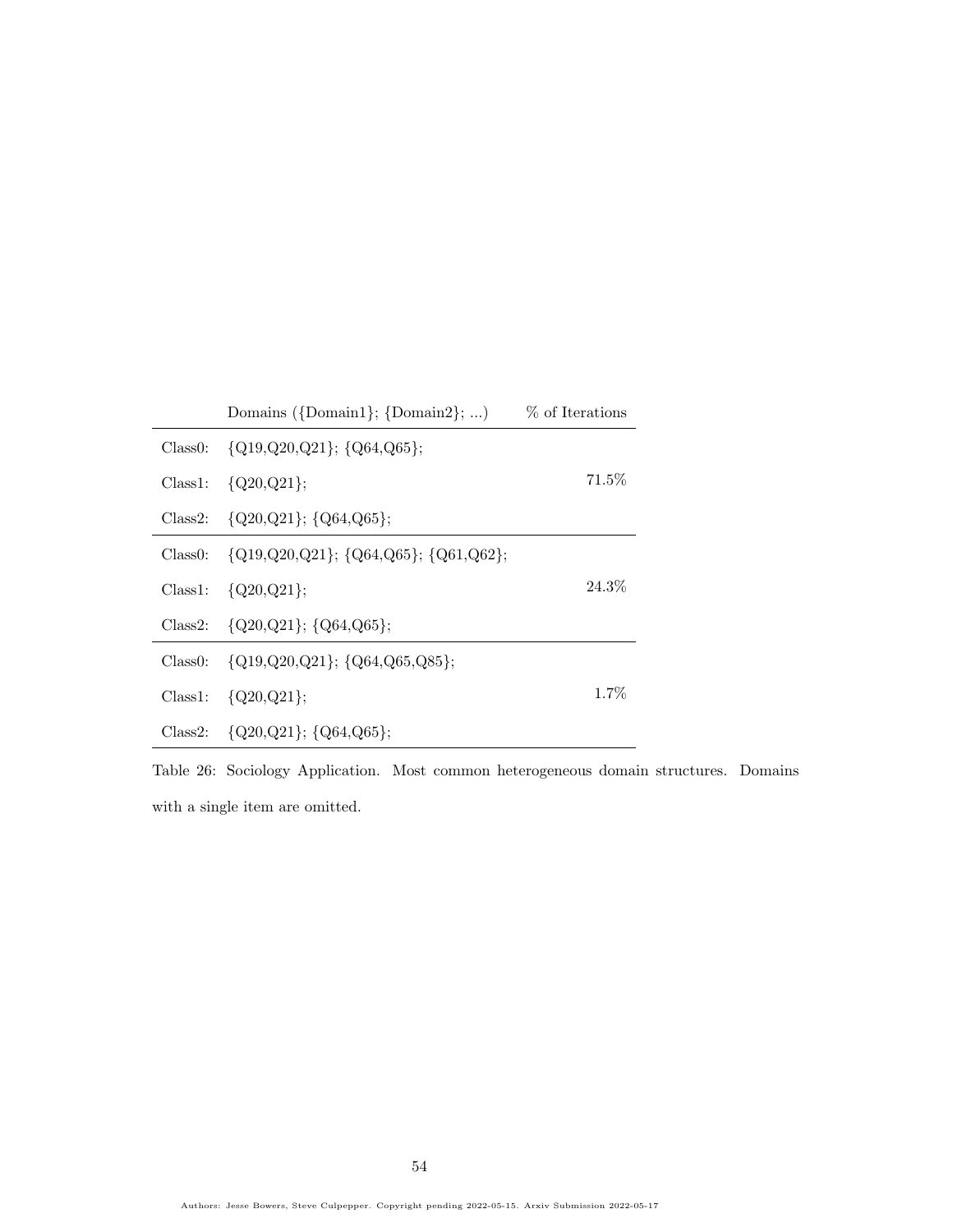| | Domains ({Domain1}; {Domain2}; ...) | % of Iterations |
|---|---|---|
| Class0: | {Q19,Q20,Q21}; {Q64,Q65}; | |
| Class1: | {Q20,Q21}; | 71.5% |
| Class2: | {Q20,Q21}; {Q64,Q65}; | |
| Class0: | {Q19,Q20,Q21}; {Q64,Q65}; {Q61,Q62}; | |
| Class1: | {Q20,Q21}; | 24.3% |
| Class2: | {Q20,Q21}; {Q64,Q65}; | |
| Class0: | {Q19,Q20,Q21}; {Q64,Q65,Q85}; | |
| Class1: | {Q20,Q21}; | 1.7% |
| Class2: | {Q20,Q21}; {Q64,Q65}; | |

Table 26: Sociology Application. Most common heterogeneous domain structures. Domains with a single item are omitted.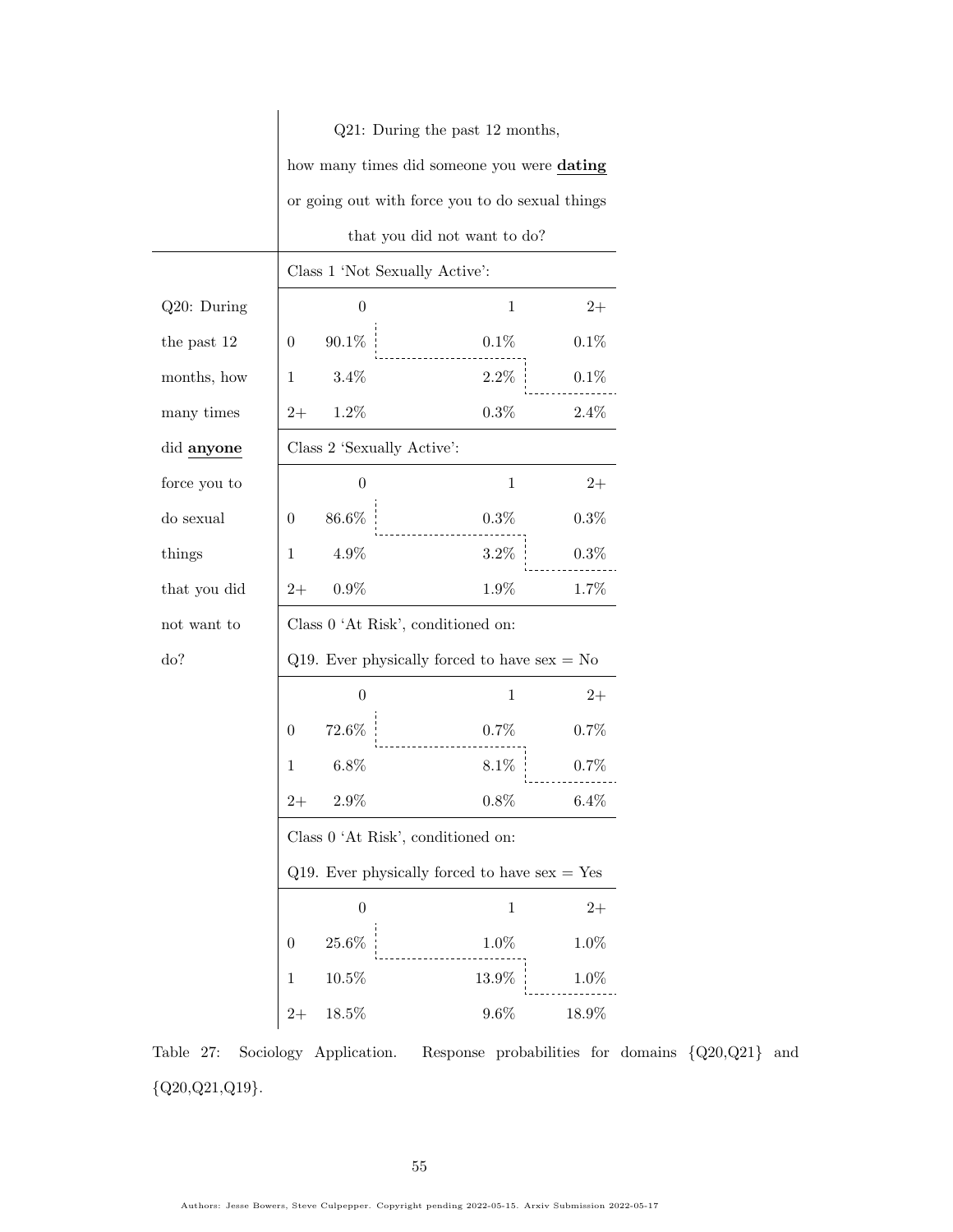| Q20: During the past 12 months, how many times did **anyone** force you to do sexual things that you did not want to do? | Q21: During the past 12 months, how many times did someone you were **dating** or going out with force you to do sexual things that you did not want to do? | | |
|---|---|---|---|
| | **Class 1 'Not Sexually Active':** | | |
| | 0 | 1 | 2+ |
| 0 | 90.1% | 0.1% | 0.1% |
| 1 | 3.4% | 2.2% | 0.1% |
| 2+ | 1.2% | 0.3% | 2.4% |
| | **Class 2 'Sexually Active':** | | |
| | 0 | 1 | 2+ |
| 0 | 86.6% | 0.3% | 0.3% |
| 1 | 4.9% | 3.2% | 0.3% |
| 2+ | 0.9% | 1.9% | 1.7% |
| | **Class 0 'At Risk', conditioned on: Q19. Ever physically forced to have sex = No** | | |
| | 0 | 1 | 2+ |
| 0 | 72.6% | 0.7% | 0.7% |
| 1 | 6.8% | 8.1% | 0.7% |
| 2+ | 2.9% | 0.8% | 6.4% |
| | **Class 0 'At Risk', conditioned on: Q19. Ever physically forced to have sex = Yes** | | |
| | 0 | 1 | 2+ |
| 0 | 25.6% | 1.0% | 1.0% |
| 1 | 10.5% | 13.9% | 1.0% |
| 2+ | 18.5% | 9.6% | 18.9% |

Table 27: Sociology Application. Response probabilities for domains {Q20,Q21} and {Q20,Q21,Q19}.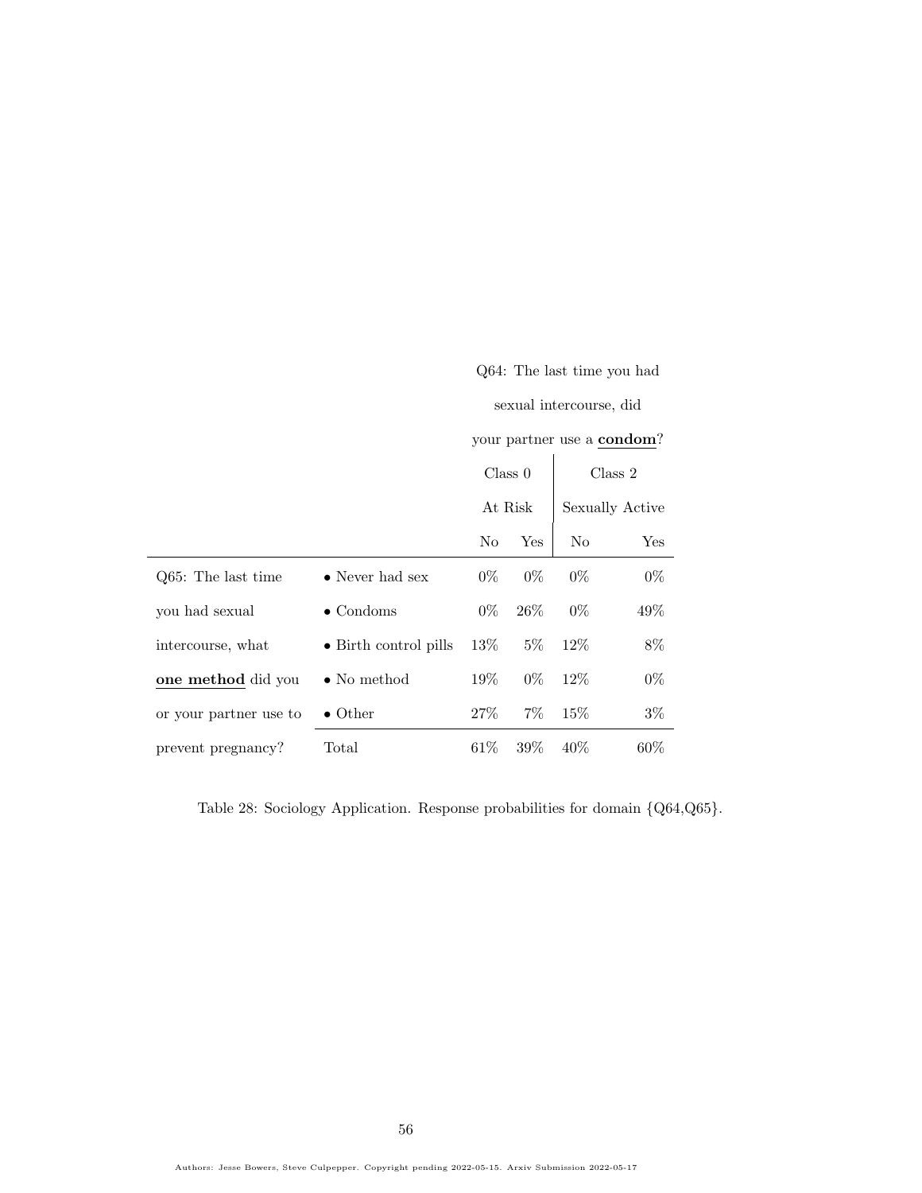| | | Q64: The last time you had sexual intercourse, did your partner use a **condom**? | | | |
|---|---|---|---|---|---|
| | | Class 0 At Risk | | Class 2 Sexually Active | |
| | | No | Yes | No | Yes |
| Q65: The last time you had sexual intercourse, what **one method** did you or your partner use to prevent pregnancy? | • Never had sex | 0% | 0% | 0% | 0% |
| | • Condoms | 0% | 26% | 0% | 49% |
| | • Birth control pills | 13% | 5% | 12% | 8% |
| | • No method | 19% | 0% | 12% | 0% |
| | • Other | 27% | 7% | 15% | 3% |
| | Total | 61% | 39% | 40% | 60% |

Table 28: Sociology Application. Response probabilities for domain {Q64,Q65}.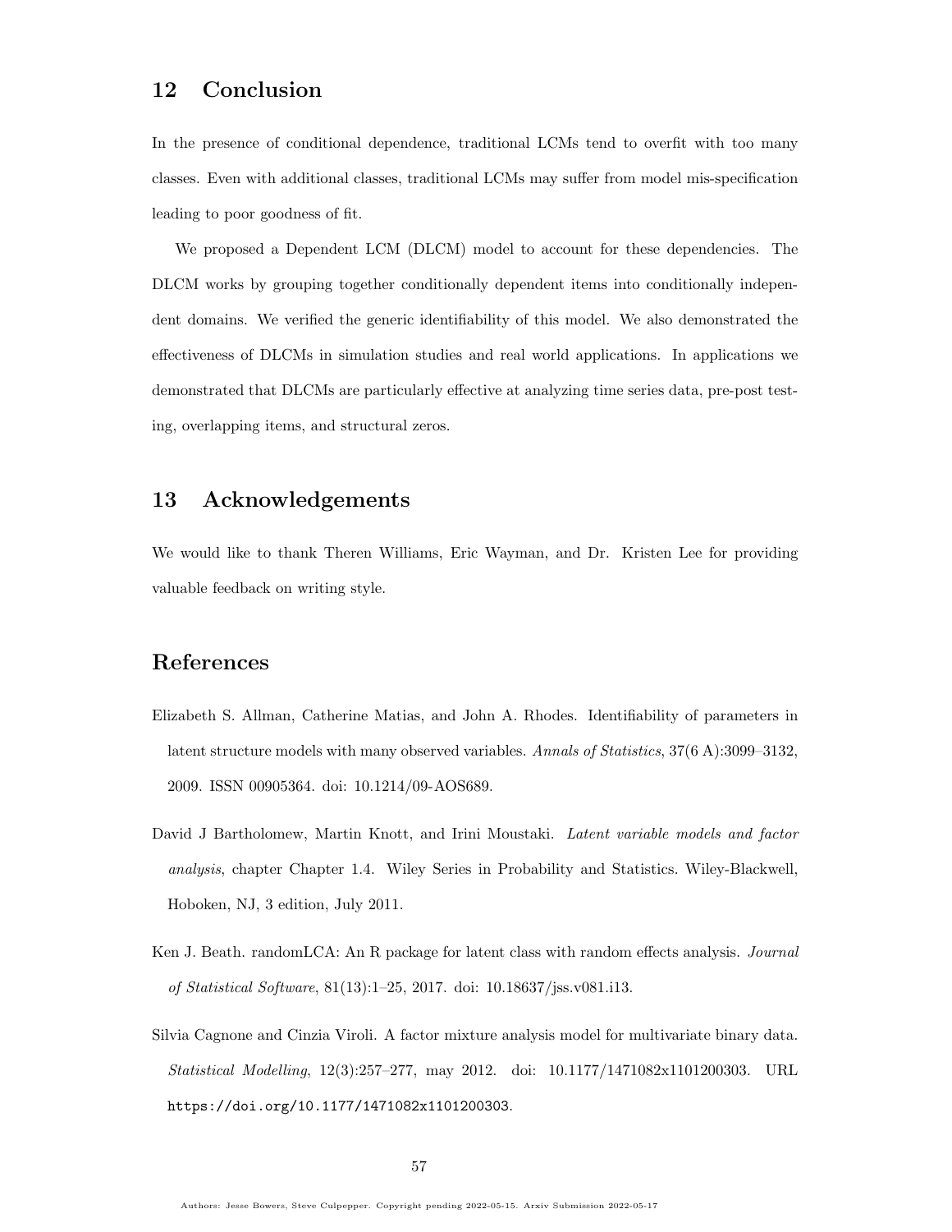## 12 Conclusion

In the presence of conditional dependence, traditional LCMs tend to overfit with too many classes. Even with additional classes, traditional LCMs may suffer from model mis-specification leading to poor goodness of fit.

We proposed a Dependent LCM (DLCM) model to account for these dependencies. The DLCM works by grouping together conditionally dependent items into conditionally independent domains. We verified the generic identifiability of this model. We also demonstrated the effectiveness of DLCMs in simulation studies and real world applications. In applications we demonstrated that DLCMs are particularly effective at analyzing time series data, pre-post testing, overlapping items, and structural zeros.

## 13 Acknowledgements

We would like to thank Theren Williams, Eric Wayman, and Dr. Kristen Lee for providing valuable feedback on writing style.

## References

Elizabeth S. Allman, Catherine Matias, and John A. Rhodes. Identifiability of parameters in latent structure models with many observed variables. *Annals of Statistics*, 37(6 A):3099–3132, 2009. ISSN 00905364. doi: 10.1214/09-AOS689.

David J Bartholomew, Martin Knott, and Irini Moustaki. *Latent variable models and factor analysis*, chapter Chapter 1.4. Wiley Series in Probability and Statistics. Wiley-Blackwell, Hoboken, NJ, 3 edition, July 2011.

Ken J. Beath. randomLCA: An R package for latent class with random effects analysis. *Journal of Statistical Software*, 81(13):1–25, 2017. doi: 10.18637/jss.v081.i13.

Silvia Cagnone and Cinzia Viroli. A factor mixture analysis model for multivariate binary data. *Statistical Modelling*, 12(3):257–277, may 2012. doi: 10.1177/1471082x1101200303. URL https://doi.org/10.1177/1471082x1101200303.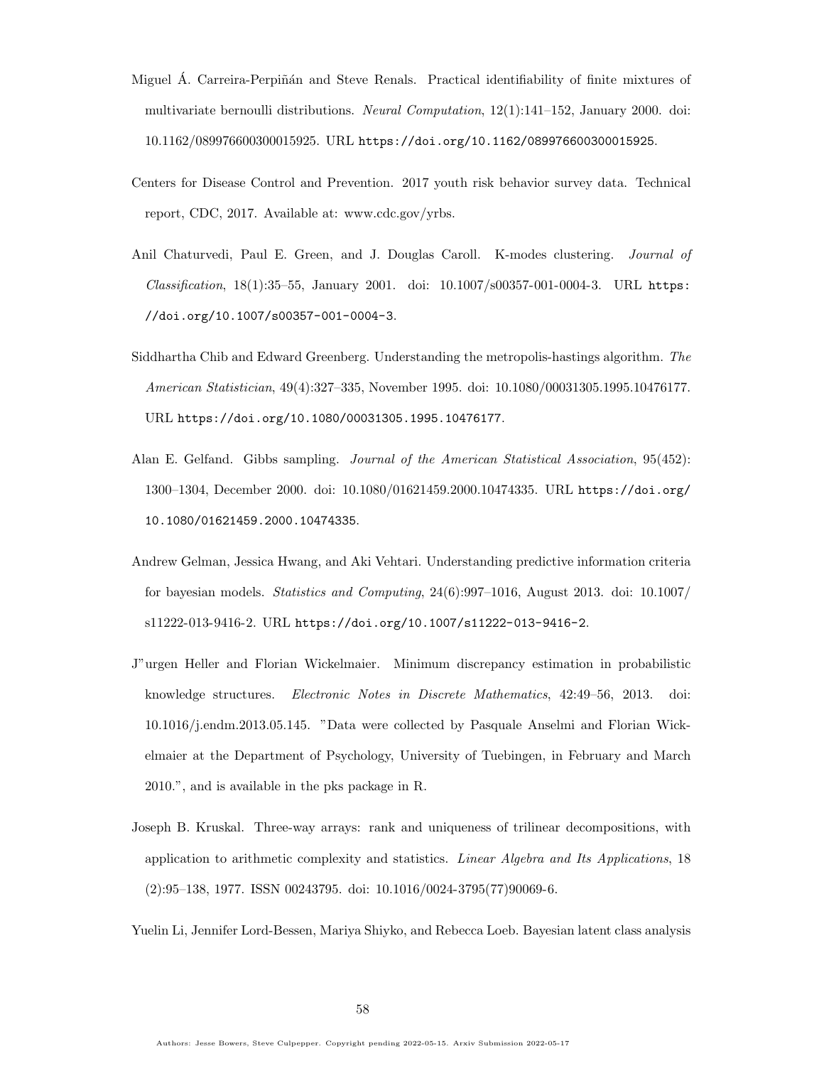Miguel Á. Carreira-Perpiñán and Steve Renals. Practical identifiability of finite mixtures of multivariate bernoulli distributions. *Neural Computation*, 12(1):141–152, January 2000. doi: 10.1162/089976600300015925. URL https://doi.org/10.1162/089976600300015925.

Centers for Disease Control and Prevention. 2017 youth risk behavior survey data. Technical report, CDC, 2017. Available at: www.cdc.gov/yrbs.

Anil Chaturvedi, Paul E. Green, and J. Douglas Caroll. K-modes clustering. *Journal of Classification*, 18(1):35–55, January 2001. doi: 10.1007/s00357-001-0004-3. URL https://doi.org/10.1007/s00357-001-0004-3.

Siddhartha Chib and Edward Greenberg. Understanding the metropolis-hastings algorithm. *The American Statistician*, 49(4):327–335, November 1995. doi: 10.1080/00031305.1995.10476177. URL https://doi.org/10.1080/00031305.1995.10476177.

Alan E. Gelfand. Gibbs sampling. *Journal of the American Statistical Association*, 95(452): 1300–1304, December 2000. doi: 10.1080/01621459.2000.10474335. URL https://doi.org/10.1080/01621459.2000.10474335.

Andrew Gelman, Jessica Hwang, and Aki Vehtari. Understanding predictive information criteria for bayesian models. *Statistics and Computing*, 24(6):997–1016, August 2013. doi: 10.1007/s11222-013-9416-2. URL https://doi.org/10.1007/s11222-013-9416-2.

J"urgen Heller and Florian Wickelmaier. Minimum discrepancy estimation in probabilistic knowledge structures. *Electronic Notes in Discrete Mathematics*, 42:49–56, 2013. doi: 10.1016/j.endm.2013.05.145. "Data were collected by Pasquale Anselmi and Florian Wickelmaier at the Department of Psychology, University of Tuebingen, in February and March 2010.", and is available in the pks package in R.

Joseph B. Kruskal. Three-way arrays: rank and uniqueness of trilinear decompositions, with application to arithmetic complexity and statistics. *Linear Algebra and Its Applications*, 18 (2):95–138, 1977. ISSN 00243795. doi: 10.1016/0024-3795(77)90069-6.

Yuelin Li, Jennifer Lord-Bessen, Mariya Shiyko, and Rebecca Loeb. Bayesian latent class analysis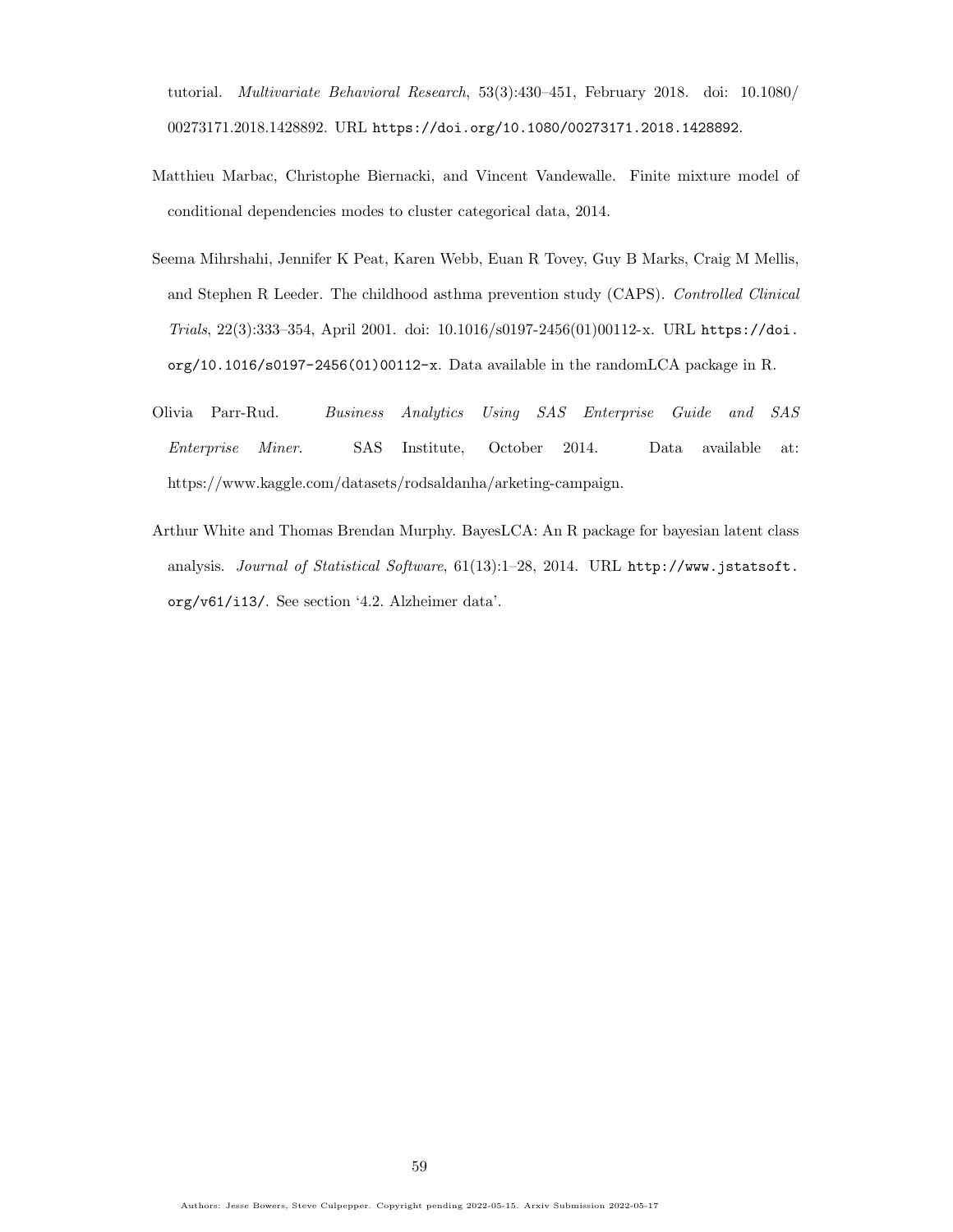tutorial. *Multivariate Behavioral Research*, 53(3):430–451, February 2018. doi: 10.1080/00273171.2018.1428892. URL https://doi.org/10.1080/00273171.2018.1428892.

Matthieu Marbac, Christophe Biernacki, and Vincent Vandewalle. Finite mixture model of conditional dependencies modes to cluster categorical data, 2014.

Seema Mihrshahi, Jennifer K Peat, Karen Webb, Euan R Tovey, Guy B Marks, Craig M Mellis, and Stephen R Leeder. The childhood asthma prevention study (CAPS). *Controlled Clinical Trials*, 22(3):333–354, April 2001. doi: 10.1016/s0197-2456(01)00112-x. URL https://doi.org/10.1016/s0197-2456(01)00112-x. Data available in the randomLCA package in R.

Olivia Parr-Rud. *Business Analytics Using SAS Enterprise Guide and SAS Enterprise Miner*. SAS Institute, October 2014. Data available at: https://www.kaggle.com/datasets/rodsaldanha/arketing-campaign.

Arthur White and Thomas Brendan Murphy. BayesLCA: An R package for bayesian latent class analysis. *Journal of Statistical Software*, 61(13):1–28, 2014. URL http://www.jstatsoft.org/v61/i13/. See section '4.2. Alzheimer data'.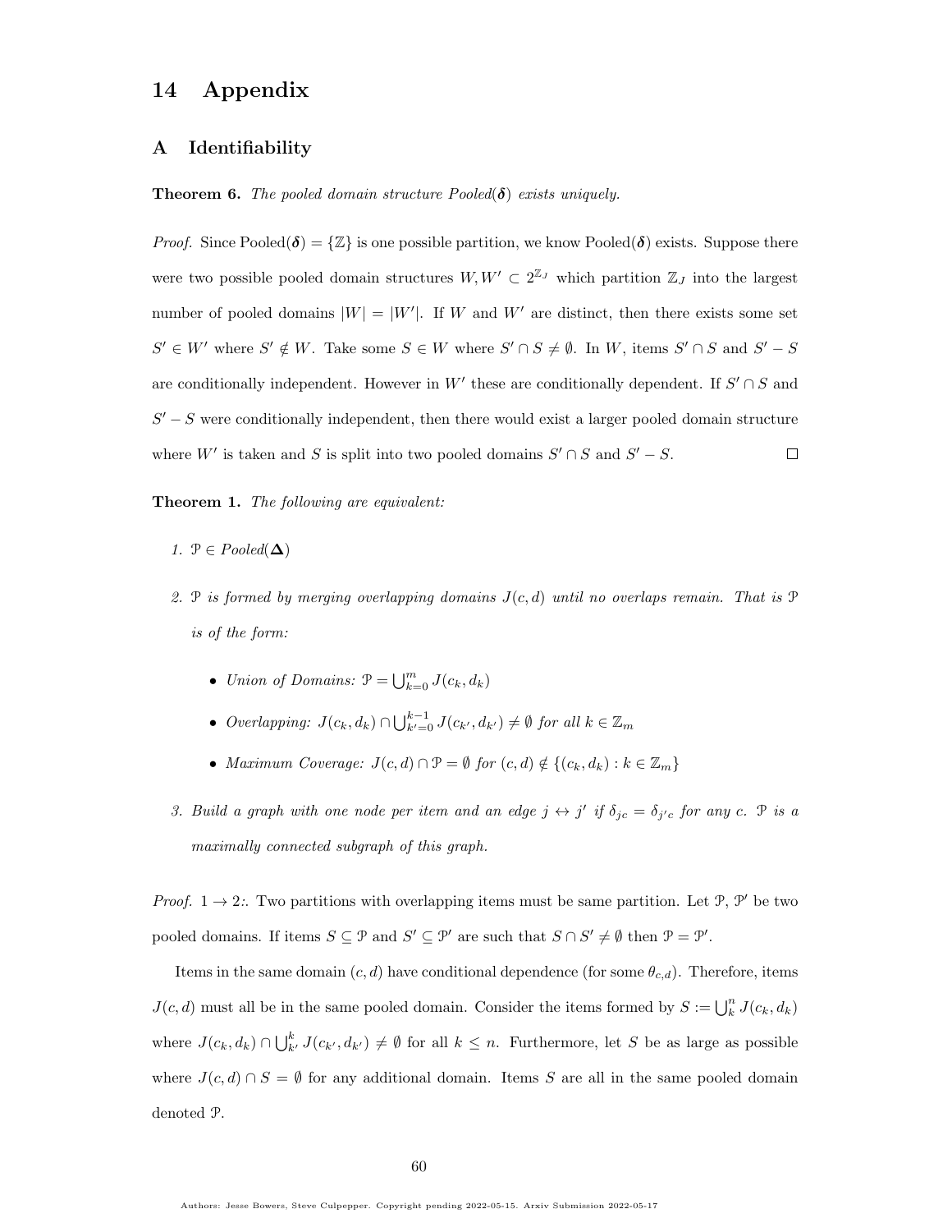# 14 Appendix

## A Identifiability

**Theorem 6.** *The pooled domain structure Pooled($\boldsymbol{\delta}$) exists uniquely.*

*Proof.* Since $\text{Pooled}(\boldsymbol{\delta}) = \{\mathbb{Z}\}$ is one possible partition, we know $\text{Pooled}(\boldsymbol{\delta})$ exists. Suppose there were two possible pooled domain structures $W, W' \subset 2^{\mathbb{Z}_J}$ which partition $\mathbb{Z}_J$ into the largest number of pooled domains $|W| = |W'|$. If $W$ and $W'$ are distinct, then there exists some set $S' \in W'$ where $S' \notin W$. Take some $S \in W$ where $S' \cap S \neq \emptyset$. In $W$, items $S' \cap S$ and $S' - S$ are conditionally independent. However in $W'$ these are conditionally dependent. If $S' \cap S$ and $S' - S$ were conditionally independent, then there would exist a larger pooled domain structure where $W'$ is taken and $S$ is split into two pooled domains $S' \cap S$ and $S' - S$. $\square$

**Theorem 1.** *The following are equivalent:*

1. *$\mathcal{P} \in \text{Pooled}(\boldsymbol{\Delta})$*
2. *$\mathcal{P}$ is formed by merging overlapping domains $J(c,d)$ until no overlaps remain. That is $\mathcal{P}$ is of the form:*
   - *Union of Domains: $\mathcal{P} = \bigcup_{k=0}^{m} J(c_k, d_k)$*
   - *Overlapping: $J(c_k, d_k) \cap \bigcup_{k'=0}^{k-1} J(c_{k'}, d_{k'}) \neq \emptyset$ for all $k \in \mathbb{Z}_m$*
   - *Maximum Coverage: $J(c,d) \cap \mathcal{P} = \emptyset$ for $(c,d) \notin \{(c_k, d_k) : k \in \mathbb{Z}_m\}$*
3. *Build a graph with one node per item and an edge $j \leftrightarrow j'$ if $\delta_{jc} = \delta_{j'c}$ for any $c$. $\mathcal{P}$ is a maximally connected subgraph of this graph.*

*Proof.* $1 \rightarrow 2$:. Two partitions with overlapping items must be same partition. Let $\mathcal{P}$, $\mathcal{P}'$ be two pooled domains. If items $S \subseteq \mathcal{P}$ and $S' \subseteq \mathcal{P}'$ are such that $S \cap S' \neq \emptyset$ then $\mathcal{P} = \mathcal{P}'$.

Items in the same domain $(c,d)$ have conditional dependence (for some $\theta_{c,d}$). Therefore, items $J(c,d)$ must all be in the same pooled domain. Consider the items formed by $S := \bigcup_k^n J(c_k, d_k)$ where $J(c_k, d_k) \cap \bigcup_{k'}^{k} J(c_{k'}, d_{k'}) \neq \emptyset$ for all $k \leq n$. Furthermore, let $S$ be as large as possible where $J(c,d) \cap S = \emptyset$ for any additional domain. Items $S$ are all in the same pooled domain denoted $\mathcal{P}$.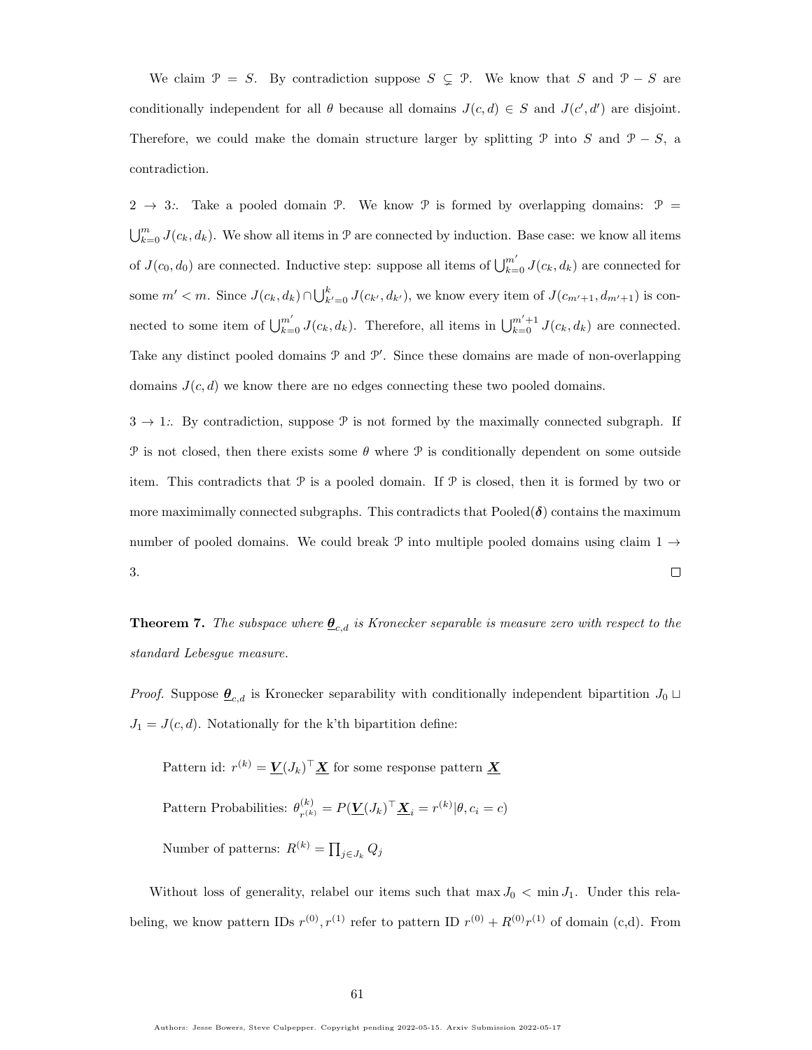We claim $\mathcal{P} = S$. By contradiction suppose $S \subsetneq \mathcal{P}$. We know that $S$ and $\mathcal{P} - S$ are conditionally independent for all $\theta$ because all domains $J(c,d) \in S$ and $J(c',d')$ are disjoint. Therefore, we could make the domain structure larger by splitting $\mathcal{P}$ into $S$ and $\mathcal{P} - S$, a contradiction.

$2 \to 3$:. Take a pooled domain $\mathcal{P}$. We know $\mathcal{P}$ is formed by overlapping domains: $\mathcal{P} = \bigcup_{k=0}^{m} J(c_k, d_k)$. We show all items in $\mathcal{P}$ are connected by induction. Base case: we know all items of $J(c_0, d_0)$ are connected. Inductive step: suppose all items of $\bigcup_{k=0}^{m'} J(c_k, d_k)$ are connected for some $m' < m$. Since $J(c_k, d_k) \cap \bigcup_{k'=0}^{k} J(c_{k'}, d_{k'})$, we know every item of $J(c_{m'+1}, d_{m'+1})$ is connected to some item of $\bigcup_{k=0}^{m'} J(c_k, d_k)$. Therefore, all items in $\bigcup_{k=0}^{m'+1} J(c_k, d_k)$ are connected. Take any distinct pooled domains $\mathcal{P}$ and $\mathcal{P}'$. Since these domains are made of non-overlapping domains $J(c,d)$ we know there are no edges connecting these two pooled domains.

$3 \to 1$:. By contradiction, suppose $\mathcal{P}$ is not formed by the maximally connected subgraph. If $\mathcal{P}$ is not closed, then there exists some $\theta$ where $\mathcal{P}$ is conditionally dependent on some outside item. This contradicts that $\mathcal{P}$ is a pooled domain. If $\mathcal{P}$ is closed, then it is formed by two or more maximimally connected subgraphs. This contradicts that $\text{Pooled}(\boldsymbol{\delta})$ contains the maximum number of pooled domains. We could break $\mathcal{P}$ into multiple pooled domains using claim $1 \to 3$. $\square$

**Theorem 7.** *The subspace where $\underline{\boldsymbol{\theta}}_{c,d}$ is Kronecker separable is measure zero with respect to the standard Lebesgue measure.*

*Proof.* Suppose $\underline{\boldsymbol{\theta}}_{c,d}$ is Kronecker separability with conditionally independent bipartition $J_0 \sqcup J_1 = J(c,d)$. Notationally for the k'th bipartition define:

Pattern id: $r^{(k)} = \underline{\boldsymbol{V}}(J_k)^\top \underline{\boldsymbol{X}}$ for some response pattern $\underline{\boldsymbol{X}}$

Pattern Probabilities: $\theta^{(k)}_{r^{(k)}} = P(\underline{\boldsymbol{V}}(J_k)^\top \underline{\boldsymbol{X}}_i = r^{(k)} | \theta, c_i = c)$

Number of patterns: $R^{(k)} = \prod_{j \in J_k} Q_j$

Without loss of generality, relabel our items such that $\max J_0 < \min J_1$. Under this relabeling, we know pattern IDs $r^{(0)}, r^{(1)}$ refer to pattern ID $r^{(0)} + R^{(0)} r^{(1)}$ of domain (c,d). From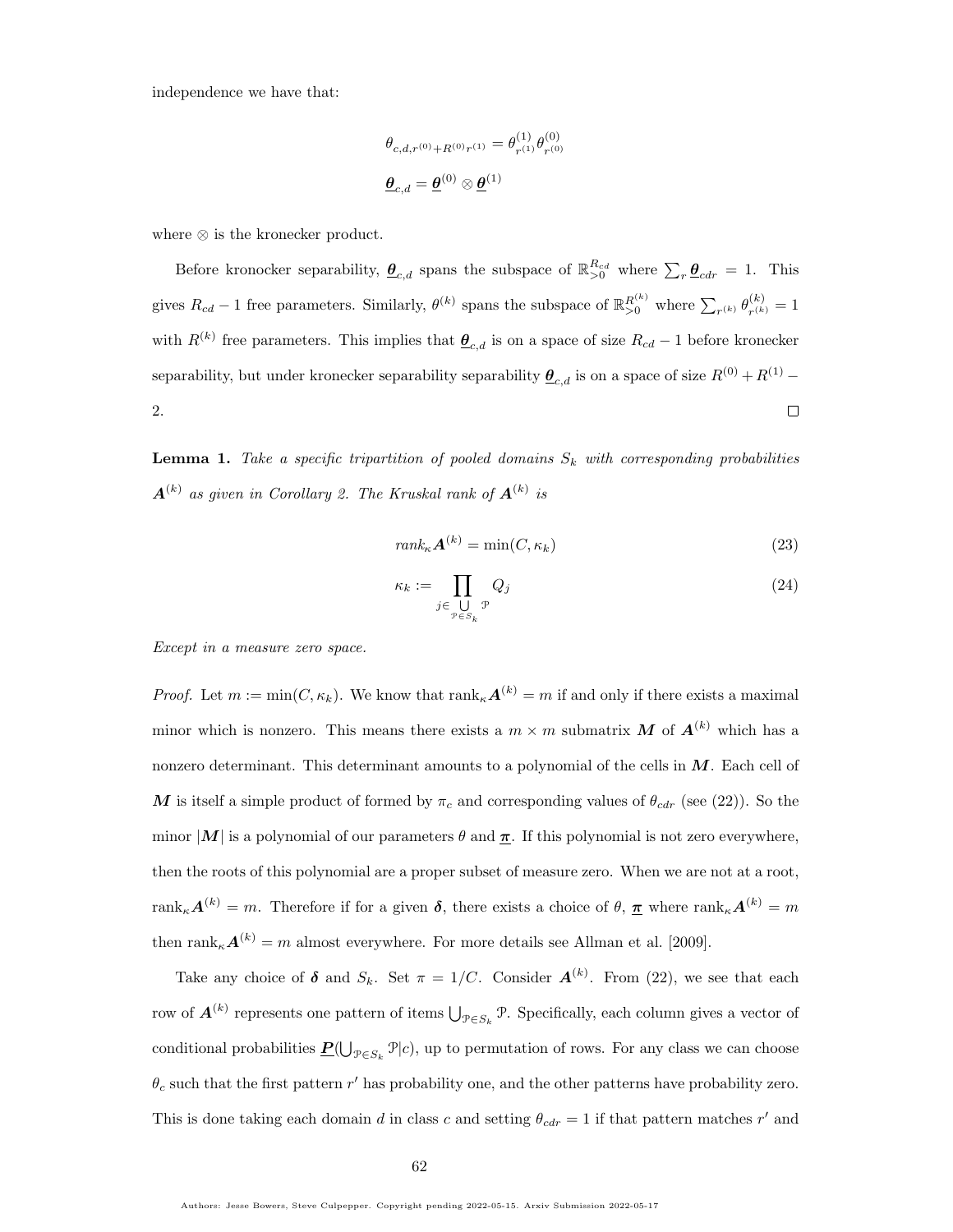independence we have that:

$$\theta_{c,d,r^{(0)}+R^{(0)}r^{(1)}} = \theta^{(1)}_{r^{(1)}}\theta^{(0)}_{r^{(0)}}$$

$$\underline{\boldsymbol{\theta}}_{c,d} = \underline{\boldsymbol{\theta}}^{(0)} \otimes \underline{\boldsymbol{\theta}}^{(1)}$$

where $\otimes$ is the kronecker product.

Before kronocker separability, $\underline{\boldsymbol{\theta}}_{c,d}$ spans the subspace of $\mathbb{R}^{R_{cd}}_{>0}$ where $\sum_r \underline{\boldsymbol{\theta}}_{cdr} = 1$. This gives $R_{cd} - 1$ free parameters. Similarly, $\theta^{(k)}$ spans the subspace of $\mathbb{R}^{R^{(k)}}_{>0}$ where $\sum_{r^{(k)}} \theta^{(k)}_{r^{(k)}} = 1$ with $R^{(k)}$ free parameters. This implies that $\underline{\boldsymbol{\theta}}_{c,d}$ is on a space of size $R_{cd} - 1$ before kronecker separability, but under kronecker separability separability $\underline{\boldsymbol{\theta}}_{c,d}$ is on a space of size $R^{(0)} + R^{(1)} - 2$. $\square$

**Lemma 1.** *Take a specific tripartition of pooled domains $S_k$ with corresponding probabilities $\boldsymbol{A}^{(k)}$ as given in Corollary 2. The Kruskal rank of $\boldsymbol{A}^{(k)}$ is*

$$rank_\kappa \boldsymbol{A}^{(k)} = \min(C, \kappa_k) \tag{23}$$

$$\kappa_k := \prod_{j \in \bigcup_{\mathcal{P}\in S_k} \mathcal{P}} Q_j \tag{24}$$

*Except in a measure zero space.*

*Proof.* Let $m := \min(C, \kappa_k)$. We know that $\text{rank}_\kappa \boldsymbol{A}^{(k)} = m$ if and only if there exists a maximal minor which is nonzero. This means there exists a $m \times m$ submatrix $\boldsymbol{M}$ of $\boldsymbol{A}^{(k)}$ which has a nonzero determinant. This determinant amounts to a polynomial of the cells in $\boldsymbol{M}$. Each cell of $\boldsymbol{M}$ is itself a simple product of formed by $\pi_c$ and corresponding values of $\theta_{cdr}$ (see (22)). So the minor $|\boldsymbol{M}|$ is a polynomial of our parameters $\theta$ and $\underline{\boldsymbol{\pi}}$. If this polynomial is not zero everywhere, then the roots of this polynomial are a proper subset of measure zero. When we are not at a root, $\text{rank}_\kappa \boldsymbol{A}^{(k)} = m$. Therefore if for a given $\boldsymbol{\delta}$, there exists a choice of $\theta$, $\underline{\boldsymbol{\pi}}$ where $\text{rank}_\kappa \boldsymbol{A}^{(k)} = m$ then $\text{rank}_\kappa \boldsymbol{A}^{(k)} = m$ almost everywhere. For more details see Allman et al. [2009].

Take any choice of $\boldsymbol{\delta}$ and $S_k$. Set $\pi = 1/C$. Consider $\boldsymbol{A}^{(k)}$. From (22), we see that each row of $\boldsymbol{A}^{(k)}$ represents one pattern of items $\bigcup_{\mathcal{P}\in S_k} \mathcal{P}$. Specifically, each column gives a vector of conditional probabilities $\underline{\boldsymbol{P}}(\bigcup_{\mathcal{P}\in S_k} \mathcal{P}|c)$, up to permutation of rows. For any class we can choose $\theta_c$ such that the first pattern $r'$ has probability one, and the other patterns have probability zero. This is done taking each domain $d$ in class $c$ and setting $\theta_{cdr} = 1$ if that pattern matches $r'$ and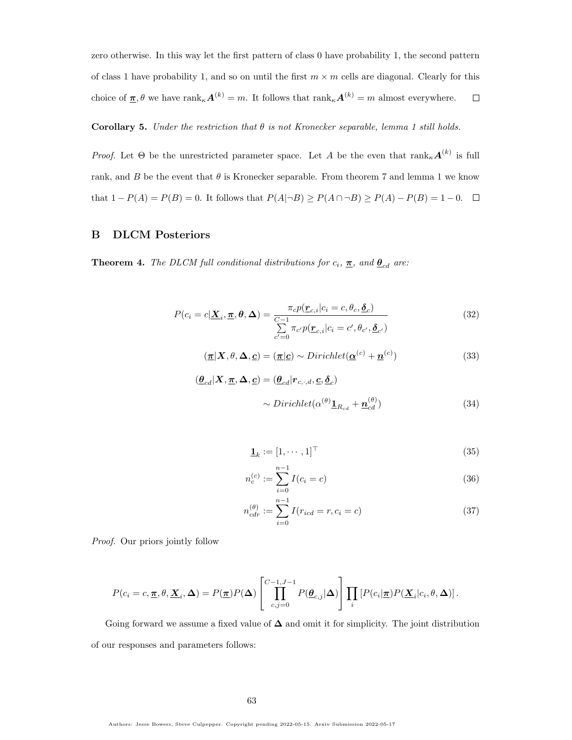zero otherwise. In this way let the first pattern of class 0 have probability 1, the second pattern of class 1 have probability 1, and so on until the first $m \times m$ cells are diagonal. Clearly for this choice of $\underline{\boldsymbol{\pi}}, \theta$ we have $\text{rank}_\kappa \boldsymbol{A}^{(k)} = m$. It follows that $\text{rank}_\kappa \boldsymbol{A}^{(k)} = m$ almost everywhere. $\square$

**Corollary 5.** *Under the restriction that $\theta$ is not Kronecker separable, lemma 1 still holds.*

*Proof.* Let $\Theta$ be the unrestricted parameter space. Let $A$ be the even that $\text{rank}_\kappa \boldsymbol{A}^{(k)}$ is full rank, and $B$ be the event that $\theta$ is Kronecker separable. From theorem 7 and lemma 1 we know that $1 - P(A) = P(B) = 0$. It follows that $P(A|\neg B) \geq P(A \cap \neg B) \geq P(A) - P(B) = 1 - 0$. $\square$

## B DLCM Posteriors

**Theorem 4.** *The DLCM full conditional distributions for $c_i$, $\underline{\boldsymbol{\pi}}$, and $\underline{\boldsymbol{\theta}}_{cd}$ are:*

$$P(c_i = c | \underline{\boldsymbol{X}}_i, \underline{\boldsymbol{\pi}}, \boldsymbol{\theta}, \boldsymbol{\Delta}) = \frac{\pi_c p(\underline{\boldsymbol{r}}_{c,i} | c_i = c, \theta_c, \underline{\boldsymbol{\delta}}_c)}{\sum_{c'=0}^{C-1} \pi_{c'} p(\underline{\boldsymbol{r}}_{c,i} | c_i = c', \theta_{c'}, \underline{\boldsymbol{\delta}}_{c'})} \tag{32}$$

$$(\underline{\boldsymbol{\pi}} | \boldsymbol{X}, \theta, \boldsymbol{\Delta}, \underline{\boldsymbol{c}}) = (\underline{\boldsymbol{\pi}} | \underline{\boldsymbol{c}}) \sim Dirichlet(\underline{\boldsymbol{\alpha}}^{(c)} + \underline{\boldsymbol{n}}^{(c)}) \tag{33}$$

$$\begin{aligned}(\underline{\boldsymbol{\theta}}_{cd} | \boldsymbol{X}, \underline{\boldsymbol{\pi}}, \boldsymbol{\Delta}, \underline{\boldsymbol{c}}) &= (\underline{\boldsymbol{\theta}}_{cd} | \boldsymbol{r}_{c,\cdot,d}, \underline{\boldsymbol{c}}, \underline{\boldsymbol{\delta}}_c) \\ &\sim Dirichlet(\alpha^{(\theta)} \underline{\boldsymbol{1}}_{R_{cd}} + \underline{\boldsymbol{n}}_{cd}^{(\theta)})\end{aligned} \tag{34}$$

$$\underline{\boldsymbol{1}}_k := [1, \cdots, 1]^\top \tag{35}$$

$$n_c^{(c)} := \sum_{i=0}^{n-1} I(c_i = c) \tag{36}$$

$$n_{cdr}^{(\theta)} := \sum_{i=0}^{n-1} I(r_{icd} = r, c_i = c) \tag{37}$$

*Proof.* Our priors jointly follow

$$P(c_i = c, \underline{\boldsymbol{\pi}}, \theta, \underline{\boldsymbol{X}}_i, \boldsymbol{\Delta}) = P(\underline{\boldsymbol{\pi}}) P(\boldsymbol{\Delta}) \left[ \prod_{c,j=0}^{C-1, J-1} P(\underline{\boldsymbol{\theta}}_{c,j} | \boldsymbol{\Delta}) \right] \prod_i \left[ P(c_i | \underline{\boldsymbol{\pi}}) P(\underline{\boldsymbol{X}}_i | c_i, \theta, \boldsymbol{\Delta}) \right].$$

Going forward we assume a fixed value of $\boldsymbol{\Delta}$ and omit it for simplicity. The joint distribution of our responses and parameters follows: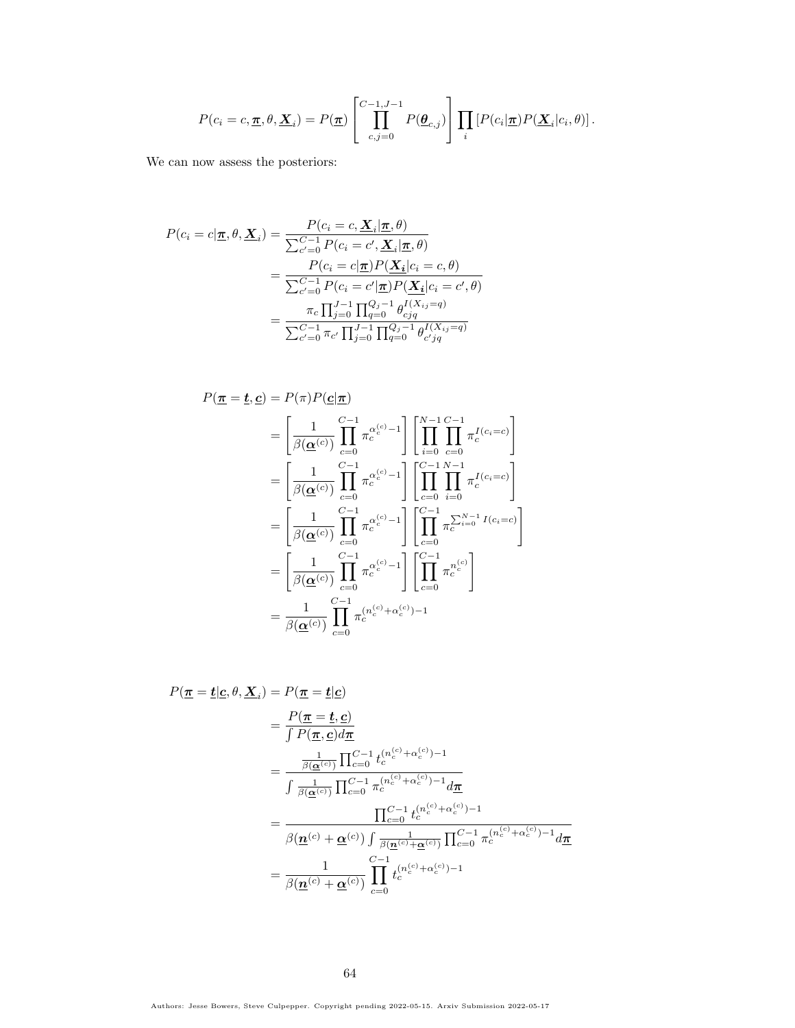$$P(c_i = c, \underline{\boldsymbol{\pi}}, \theta, \underline{\boldsymbol{X}}_i) = P(\underline{\boldsymbol{\pi}}) \left[ \prod_{c,j=0}^{C-1,J-1} P(\underline{\boldsymbol{\theta}}_{c,j}) \right] \prod_i \left[ P(c_i|\underline{\boldsymbol{\pi}}) P(\underline{\boldsymbol{X}}_i|c_i, \theta) \right].$$

We can now assess the posteriors:

$$\begin{aligned}
P(c_i = c|\underline{\boldsymbol{\pi}}, \theta, \underline{\boldsymbol{X}}_i) &= \frac{P(c_i = c, \underline{\boldsymbol{X}}_i|\underline{\boldsymbol{\pi}}, \theta)}{\sum_{c'=0}^{C-1} P(c_i = c', \underline{\boldsymbol{X}}_i|\underline{\boldsymbol{\pi}}, \theta)} \\
&= \frac{P(c_i = c|\underline{\boldsymbol{\pi}}) P(\underline{\boldsymbol{X_i}}|c_i = c, \theta)}{\sum_{c'=0}^{C-1} P(c_i = c'|\underline{\boldsymbol{\pi}}) P(\underline{\boldsymbol{X_i}}|c_i = c', \theta)} \\
&= \frac{\pi_c \prod_{j=0}^{J-1} \prod_{q=0}^{Q_j-1} \theta_{cjq}^{I(X_{ij}=q)}}{\sum_{c'=0}^{C-1} \pi_{c'} \prod_{j=0}^{J-1} \prod_{q=0}^{Q_j-1} \theta_{c'jq}^{I(X_{ij}=q)}}
\end{aligned}$$

$$\begin{aligned}
P(\underline{\boldsymbol{\pi}} = \underline{\boldsymbol{t}}, \underline{\boldsymbol{c}}) &= P(\pi) P(\underline{\boldsymbol{c}}|\underline{\boldsymbol{\pi}}) \\
&= \left[ \frac{1}{\beta(\underline{\boldsymbol{\alpha}}^{(c)})} \prod_{c=0}^{C-1} \pi_c^{\alpha_c^{(c)}-1} \right] \left[ \prod_{i=0}^{N-1} \prod_{c=0}^{C-1} \pi_c^{I(c_i=c)} \right] \\
&= \left[ \frac{1}{\beta(\underline{\boldsymbol{\alpha}}^{(c)})} \prod_{c=0}^{C-1} \pi_c^{\alpha_c^{(c)}-1} \right] \left[ \prod_{c=0}^{C-1} \prod_{i=0}^{N-1} \pi_c^{I(c_i=c)} \right] \\
&= \left[ \frac{1}{\beta(\underline{\boldsymbol{\alpha}}^{(c)})} \prod_{c=0}^{C-1} \pi_c^{\alpha_c^{(c)}-1} \right] \left[ \prod_{c=0}^{C-1} \pi_c^{\sum_{i=0}^{N-1} I(c_i=c)} \right] \\
&= \left[ \frac{1}{\beta(\underline{\boldsymbol{\alpha}}^{(c)})} \prod_{c=0}^{C-1} \pi_c^{\alpha_c^{(c)}-1} \right] \left[ \prod_{c=0}^{C-1} \pi_c^{n_c^{(c)}} \right] \\
&= \frac{1}{\beta(\underline{\boldsymbol{\alpha}}^{(c)})} \prod_{c=0}^{C-1} \pi_c^{(n_c^{(c)}+\alpha_c^{(c)})-1}
\end{aligned}$$

$$\begin{aligned}
P(\underline{\boldsymbol{\pi}} = \underline{\boldsymbol{t}}|\underline{\boldsymbol{c}}, \theta, \underline{\boldsymbol{X}}_i) &= P(\underline{\boldsymbol{\pi}} = \underline{\boldsymbol{t}}|\underline{\boldsymbol{c}}) \\
&= \frac{P(\underline{\boldsymbol{\pi}} = \underline{\boldsymbol{t}}, \underline{\boldsymbol{c}})}{\int P(\underline{\boldsymbol{\pi}}, \underline{\boldsymbol{c}}) d\underline{\boldsymbol{\pi}}} \\
&= \frac{\frac{1}{\beta(\underline{\boldsymbol{\alpha}}^{(c)})} \prod_{c=0}^{C-1} t_c^{(n_c^{(c)}+\alpha_c^{(c)})-1}}{\int \frac{1}{\beta(\underline{\boldsymbol{\alpha}}^{(c)})} \prod_{c=0}^{C-1} \pi_c^{(n_c^{(c)}+\alpha_c^{(c)})-1} d\underline{\boldsymbol{\pi}}} \\
&= \frac{\prod_{c=0}^{C-1} t_c^{(n_c^{(c)}+\alpha_c^{(c)})-1}}{\beta(\underline{\boldsymbol{n}}^{(c)} + \underline{\boldsymbol{\alpha}}^{(c)}) \int \frac{1}{\beta(\underline{\boldsymbol{n}}^{(c)}+\underline{\boldsymbol{\alpha}}^{(c)})} \prod_{c=0}^{C-1} \pi_c^{(n_c^{(c)}+\alpha_c^{(c)})-1} d\underline{\boldsymbol{\pi}}} \\
&= \frac{1}{\beta(\underline{\boldsymbol{n}}^{(c)} + \underline{\boldsymbol{\alpha}}^{(c)})} \prod_{c=0}^{C-1} t_c^{(n_c^{(c)}+\alpha_c^{(c)})-1}
\end{aligned}$$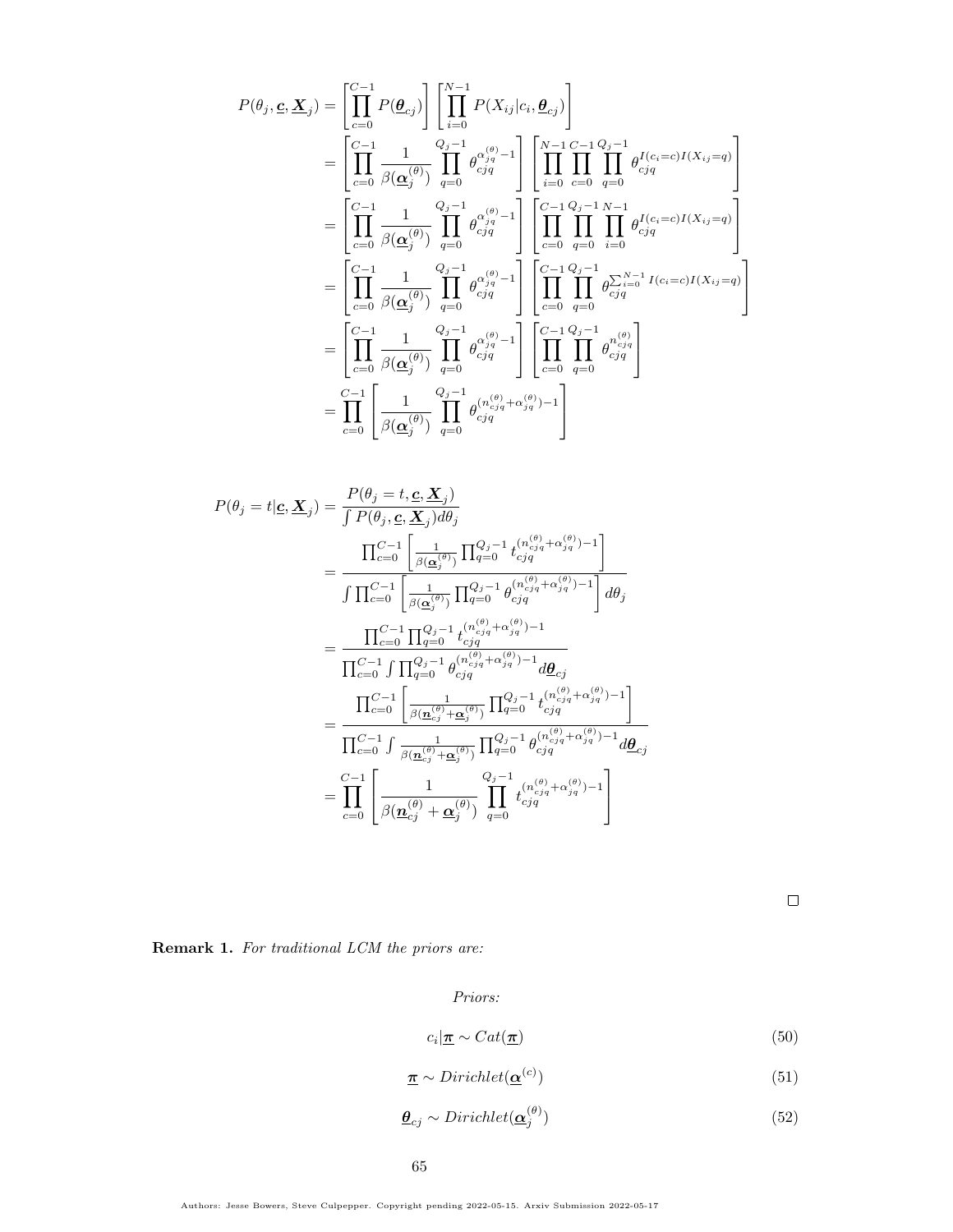$$
\begin{aligned}
P(\theta_j, \underline{\boldsymbol{c}}, \underline{\boldsymbol{X}}_j) &= \left[\prod_{c=0}^{C-1} P(\underline{\boldsymbol{\theta}}_{cj})\right]\left[\prod_{i=0}^{N-1} P(X_{ij}|c_i, \underline{\boldsymbol{\theta}}_{cj})\right] \\
&= \left[\prod_{c=0}^{C-1} \frac{1}{\beta(\underline{\boldsymbol{\alpha}}_j^{(\theta)})} \prod_{q=0}^{Q_j-1} \theta_{cjq}^{\alpha_{jq}^{(\theta)}-1}\right]\left[\prod_{i=0}^{N-1}\prod_{c=0}^{C-1}\prod_{q=0}^{Q_j-1} \theta_{cjq}^{I(c_i=c)I(X_{ij}=q)}\right] \\
&= \left[\prod_{c=0}^{C-1} \frac{1}{\beta(\underline{\boldsymbol{\alpha}}_j^{(\theta)})} \prod_{q=0}^{Q_j-1} \theta_{cjq}^{\alpha_{jq}^{(\theta)}-1}\right]\left[\prod_{c=0}^{C-1}\prod_{q=0}^{Q_j-1}\prod_{i=0}^{N-1} \theta_{cjq}^{I(c_i=c)I(X_{ij}=q)}\right] \\
&= \left[\prod_{c=0}^{C-1} \frac{1}{\beta(\underline{\boldsymbol{\alpha}}_j^{(\theta)})} \prod_{q=0}^{Q_j-1} \theta_{cjq}^{\alpha_{jq}^{(\theta)}-1}\right]\left[\prod_{c=0}^{C-1}\prod_{q=0}^{Q_j-1} \theta_{cjq}^{\sum_{i=0}^{N-1} I(c_i=c)I(X_{ij}=q)}\right] \\
&= \left[\prod_{c=0}^{C-1} \frac{1}{\beta(\underline{\boldsymbol{\alpha}}_j^{(\theta)})} \prod_{q=0}^{Q_j-1} \theta_{cjq}^{\alpha_{jq}^{(\theta)}-1}\right]\left[\prod_{c=0}^{C-1}\prod_{q=0}^{Q_j-1} \theta_{cjq}^{n_{cjq}^{(\theta)}}\right] \\
&= \prod_{c=0}^{C-1}\left[\frac{1}{\beta(\underline{\boldsymbol{\alpha}}_j^{(\theta)})} \prod_{q=0}^{Q_j-1} \theta_{cjq}^{(n_{cjq}^{(\theta)}+\alpha_{jq}^{(\theta)})-1}\right]
\end{aligned}
$$

$$
\begin{aligned}
P(\theta_j = t|\underline{\boldsymbol{c}}, \underline{\boldsymbol{X}}_j) &= \frac{P(\theta_j = t, \underline{\boldsymbol{c}}, \underline{\boldsymbol{X}}_j)}{\int P(\theta_j, \underline{\boldsymbol{c}}, \underline{\boldsymbol{X}}_j) d\theta_j} \\
&= \frac{\prod_{c=0}^{C-1}\left[\frac{1}{\beta(\underline{\boldsymbol{\alpha}}_j^{(\theta)})}\prod_{q=0}^{Q_j-1} t_{cjq}^{(n_{cjq}^{(\theta)}+\alpha_{jq}^{(\theta)})-1}\right]}{\int \prod_{c=0}^{C-1}\left[\frac{1}{\beta(\underline{\boldsymbol{\alpha}}_j^{(\theta)})}\prod_{q=0}^{Q_j-1} \theta_{cjq}^{(n_{cjq}^{(\theta)}+\alpha_{jq}^{(\theta)})-1}\right] d\theta_j} \\
&= \frac{\prod_{c=0}^{C-1}\prod_{q=0}^{Q_j-1} t_{cjq}^{(n_{cjq}^{(\theta)}+\alpha_{jq}^{(\theta)})-1}}{\prod_{c=0}^{C-1}\int\prod_{q=0}^{Q_j-1} \theta_{cjq}^{(n_{cjq}^{(\theta)}+\alpha_{jq}^{(\theta)})-1} d\underline{\boldsymbol{\theta}}_{cj}} \\
&= \frac{\prod_{c=0}^{C-1}\left[\frac{1}{\beta(\underline{\boldsymbol{n}}_{cj}^{(\theta)}+\underline{\boldsymbol{\alpha}}_j^{(\theta)})}\prod_{q=0}^{Q_j-1} t_{cjq}^{(n_{cjq}^{(\theta)}+\alpha_{jq}^{(\theta)})-1}\right]}{\prod_{c=0}^{C-1}\int \frac{1}{\beta(\underline{\boldsymbol{n}}_{cj}^{(\theta)}+\underline{\boldsymbol{\alpha}}_j^{(\theta)})}\prod_{q=0}^{Q_j-1} \theta_{cjq}^{(n_{cjq}^{(\theta)}+\alpha_{jq}^{(\theta)})-1} d\underline{\boldsymbol{\theta}}_{cj}} \\
&= \prod_{c=0}^{C-1}\left[\frac{1}{\beta(\underline{\boldsymbol{n}}_{cj}^{(\theta)}+\underline{\boldsymbol{\alpha}}_j^{(\theta)})}\prod_{q=0}^{Q_j-1} t_{cjq}^{(n_{cjq}^{(\theta)}+\alpha_{jq}^{(\theta)})-1}\right]
\end{aligned}
$$

□

**Remark 1.** *For traditional LCM the priors are:*

*Priors:*

$$c_i|\underline{\boldsymbol{\pi}} \sim Cat(\underline{\boldsymbol{\pi}}) \tag{50}$$

$$\underline{\boldsymbol{\pi}} \sim Dirichlet(\underline{\boldsymbol{\alpha}}^{(c)}) \tag{51}$$

$$\underline{\boldsymbol{\theta}}_{cj} \sim Dirichlet(\underline{\boldsymbol{\alpha}}_j^{(\theta)}) \tag{52}$$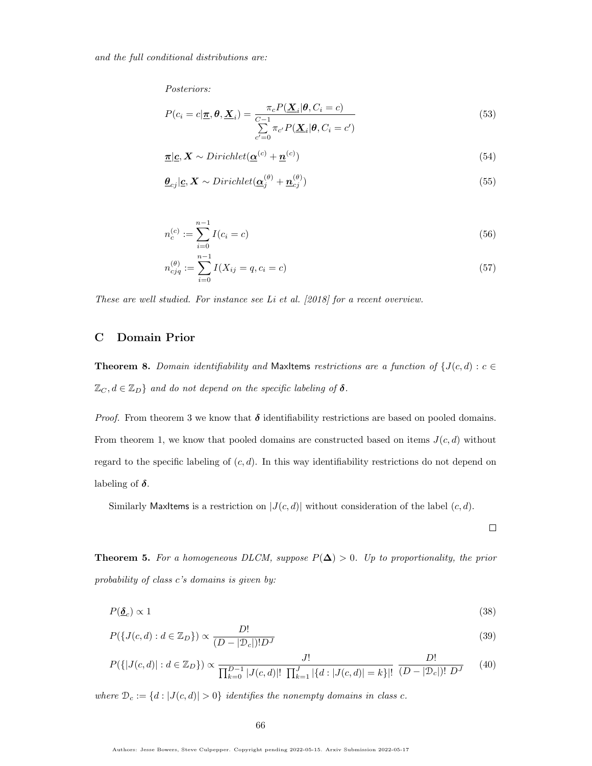*and the full conditional distributions are:*

*Posteriors:*

$$P(c_i = c|\underline{\boldsymbol{\pi}}, \boldsymbol{\theta}, \underline{\boldsymbol{X}}_i) = \frac{\pi_c P(\underline{\boldsymbol{X}}_i|\boldsymbol{\theta}, C_i = c)}{\sum_{c'=0}^{C-1} \pi_{c'} P(\underline{\boldsymbol{X}}_i|\boldsymbol{\theta}, C_i = c')} \tag{53}$$

$$\underline{\boldsymbol{\pi}}|\underline{\boldsymbol{c}}, \boldsymbol{X} \sim Dirichlet(\underline{\boldsymbol{\alpha}}^{(c)} + \underline{\boldsymbol{n}}^{(c)}) \tag{54}$$

$$\underline{\boldsymbol{\theta}}_{cj}|\underline{\boldsymbol{c}}, \boldsymbol{X} \sim Dirichlet(\underline{\boldsymbol{\alpha}}_j^{(\theta)} + \underline{\boldsymbol{n}}_{cj}^{(\theta)}) \tag{55}$$

$$n_c^{(c)} := \sum_{i=0}^{n-1} I(c_i = c) \tag{56}$$

$$n_{cjq}^{(\theta)} := \sum_{i=0}^{n-1} I(X_{ij} = q, c_i = c) \tag{57}$$

*These are well studied. For instance see Li et al. [2018] for a recent overview.*

## C Domain Prior

**Theorem 8.** *Domain identifiability and* MaxItems *restrictions are a function of* $\{J(c,d) : c \in \mathbb{Z}_C, d \in \mathbb{Z}_D\}$ *and do not depend on the specific labeling of* $\boldsymbol{\delta}$*.*

*Proof.* From theorem 3 we know that $\boldsymbol{\delta}$ identifiability restrictions are based on pooled domains. From theorem 1, we know that pooled domains are constructed based on items $J(c,d)$ without regard to the specific labeling of $(c,d)$. In this way identifiability restrictions do not depend on labeling of $\boldsymbol{\delta}$.

Similarly MaxItems is a restriction on $|J(c,d)|$ without consideration of the label $(c,d)$. □

**Theorem 5.** *For a homogeneous DLCM, suppose* $P(\boldsymbol{\Delta}) > 0$*. Up to proportionality, the prior probability of class c's domains is given by:*

$$P(\underline{\boldsymbol{\delta}}_c) \propto 1 \tag{38}$$

$$P(\{J(c,d) : d \in \mathbb{Z}_D\}) \propto \frac{D!}{(D - |\mathcal{D}_c|)! D^J} \tag{39}$$

$$P(\{|J(c,d)| : d \in \mathbb{Z}_D\}) \propto \frac{J!}{\prod_{k=0}^{D-1} |J(c,d)|! \; \prod_{k=1}^{J} |\{d : |J(c,d)| = k\}|!} \; \frac{D!}{(D - |\mathcal{D}_c|)! \; D^J} \tag{40}$$

*where* $\mathcal{D}_c := \{d : |J(c,d)| > 0\}$ *identifies the nonempty domains in class c.*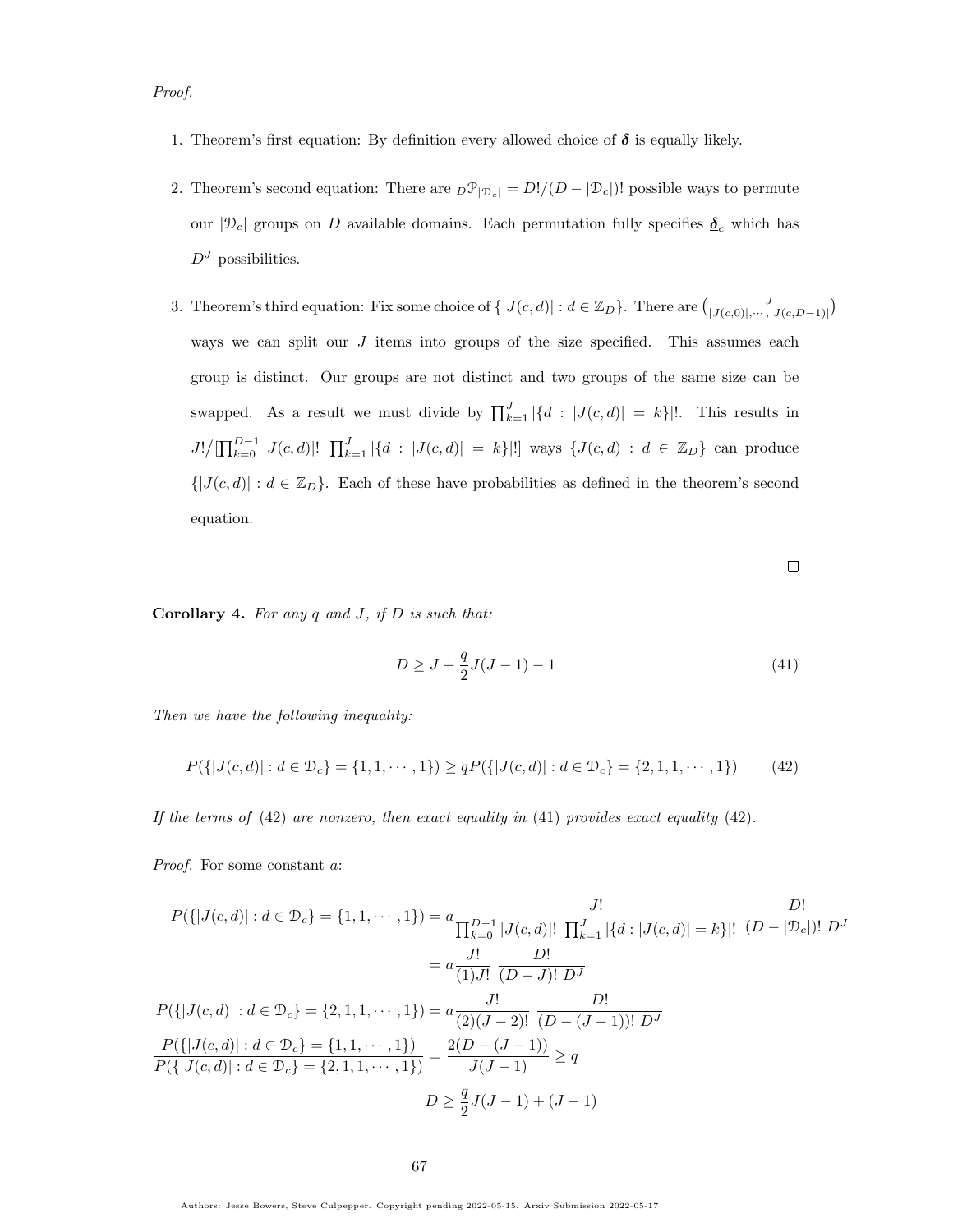*Proof.*

1. Theorem's first equation: By definition every allowed choice of $\boldsymbol{\delta}$ is equally likely.

2. Theorem's second equation: There are ${}_D\mathcal{P}_{|\mathcal{D}_c|} = D!/(D - |\mathcal{D}_c|)!$ possible ways to permute our $|\mathcal{D}_c|$ groups on $D$ available domains. Each permutation fully specifies $\underline{\boldsymbol{\delta}}_c$ which has $D^J$ possibilities.

3. Theorem's third equation: Fix some choice of $\{|J(c,d)| : d \in \mathbb{Z}_D\}$. There are $\binom{J}{|J(c,0)|, \cdots, |J(c,D-1)|}$ ways we can split our $J$ items into groups of the size specified. This assumes each group is distinct. Our groups are not distinct and two groups of the same size can be swapped. As a result we must divide by $\prod_{k=1}^{J} |\{d : |J(c,d)| = k\}|!$. This results in $J!/[\prod_{k=0}^{D-1} |J(c,d)|! \ \prod_{k=1}^{J} |\{d : |J(c,d)| = k\}|!]$ ways $\{J(c,d) : d \in \mathbb{Z}_D\}$ can produce $\{|J(c,d)| : d \in \mathbb{Z}_D\}$. Each of these have probabilities as defined in the theorem's second equation.

□

**Corollary 4.** *For any $q$ and $J$, if $D$ is such that:*

$$D \geq J + \frac{q}{2}J(J-1) - 1 \tag{41}$$

*Then we have the following inequality:*

$$P(\{|J(c,d)| : d \in \mathcal{D}_c\} = \{1, 1, \cdots, 1\}) \geq qP(\{|J(c,d)| : d \in \mathcal{D}_c\} = \{2, 1, 1, \cdots, 1\}) \tag{42}$$

*If the terms of (42) are nonzero, then exact equality in (41) provides exact equality (42).*

*Proof.* For some constant $a$:

$$P(\{|J(c,d)| : d \in \mathcal{D}_c\} = \{1, 1, \cdots, 1\}) = a \frac{J!}{\prod_{k=0}^{D-1} |J(c,d)|! \ \prod_{k=1}^{J} |\{d : |J(c,d)| = k\}|!} \ \frac{D!}{(D - |\mathcal{D}_c|)! \ D^J}$$

$$= a \frac{J!}{(1)J!} \ \frac{D!}{(D-J)! \ D^J}$$

$$P(\{|J(c,d)| : d \in \mathcal{D}_c\} = \{2, 1, 1, \cdots, 1\}) = a \frac{J!}{(2)(J-2)!} \ \frac{D!}{(D - (J-1))! \ D^J}$$

$$\frac{P(\{|J(c,d)| : d \in \mathcal{D}_c\} = \{1, 1, \cdots, 1\})}{P(\{|J(c,d)| : d \in \mathcal{D}_c\} = \{2, 1, 1, \cdots, 1\})} = \frac{2(D - (J-1))}{J(J-1)} \geq q$$

$$D \geq \frac{q}{2}J(J-1) + (J-1)$$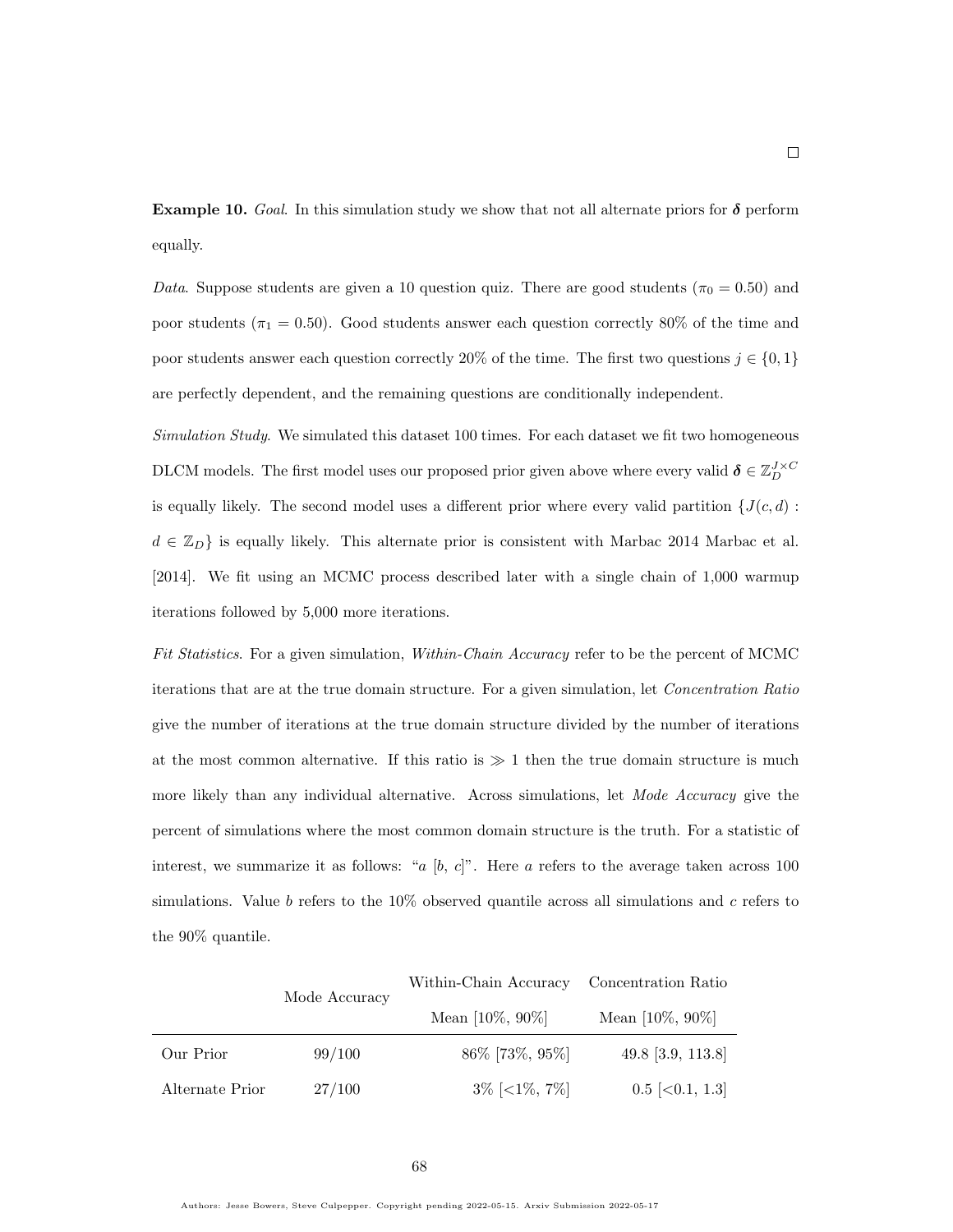□

**Example 10.** *Goal*. In this simulation study we show that not all alternate priors for $\boldsymbol{\delta}$ perform equally.

*Data*. Suppose students are given a 10 question quiz. There are good students ($\pi_0 = 0.50$) and poor students ($\pi_1 = 0.50$). Good students answer each question correctly 80% of the time and poor students answer each question correctly 20% of the time. The first two questions $j \in \{0, 1\}$ are perfectly dependent, and the remaining questions are conditionally independent.

*Simulation Study*. We simulated this dataset 100 times. For each dataset we fit two homogeneous DLCM models. The first model uses our proposed prior given above where every valid $\boldsymbol{\delta} \in \mathbb{Z}_D^{J\times C}$ is equally likely. The second model uses a different prior where every valid partition $\{J(c,d) : d \in \mathbb{Z}_D\}$ is equally likely. This alternate prior is consistent with Marbac 2014 Marbac et al. [2014]. We fit using an MCMC process described later with a single chain of 1,000 warmup iterations followed by 5,000 more iterations.

*Fit Statistics*. For a given simulation, *Within-Chain Accuracy* refer to be the percent of MCMC iterations that are at the true domain structure. For a given simulation, let *Concentration Ratio* give the number of iterations at the true domain structure divided by the number of iterations at the most common alternative. If this ratio is $\gg 1$ then the true domain structure is much more likely than any individual alternative. Across simulations, let *Mode Accuracy* give the percent of simulations where the most common domain structure is the truth. For a statistic of interest, we summarize it as follows: "$a$ [$b$, $c$]". Here $a$ refers to the average taken across 100 simulations. Value $b$ refers to the 10% observed quantile across all simulations and $c$ refers to the 90% quantile.

| | Mode Accuracy | Within-Chain Accuracy | Concentration Ratio |
|---|---|---|---|
| | | Mean [10%, 90%] | Mean [10%, 90%] |
| Our Prior | 99/100 | 86% [73%, 95%] | 49.8 [3.9, 113.8] |
| Alternate Prior | 27/100 | 3% [<1%, 7%] | 0.5 [<0.1, 1.3] |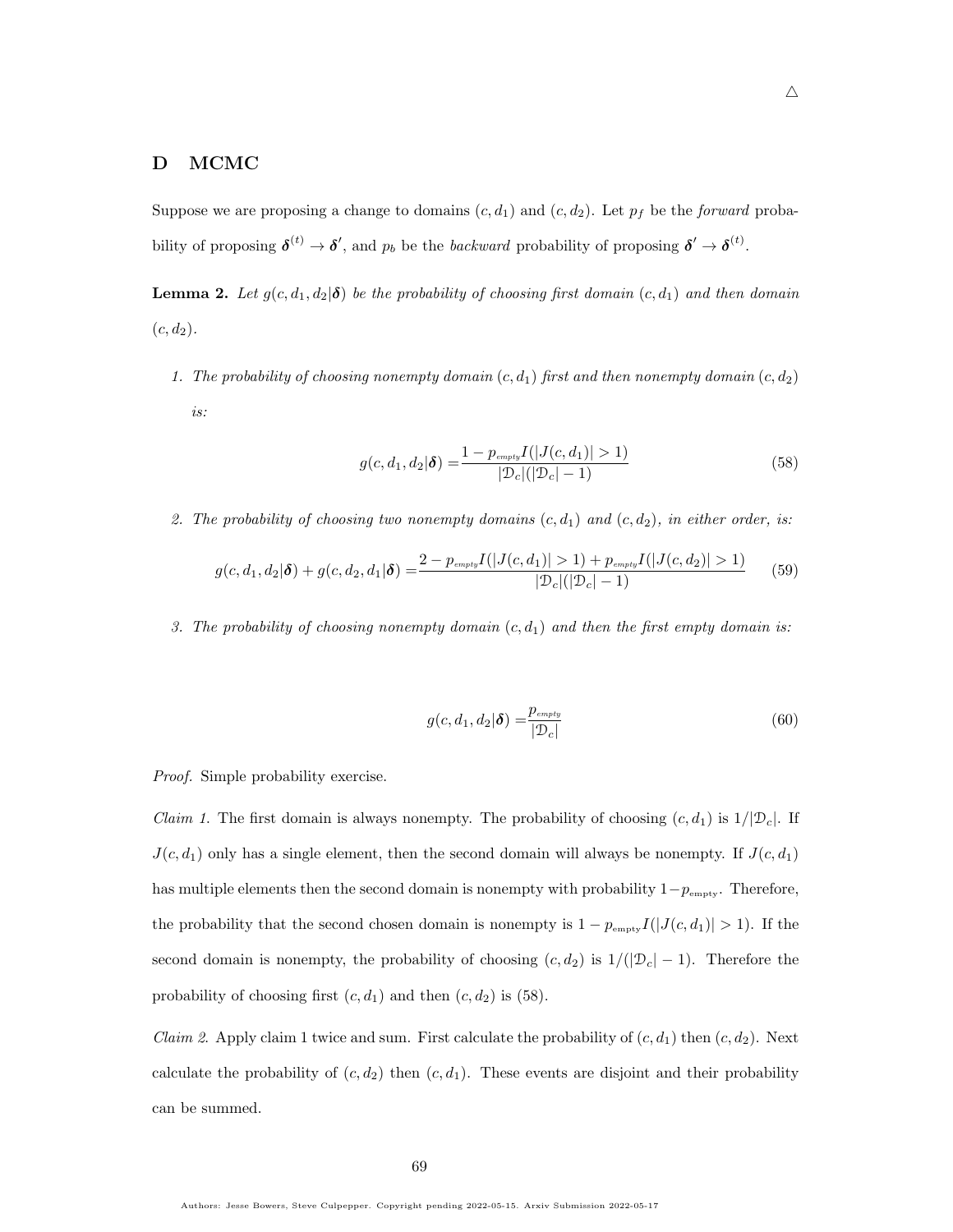△

## D MCMC

Suppose we are proposing a change to domains $(c, d_1)$ and $(c, d_2)$. Let $p_f$ be the *forward* probability of proposing $\boldsymbol{\delta}^{(t)} \to \boldsymbol{\delta}'$, and $p_b$ be the *backward* probability of proposing $\boldsymbol{\delta}' \to \boldsymbol{\delta}^{(t)}$.

**Lemma 2.** *Let $g(c, d_1, d_2|\boldsymbol{\delta})$ be the probability of choosing first domain $(c, d_1)$ and then domain $(c, d_2)$.*

1. *The probability of choosing nonempty domain $(c, d_1)$ first and then nonempty domain $(c, d_2)$ is:*

$$g(c, d_1, d_2|\boldsymbol{\delta}) = \frac{1 - p_{empty} I(|J(c, d_1)| > 1)}{|\mathcal{D}_c|(|\mathcal{D}_c| - 1)} \tag{58}$$

2. *The probability of choosing two nonempty domains $(c, d_1)$ and $(c, d_2)$, in either order, is:*

$$g(c, d_1, d_2|\boldsymbol{\delta}) + g(c, d_2, d_1|\boldsymbol{\delta}) = \frac{2 - p_{empty} I(|J(c, d_1)| > 1) + p_{empty} I(|J(c, d_2)| > 1)}{|\mathcal{D}_c|(|\mathcal{D}_c| - 1)} \tag{59}$$

3. *The probability of choosing nonempty domain $(c, d_1)$ and then the first empty domain is:*

$$g(c, d_1, d_2|\boldsymbol{\delta}) = \frac{p_{empty}}{|\mathcal{D}_c|} \tag{60}$$

*Proof.* Simple probability exercise.

*Claim 1.* The first domain is always nonempty. The probability of choosing $(c, d_1)$ is $1/|\mathcal{D}_c|$. If $J(c, d_1)$ only has a single element, then the second domain will always be nonempty. If $J(c, d_1)$ has multiple elements then the second domain is nonempty with probability $1 - p_{\text{empty}}$. Therefore, the probability that the second chosen domain is nonempty is $1 - p_{\text{empty}} I(|J(c, d_1)| > 1)$. If the second domain is nonempty, the probability of choosing $(c, d_2)$ is $1/(|\mathcal{D}_c| - 1)$. Therefore the probability of choosing first $(c, d_1)$ and then $(c, d_2)$ is (58).

*Claim 2.* Apply claim 1 twice and sum. First calculate the probability of $(c, d_1)$ then $(c, d_2)$. Next calculate the probability of $(c, d_2)$ then $(c, d_1)$. These events are disjoint and their probability can be summed.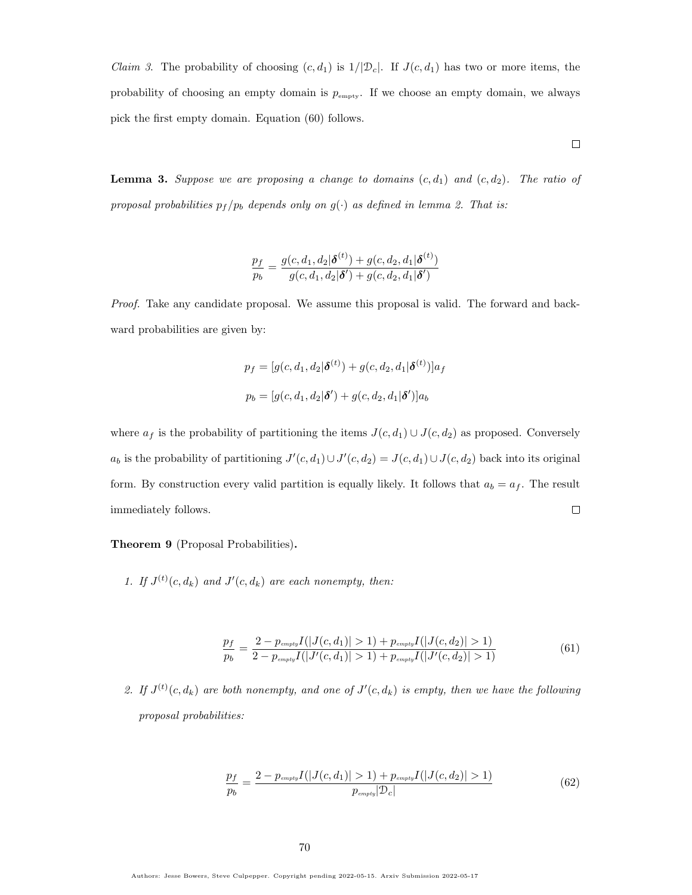*Claim 3.* The probability of choosing $(c, d_1)$ is $1/|\mathcal{D}_c|$. If $J(c, d_1)$ has two or more items, the probability of choosing an empty domain is $p_{\text{empty}}$. If we choose an empty domain, we always pick the first empty domain. Equation (60) follows.

□

**Lemma 3.** *Suppose we are proposing a change to domains $(c, d_1)$ and $(c, d_2)$. The ratio of proposal probabilities $p_f/p_b$ depends only on $g(\cdot)$ as defined in lemma 2. That is:*

$$\frac{p_f}{p_b} = \frac{g(c, d_1, d_2|\boldsymbol{\delta}^{(t)}) + g(c, d_2, d_1|\boldsymbol{\delta}^{(t)})}{g(c, d_1, d_2|\boldsymbol{\delta}') + g(c, d_2, d_1|\boldsymbol{\delta}')}$$

*Proof.* Take any candidate proposal. We assume this proposal is valid. The forward and backward probabilities are given by:

$$p_f = [g(c, d_1, d_2|\boldsymbol{\delta}^{(t)}) + g(c, d_2, d_1|\boldsymbol{\delta}^{(t)})]a_f$$

$$p_b = [g(c, d_1, d_2|\boldsymbol{\delta}') + g(c, d_2, d_1|\boldsymbol{\delta}')]a_b$$

where $a_f$ is the probability of partitioning the items $J(c, d_1) \cup J(c, d_2)$ as proposed. Conversely $a_b$ is the probability of partitioning $J'(c, d_1) \cup J'(c, d_2) = J(c, d_1) \cup J(c, d_2)$ back into its original form. By construction every valid partition is equally likely. It follows that $a_b = a_f$. The result immediately follows. □

**Theorem 9** (Proposal Probabilities)**.**

1. *If $J^{(t)}(c, d_k)$ and $J'(c, d_k)$ are each nonempty, then:*

$$\frac{p_f}{p_b} = \frac{2 - p_{empty}I(|J(c, d_1)| > 1) + p_{empty}I(|J(c, d_2)| > 1)}{2 - p_{empty}I(|J'(c, d_1)| > 1) + p_{empty}I(|J'(c, d_2)| > 1)} \tag{61}$$

2. *If $J^{(t)}(c, d_k)$ are both nonempty, and one of $J'(c, d_k)$ is empty, then we have the following proposal probabilities:*

$$\frac{p_f}{p_b} = \frac{2 - p_{empty}I(|J(c, d_1)| > 1) + p_{empty}I(|J(c, d_2)| > 1)}{p_{empty}|\mathcal{D}_c|} \tag{62}$$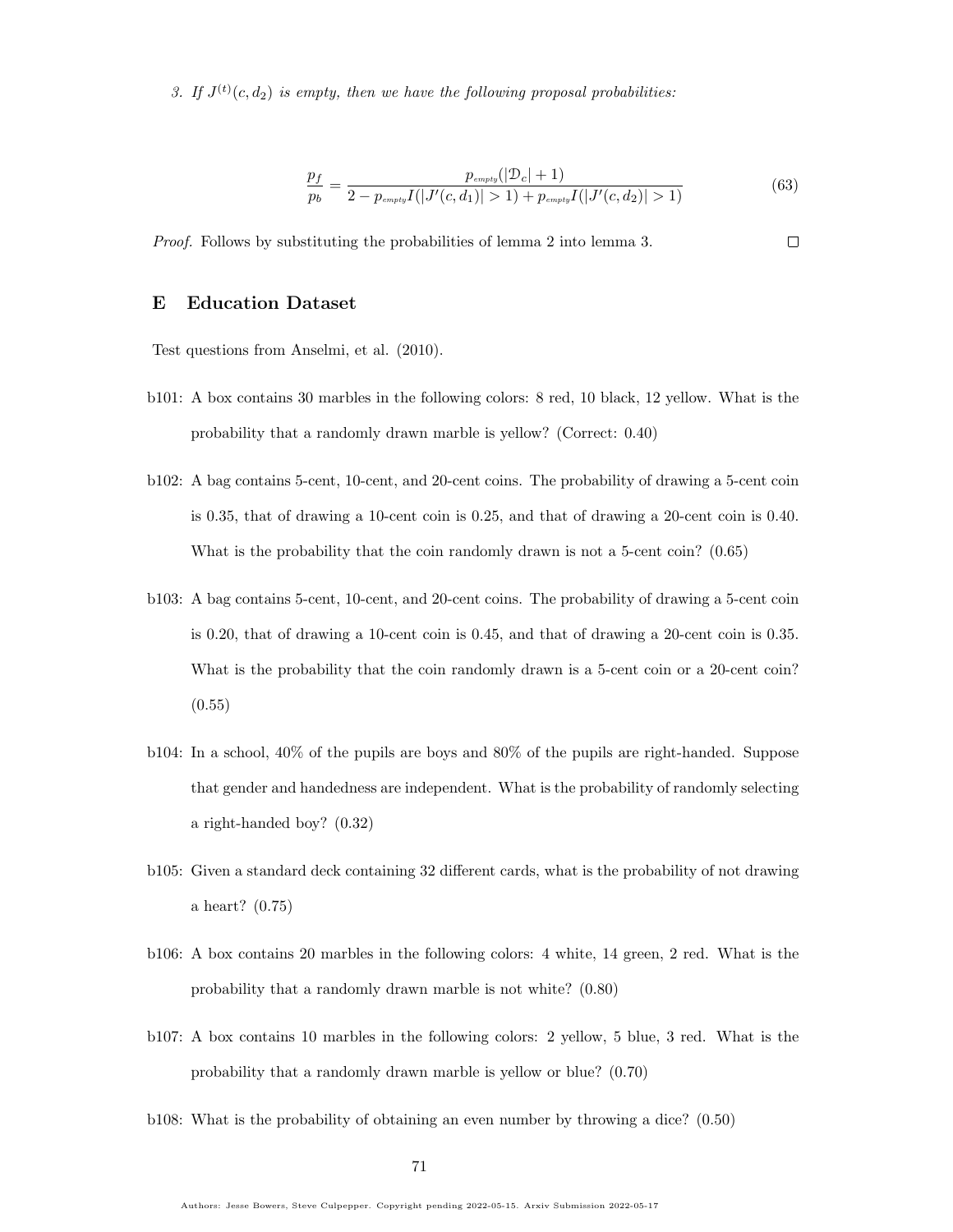3. *If $J^{(t)}(c, d_2)$ is empty, then we have the following proposal probabilities:*

$$\frac{p_f}{p_b} = \frac{p_{empty}(|\mathcal{D}_c| + 1)}{2 - p_{empty} I(|J'(c, d_1)| > 1) + p_{empty} I(|J'(c, d_2)| > 1)} \tag{63}$$

*Proof.* Follows by substituting the probabilities of lemma 2 into lemma 3. □

# E Education Dataset

Test questions from Anselmi, et al. (2010).

b101: A box contains 30 marbles in the following colors: 8 red, 10 black, 12 yellow. What is the probability that a randomly drawn marble is yellow? (Correct: 0.40)

b102: A bag contains 5-cent, 10-cent, and 20-cent coins. The probability of drawing a 5-cent coin is 0.35, that of drawing a 10-cent coin is 0.25, and that of drawing a 20-cent coin is 0.40. What is the probability that the coin randomly drawn is not a 5-cent coin? (0.65)

b103: A bag contains 5-cent, 10-cent, and 20-cent coins. The probability of drawing a 5-cent coin is 0.20, that of drawing a 10-cent coin is 0.45, and that of drawing a 20-cent coin is 0.35. What is the probability that the coin randomly drawn is a 5-cent coin or a 20-cent coin? (0.55)

b104: In a school, 40% of the pupils are boys and 80% of the pupils are right-handed. Suppose that gender and handedness are independent. What is the probability of randomly selecting a right-handed boy? (0.32)

b105: Given a standard deck containing 32 different cards, what is the probability of not drawing a heart? (0.75)

b106: A box contains 20 marbles in the following colors: 4 white, 14 green, 2 red. What is the probability that a randomly drawn marble is not white? (0.80)

b107: A box contains 10 marbles in the following colors: 2 yellow, 5 blue, 3 red. What is the probability that a randomly drawn marble is yellow or blue? (0.70)

b108: What is the probability of obtaining an even number by throwing a dice? (0.50)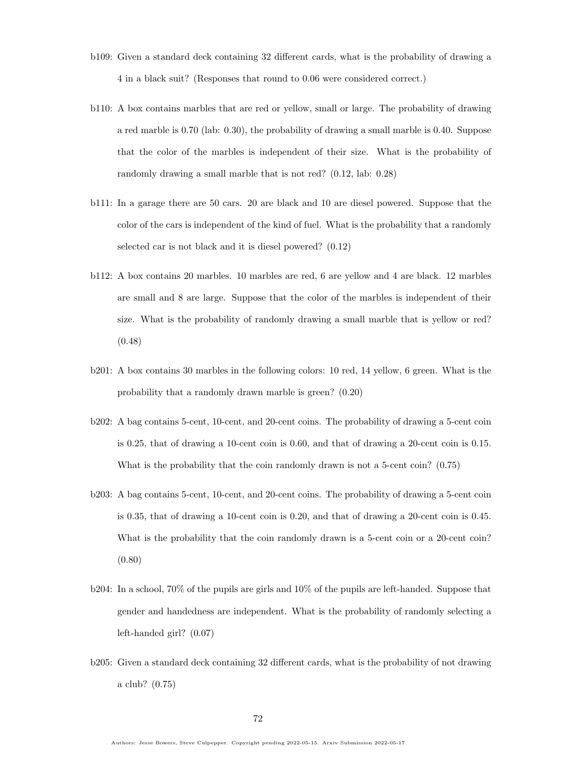b109: Given a standard deck containing 32 different cards, what is the probability of drawing a 4 in a black suit? (Responses that round to 0.06 were considered correct.)

b110: A box contains marbles that are red or yellow, small or large. The probability of drawing a red marble is 0.70 (lab: 0.30), the probability of drawing a small marble is 0.40. Suppose that the color of the marbles is independent of their size. What is the probability of randomly drawing a small marble that is not red? (0.12, lab: 0.28)

b111: In a garage there are 50 cars. 20 are black and 10 are diesel powered. Suppose that the color of the cars is independent of the kind of fuel. What is the probability that a randomly selected car is not black and it is diesel powered? (0.12)

b112: A box contains 20 marbles. 10 marbles are red, 6 are yellow and 4 are black. 12 marbles are small and 8 are large. Suppose that the color of the marbles is independent of their size. What is the probability of randomly drawing a small marble that is yellow or red? (0.48)

b201: A box contains 30 marbles in the following colors: 10 red, 14 yellow, 6 green. What is the probability that a randomly drawn marble is green? (0.20)

b202: A bag contains 5-cent, 10-cent, and 20-cent coins. The probability of drawing a 5-cent coin is 0.25, that of drawing a 10-cent coin is 0.60, and that of drawing a 20-cent coin is 0.15. What is the probability that the coin randomly drawn is not a 5-cent coin? (0.75)

b203: A bag contains 5-cent, 10-cent, and 20-cent coins. The probability of drawing a 5-cent coin is 0.35, that of drawing a 10-cent coin is 0.20, and that of drawing a 20-cent coin is 0.45. What is the probability that the coin randomly drawn is a 5-cent coin or a 20-cent coin? (0.80)

b204: In a school, 70% of the pupils are girls and 10% of the pupils are left-handed. Suppose that gender and handedness are independent. What is the probability of randomly selecting a left-handed girl? (0.07)

b205: Given a standard deck containing 32 different cards, what is the probability of not drawing a club? (0.75)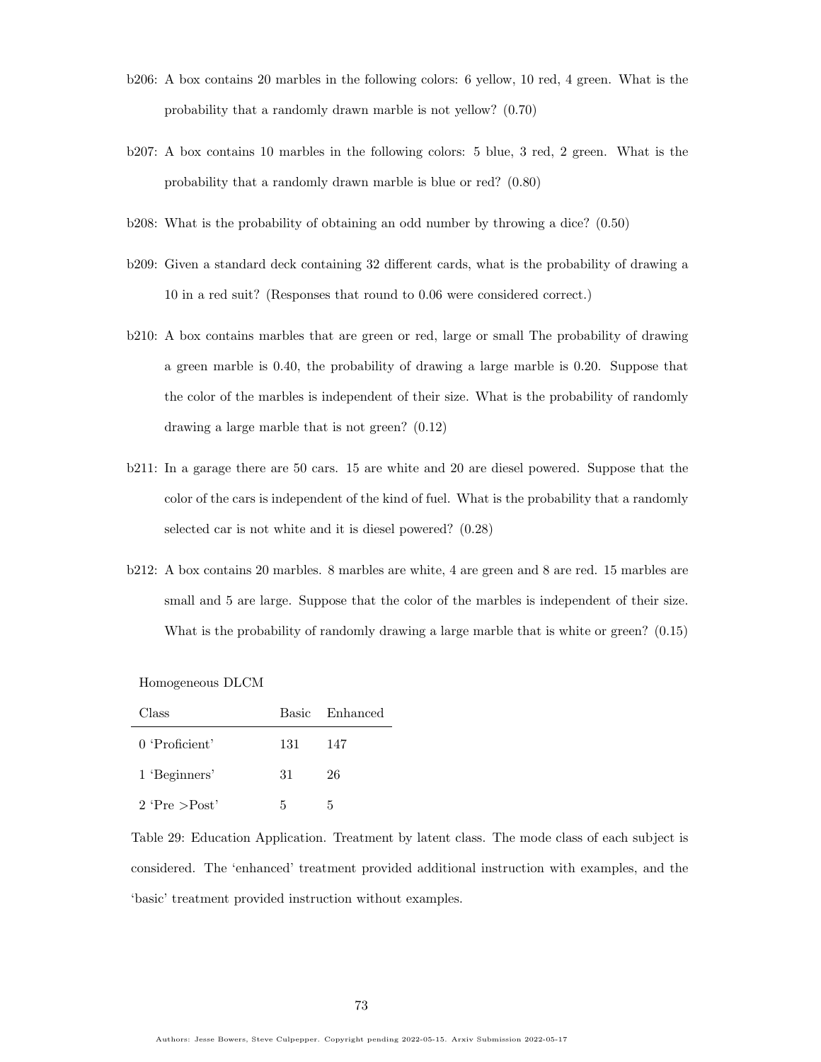b206: A box contains 20 marbles in the following colors: 6 yellow, 10 red, 4 green. What is the probability that a randomly drawn marble is not yellow? (0.70)

b207: A box contains 10 marbles in the following colors: 5 blue, 3 red, 2 green. What is the probability that a randomly drawn marble is blue or red? (0.80)

b208: What is the probability of obtaining an odd number by throwing a dice? (0.50)

b209: Given a standard deck containing 32 different cards, what is the probability of drawing a 10 in a red suit? (Responses that round to 0.06 were considered correct.)

b210: A box contains marbles that are green or red, large or small The probability of drawing a green marble is 0.40, the probability of drawing a large marble is 0.20. Suppose that the color of the marbles is independent of their size. What is the probability of randomly drawing a large marble that is not green? (0.12)

b211: In a garage there are 50 cars. 15 are white and 20 are diesel powered. Suppose that the color of the cars is independent of the kind of fuel. What is the probability that a randomly selected car is not white and it is diesel powered? (0.28)

b212: A box contains 20 marbles. 8 marbles are white, 4 are green and 8 are red. 15 marbles are small and 5 are large. Suppose that the color of the marbles is independent of their size. What is the probability of randomly drawing a large marble that is white or green? (0.15)

Homogeneous DLCM

| Class | Basic | Enhanced |
|---|---|---|
| 0 'Proficient' | 131 | 147 |
| 1 'Beginners' | 31 | 26 |
| 2 'Pre >Post' | 5 | 5 |

Table 29: Education Application. Treatment by latent class. The mode class of each subject is considered. The 'enhanced' treatment provided additional instruction with examples, and the 'basic' treatment provided instruction without examples.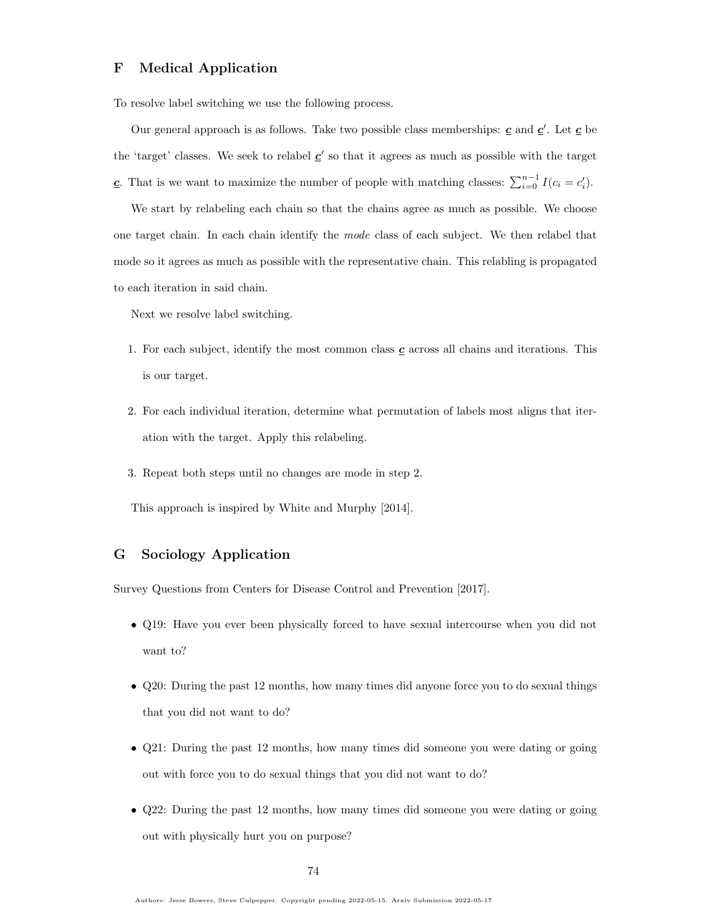## F Medical Application

To resolve label switching we use the following process.

Our general approach is as follows. Take two possible class memberships: $\underline{\boldsymbol{c}}$ and $\underline{\boldsymbol{c}}'$. Let $\underline{\boldsymbol{c}}$ be the 'target' classes. We seek to relabel $\underline{\boldsymbol{c}}'$ so that it agrees as much as possible with the target $\underline{\boldsymbol{c}}$. That is we want to maximize the number of people with matching classes: $\sum_{i=0}^{n-1} I(c_i = c_i')$.

We start by relabeling each chain so that the chains agree as much as possible. We choose one target chain. In each chain identify the *mode* class of each subject. We then relabel that mode so it agrees as much as possible with the representative chain. This relabling is propagated to each iteration in said chain.

Next we resolve label switching.

1. For each subject, identify the most common class $\underline{\boldsymbol{c}}$ across all chains and iterations. This is our target.
2. For each individual iteration, determine what permutation of labels most aligns that iteration with the target. Apply this relabeling.
3. Repeat both steps until no changes are mode in step 2.

This approach is inspired by White and Murphy [2014].

## G Sociology Application

Survey Questions from Centers for Disease Control and Prevention [2017].

- Q19: Have you ever been physically forced to have sexual intercourse when you did not want to?
- Q20: During the past 12 months, how many times did anyone force you to do sexual things that you did not want to do?
- Q21: During the past 12 months, how many times did someone you were dating or going out with force you to do sexual things that you did not want to do?
- Q22: During the past 12 months, how many times did someone you were dating or going out with physically hurt you on purpose?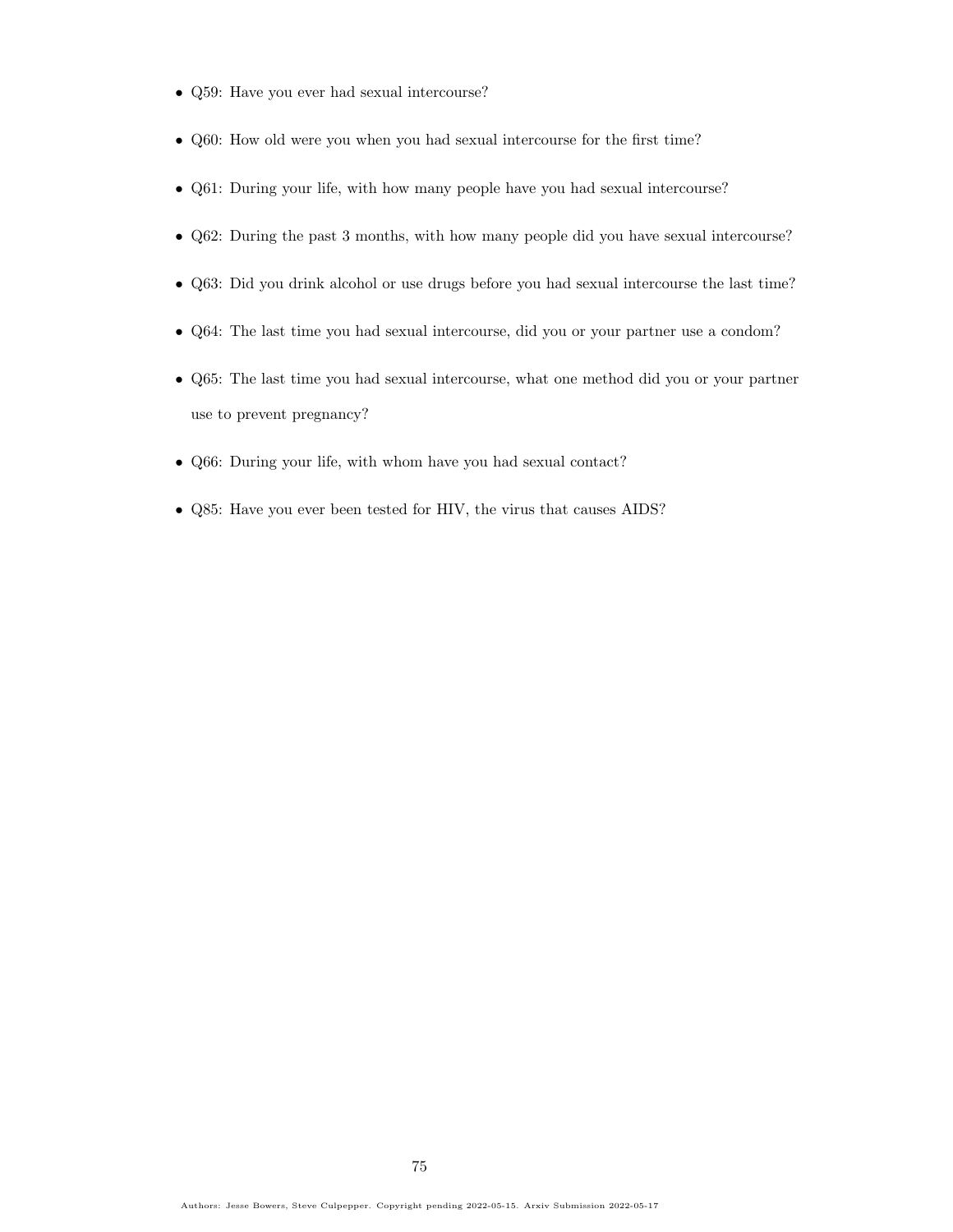- Q59: Have you ever had sexual intercourse?
- Q60: How old were you when you had sexual intercourse for the first time?
- Q61: During your life, with how many people have you had sexual intercourse?
- Q62: During the past 3 months, with how many people did you have sexual intercourse?
- Q63: Did you drink alcohol or use drugs before you had sexual intercourse the last time?
- Q64: The last time you had sexual intercourse, did you or your partner use a condom?
- Q65: The last time you had sexual intercourse, what one method did you or your partner use to prevent pregnancy?
- Q66: During your life, with whom have you had sexual contact?
- Q85: Have you ever been tested for HIV, the virus that causes AIDS?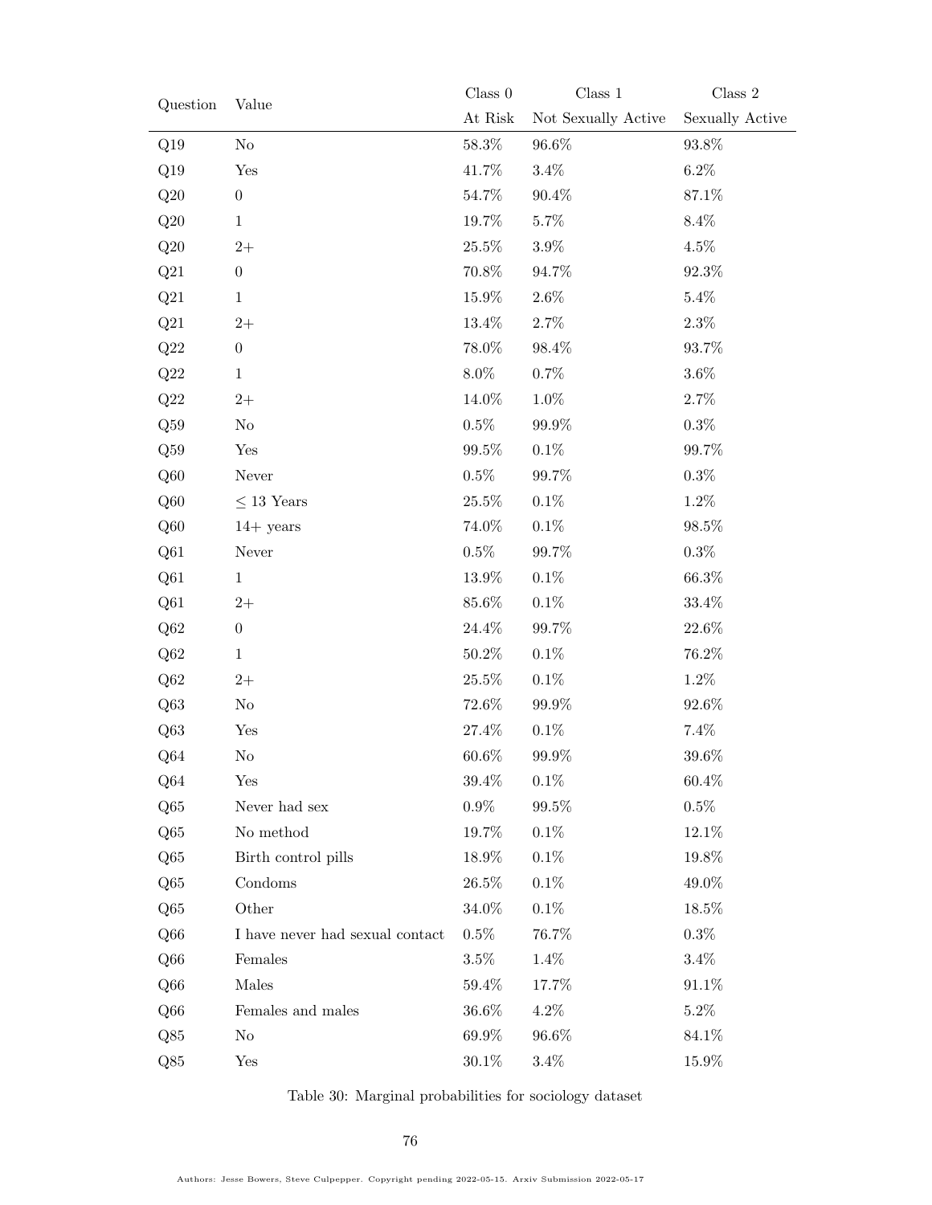| Question | Value | Class 0 | Class 1 | Class 2 |
|---|---|---|---|---|
| | | At Risk | Not Sexually Active | Sexually Active |
| Q19 | No | 58.3% | 96.6% | 93.8% |
| Q19 | Yes | 41.7% | 3.4% | 6.2% |
| Q20 | 0 | 54.7% | 90.4% | 87.1% |
| Q20 | 1 | 19.7% | 5.7% | 8.4% |
| Q20 | 2+ | 25.5% | 3.9% | 4.5% |
| Q21 | 0 | 70.8% | 94.7% | 92.3% |
| Q21 | 1 | 15.9% | 2.6% | 5.4% |
| Q21 | 2+ | 13.4% | 2.7% | 2.3% |
| Q22 | 0 | 78.0% | 98.4% | 93.7% |
| Q22 | 1 | 8.0% | 0.7% | 3.6% |
| Q22 | 2+ | 14.0% | 1.0% | 2.7% |
| Q59 | No | 0.5% | 99.9% | 0.3% |
| Q59 | Yes | 99.5% | 0.1% | 99.7% |
| Q60 | Never | 0.5% | 99.7% | 0.3% |
| Q60 | $\leq 13$ Years | 25.5% | 0.1% | 1.2% |
| Q60 | 14+ years | 74.0% | 0.1% | 98.5% |
| Q61 | Never | 0.5% | 99.7% | 0.3% |
| Q61 | 1 | 13.9% | 0.1% | 66.3% |
| Q61 | 2+ | 85.6% | 0.1% | 33.4% |
| Q62 | 0 | 24.4% | 99.7% | 22.6% |
| Q62 | 1 | 50.2% | 0.1% | 76.2% |
| Q62 | 2+ | 25.5% | 0.1% | 1.2% |
| Q63 | No | 72.6% | 99.9% | 92.6% |
| Q63 | Yes | 27.4% | 0.1% | 7.4% |
| Q64 | No | 60.6% | 99.9% | 39.6% |
| Q64 | Yes | 39.4% | 0.1% | 60.4% |
| Q65 | Never had sex | 0.9% | 99.5% | 0.5% |
| Q65 | No method | 19.7% | 0.1% | 12.1% |
| Q65 | Birth control pills | 18.9% | 0.1% | 19.8% |
| Q65 | Condoms | 26.5% | 0.1% | 49.0% |
| Q65 | Other | 34.0% | 0.1% | 18.5% |
| Q66 | I have never had sexual contact | 0.5% | 76.7% | 0.3% |
| Q66 | Females | 3.5% | 1.4% | 3.4% |
| Q66 | Males | 59.4% | 17.7% | 91.1% |
| Q66 | Females and males | 36.6% | 4.2% | 5.2% |
| Q85 | No | 69.9% | 96.6% | 84.1% |
| Q85 | Yes | 30.1% | 3.4% | 15.9% |

Table 30: Marginal probabilities for sociology dataset

Authors: Jesse Bowers, Steve Culpepper. Copyright pending 2022-05-15. Arxiv Submission 2022-05-17